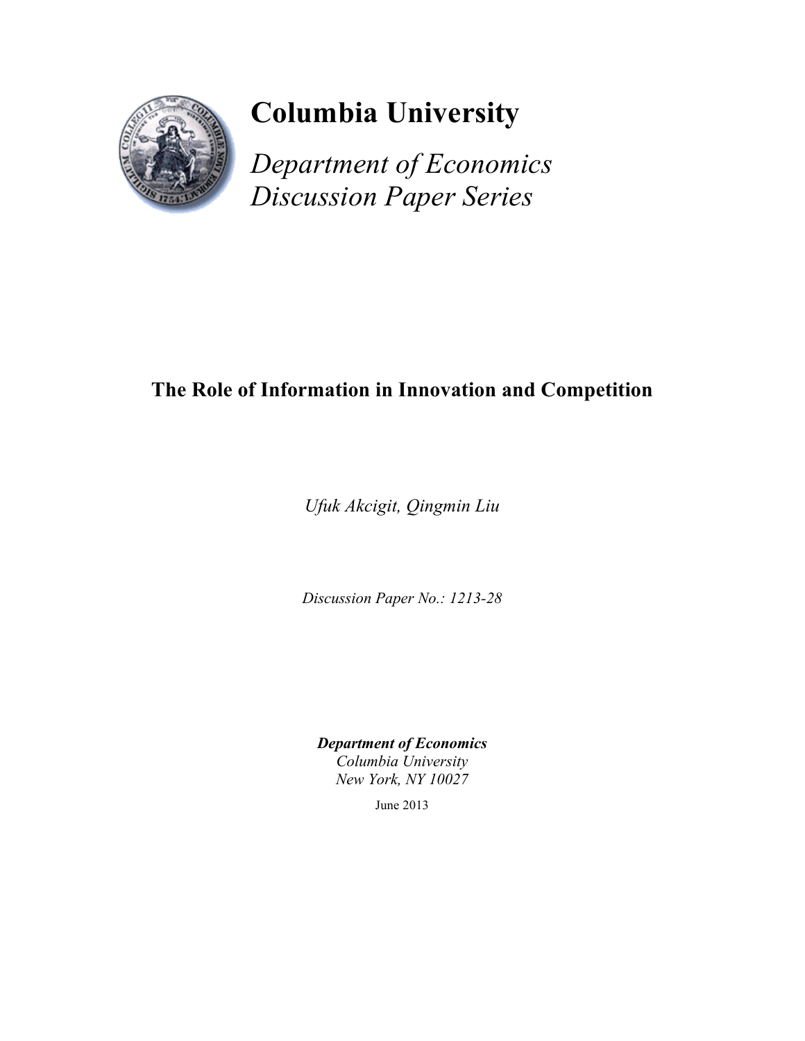# Columbia University

*Department of Economics*
*Discussion Paper Series*

## The Role of Information in Innovation and Competition

*Ufuk Akcigit, Qingmin Liu*

*Discussion Paper No.: 1213-28*

***Department of Economics***
*Columbia University*
*New York, NY 10027*

June 2013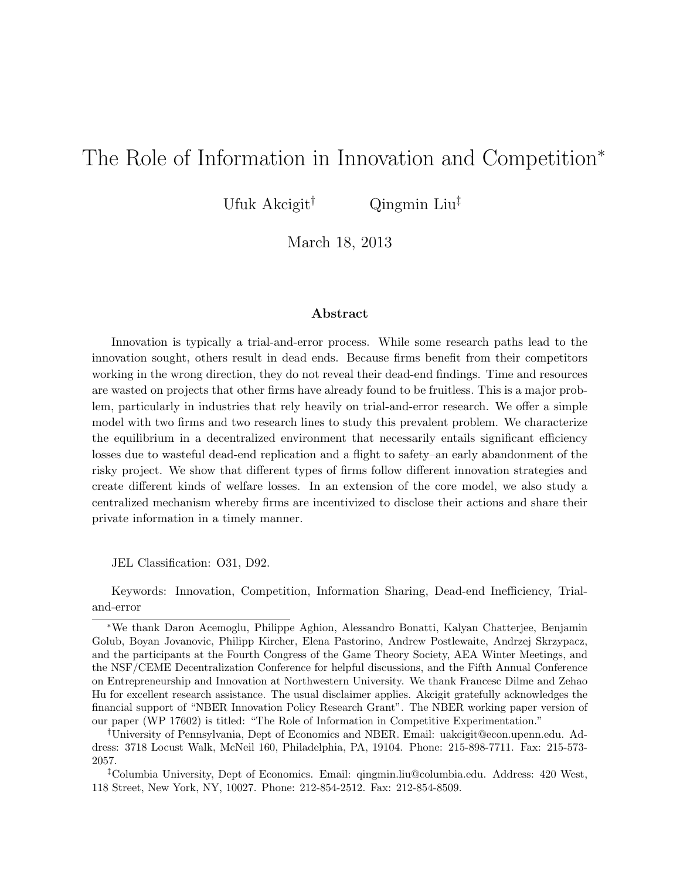# The Role of Information in Innovation and Competition*

Ufuk Akcigit† Qingmin Liu‡

March 18, 2013

### Abstract

Innovation is typically a trial-and-error process. While some research paths lead to the innovation sought, others result in dead ends. Because firms benefit from their competitors working in the wrong direction, they do not reveal their dead-end findings. Time and resources are wasted on projects that other firms have already found to be fruitless. This is a major problem, particularly in industries that rely heavily on trial-and-error research. We offer a simple model with two firms and two research lines to study this prevalent problem. We characterize the equilibrium in a decentralized environment that necessarily entails significant efficiency losses due to wasteful dead-end replication and a flight to safety–an early abandonment of the risky project. We show that different types of firms follow different innovation strategies and create different kinds of welfare losses. In an extension of the core model, we also study a centralized mechanism whereby firms are incentivized to disclose their actions and share their private information in a timely manner.

JEL Classification: O31, D92.

Keywords: Innovation, Competition, Information Sharing, Dead-end Inefficiency, Trial-and-error

---

*We thank Daron Acemoglu, Philippe Aghion, Alessandro Bonatti, Kalyan Chatterjee, Benjamin Golub, Boyan Jovanovic, Philipp Kircher, Elena Pastorino, Andrew Postlewaite, Andrzej Skrzypacz, and the participants at the Fourth Congress of the Game Theory Society, AEA Winter Meetings, and the NSF/CEME Decentralization Conference for helpful discussions, and the Fifth Annual Conference on Entrepreneurship and Innovation at Northwestern University. We thank Francesc Dilme and Zehao Hu for excellent research assistance. The usual disclaimer applies. Akcigit gratefully acknowledges the financial support of "NBER Innovation Policy Research Grant". The NBER working paper version of our paper (WP 17602) is titled: "The Role of Information in Competitive Experimentation."

†University of Pennsylvania, Dept of Economics and NBER. Email: uakcigit@econ.upenn.edu. Address: 3718 Locust Walk, McNeil 160, Philadelphia, PA, 19104. Phone: 215-898-7711. Fax: 215-573-2057.

‡Columbia University, Dept of Economics. Email: qingmin.liu@columbia.edu. Address: 420 West, 118 Street, New York, NY, 10027. Phone: 212-854-2512. Fax: 212-854-8509.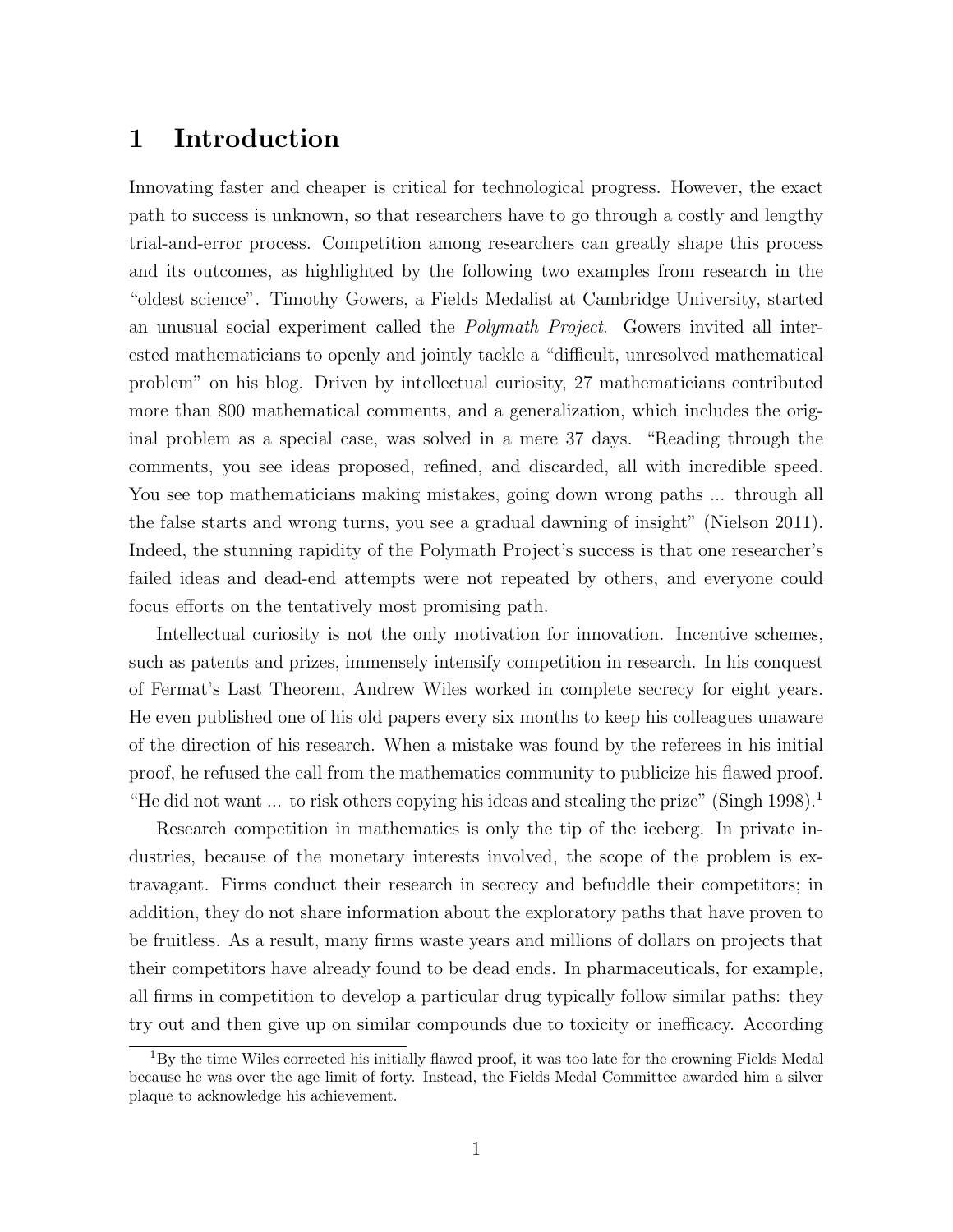# 1 Introduction

Innovating faster and cheaper is critical for technological progress. However, the exact path to success is unknown, so that researchers have to go through a costly and lengthy trial-and-error process. Competition among researchers can greatly shape this process and its outcomes, as highlighted by the following two examples from research in the "oldest science". Timothy Gowers, a Fields Medalist at Cambridge University, started an unusual social experiment called the *Polymath Project*. Gowers invited all interested mathematicians to openly and jointly tackle a "difficult, unresolved mathematical problem" on his blog. Driven by intellectual curiosity, 27 mathematicians contributed more than 800 mathematical comments, and a generalization, which includes the original problem as a special case, was solved in a mere 37 days. "Reading through the comments, you see ideas proposed, refined, and discarded, all with incredible speed. You see top mathematicians making mistakes, going down wrong paths ... through all the false starts and wrong turns, you see a gradual dawning of insight" (Nielson 2011). Indeed, the stunning rapidity of the Polymath Project's success is that one researcher's failed ideas and dead-end attempts were not repeated by others, and everyone could focus efforts on the tentatively most promising path.

Intellectual curiosity is not the only motivation for innovation. Incentive schemes, such as patents and prizes, immensely intensify competition in research. In his conquest of Fermat's Last Theorem, Andrew Wiles worked in complete secrecy for eight years. He even published one of his old papers every six months to keep his colleagues unaware of the direction of his research. When a mistake was found by the referees in his initial proof, he refused the call from the mathematics community to publicize his flawed proof. "He did not want ... to risk others copying his ideas and stealing the prize" (Singh 1998).[1]

Research competition in mathematics is only the tip of the iceberg. In private industries, because of the monetary interests involved, the scope of the problem is extravagant. Firms conduct their research in secrecy and befuddle their competitors; in addition, they do not share information about the exploratory paths that have proven to be fruitless. As a result, many firms waste years and millions of dollars on projects that their competitors have already found to be dead ends. In pharmaceuticals, for example, all firms in competition to develop a particular drug typically follow similar paths: they try out and then give up on similar compounds due to toxicity or inefficacy. According

[1] By the time Wiles corrected his initially flawed proof, it was too late for the crowning Fields Medal because he was over the age limit of forty. Instead, the Fields Medal Committee awarded him a silver plaque to acknowledge his achievement.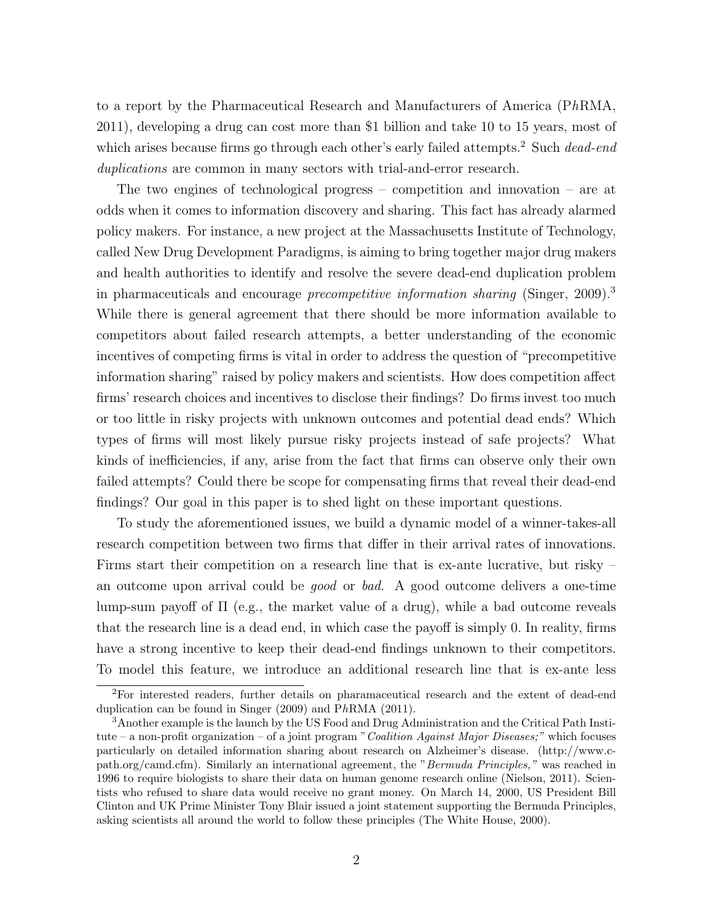to a report by the Pharmaceutical Research and Manufacturers of America (P*h*RMA, 2011), developing a drug can cost more than \$1 billion and take 10 to 15 years, most of which arises because firms go through each other's early failed attempts.[2] Such *dead-end duplications* are common in many sectors with trial-and-error research.

The two engines of technological progress – competition and innovation – are at odds when it comes to information discovery and sharing. This fact has already alarmed policy makers. For instance, a new project at the Massachusetts Institute of Technology, called New Drug Development Paradigms, is aiming to bring together major drug makers and health authorities to identify and resolve the severe dead-end duplication problem in pharmaceuticals and encourage *precompetitive information sharing* (Singer, 2009).[3] While there is general agreement that there should be more information available to competitors about failed research attempts, a better understanding of the economic incentives of competing firms is vital in order to address the question of "precompetitive information sharing" raised by policy makers and scientists. How does competition affect firms' research choices and incentives to disclose their findings? Do firms invest too much or too little in risky projects with unknown outcomes and potential dead ends? Which types of firms will most likely pursue risky projects instead of safe projects? What kinds of inefficiencies, if any, arise from the fact that firms can observe only their own failed attempts? Could there be scope for compensating firms that reveal their dead-end findings? Our goal in this paper is to shed light on these important questions.

To study the aforementioned issues, we build a dynamic model of a winner-takes-all research competition between two firms that differ in their arrival rates of innovations. Firms start their competition on a research line that is ex-ante lucrative, but risky – an outcome upon arrival could be *good* or *bad*. A good outcome delivers a one-time lump-sum payoff of $\Pi$ (e.g., the market value of a drug), while a bad outcome reveals that the research line is a dead end, in which case the payoff is simply 0. In reality, firms have a strong incentive to keep their dead-end findings unknown to their competitors. To model this feature, we introduce an additional research line that is ex-ante less

[2] For interested readers, further details on pharamaceutical research and the extent of dead-end duplication can be found in Singer (2009) and P*h*RMA (2011).

[3] Another example is the launch by the US Food and Drug Administration and the Critical Path Institute – a non-profit organization – of a joint program "*Coalition Against Major Diseases;*" which focuses particularly on detailed information sharing about research on Alzheimer's disease. (http://www.c-path.org/camd.cfm). Similarly an international agreement, the "*Bermuda Principles,*" was reached in 1996 to require biologists to share their data on human genome research online (Nielson, 2011). Scientists who refused to share data would receive no grant money. On March 14, 2000, US President Bill Clinton and UK Prime Minister Tony Blair issued a joint statement supporting the Bermuda Principles, asking scientists all around the world to follow these principles (The White House, 2000).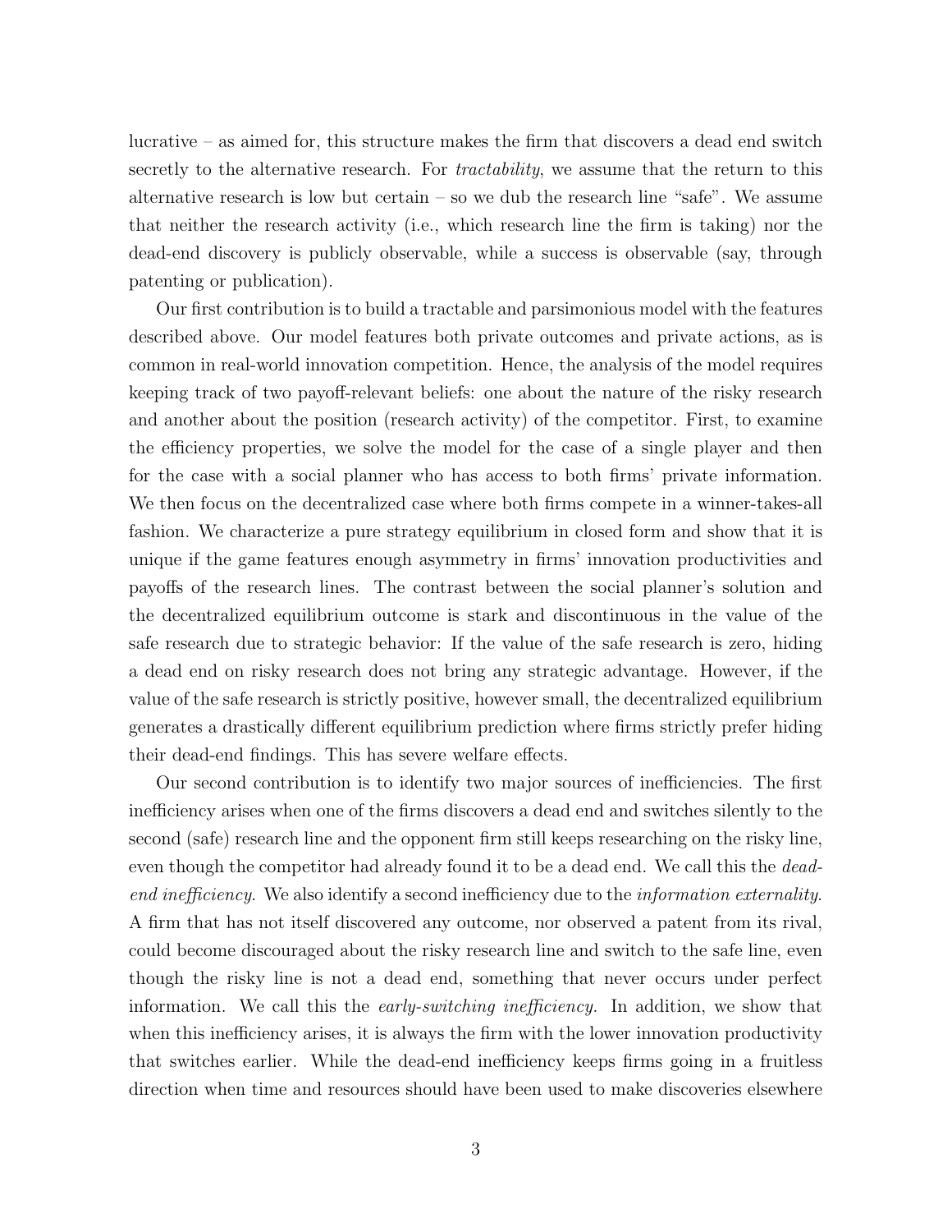lucrative – as aimed for, this structure makes the firm that discovers a dead end switch secretly to the alternative research. For *tractability*, we assume that the return to this alternative research is low but certain – so we dub the research line "safe". We assume that neither the research activity (i.e., which research line the firm is taking) nor the dead-end discovery is publicly observable, while a success is observable (say, through patenting or publication).

Our first contribution is to build a tractable and parsimonious model with the features described above. Our model features both private outcomes and private actions, as is common in real-world innovation competition. Hence, the analysis of the model requires keeping track of two payoff-relevant beliefs: one about the nature of the risky research and another about the position (research activity) of the competitor. First, to examine the efficiency properties, we solve the model for the case of a single player and then for the case with a social planner who has access to both firms' private information. We then focus on the decentralized case where both firms compete in a winner-takes-all fashion. We characterize a pure strategy equilibrium in closed form and show that it is unique if the game features enough asymmetry in firms' innovation productivities and payoffs of the research lines. The contrast between the social planner's solution and the decentralized equilibrium outcome is stark and discontinuous in the value of the safe research due to strategic behavior: If the value of the safe research is zero, hiding a dead end on risky research does not bring any strategic advantage. However, if the value of the safe research is strictly positive, however small, the decentralized equilibrium generates a drastically different equilibrium prediction where firms strictly prefer hiding their dead-end findings. This has severe welfare effects.

Our second contribution is to identify two major sources of inefficiencies. The first inefficiency arises when one of the firms discovers a dead end and switches silently to the second (safe) research line and the opponent firm still keeps researching on the risky line, even though the competitor had already found it to be a dead end. We call this the *dead-end inefficiency*. We also identify a second inefficiency due to the *information externality*. A firm that has not itself discovered any outcome, nor observed a patent from its rival, could become discouraged about the risky research line and switch to the safe line, even though the risky line is not a dead end, something that never occurs under perfect information. We call this the *early-switching inefficiency*. In addition, we show that when this inefficiency arises, it is always the firm with the lower innovation productivity that switches earlier. While the dead-end inefficiency keeps firms going in a fruitless direction when time and resources should have been used to make discoveries elsewhere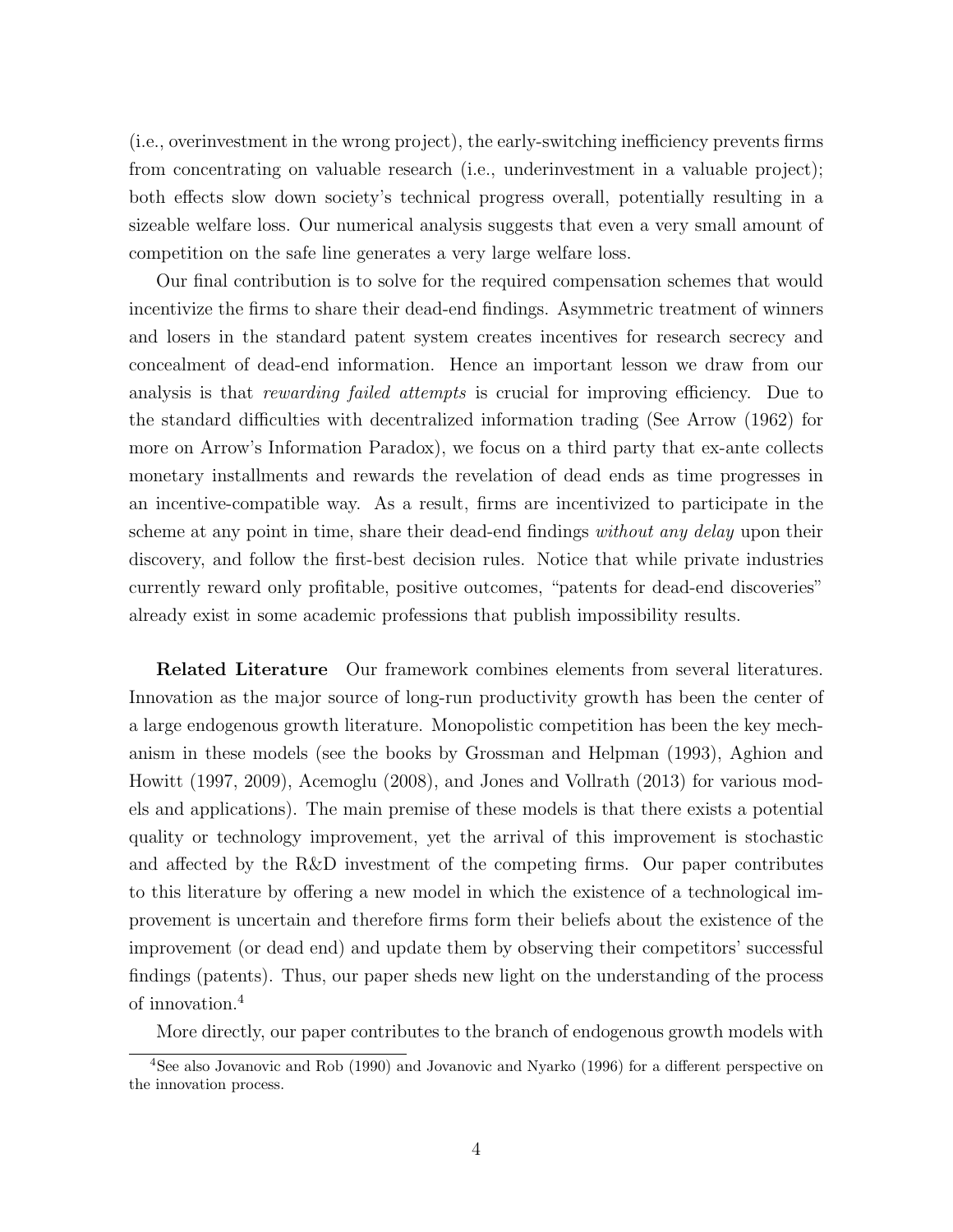(i.e., overinvestment in the wrong project), the early-switching inefficiency prevents firms from concentrating on valuable research (i.e., underinvestment in a valuable project); both effects slow down society's technical progress overall, potentially resulting in a sizeable welfare loss. Our numerical analysis suggests that even a very small amount of competition on the safe line generates a very large welfare loss.

Our final contribution is to solve for the required compensation schemes that would incentivize the firms to share their dead-end findings. Asymmetric treatment of winners and losers in the standard patent system creates incentives for research secrecy and concealment of dead-end information. Hence an important lesson we draw from our analysis is that *rewarding failed attempts* is crucial for improving efficiency. Due to the standard difficulties with decentralized information trading (See Arrow (1962) for more on Arrow's Information Paradox), we focus on a third party that ex-ante collects monetary installments and rewards the revelation of dead ends as time progresses in an incentive-compatible way. As a result, firms are incentivized to participate in the scheme at any point in time, share their dead-end findings *without any delay* upon their discovery, and follow the first-best decision rules. Notice that while private industries currently reward only profitable, positive outcomes, "patents for dead-end discoveries" already exist in some academic professions that publish impossibility results.

**Related Literature** Our framework combines elements from several literatures. Innovation as the major source of long-run productivity growth has been the center of a large endogenous growth literature. Monopolistic competition has been the key mechanism in these models (see the books by Grossman and Helpman (1993), Aghion and Howitt (1997, 2009), Acemoglu (2008), and Jones and Vollrath (2013) for various models and applications). The main premise of these models is that there exists a potential quality or technology improvement, yet the arrival of this improvement is stochastic and affected by the R&D investment of the competing firms. Our paper contributes to this literature by offering a new model in which the existence of a technological improvement is uncertain and therefore firms form their beliefs about the existence of the improvement (or dead end) and update them by observing their competitors' successful findings (patents). Thus, our paper sheds new light on the understanding of the process of innovation.[4]

More directly, our paper contributes to the branch of endogenous growth models with

[4] See also Jovanovic and Rob (1990) and Jovanovic and Nyarko (1996) for a different perspective on the innovation process.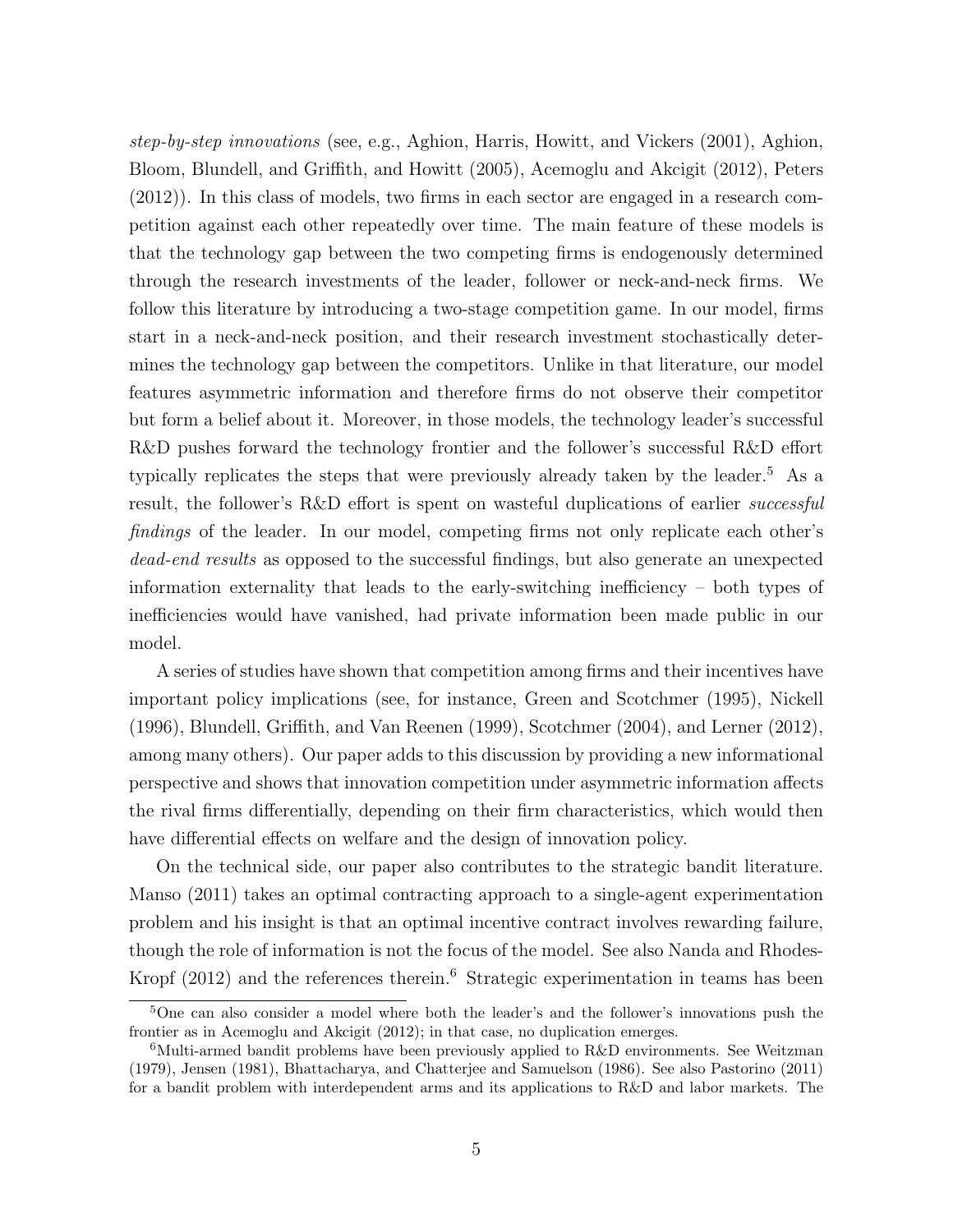*step-by-step innovations* (see, e.g., Aghion, Harris, Howitt, and Vickers (2001), Aghion, Bloom, Blundell, and Griffith, and Howitt (2005), Acemoglu and Akcigit (2012), Peters (2012)). In this class of models, two firms in each sector are engaged in a research competition against each other repeatedly over time. The main feature of these models is that the technology gap between the two competing firms is endogenously determined through the research investments of the leader, follower or neck-and-neck firms. We follow this literature by introducing a two-stage competition game. In our model, firms start in a neck-and-neck position, and their research investment stochastically determines the technology gap between the competitors. Unlike in that literature, our model features asymmetric information and therefore firms do not observe their competitor but form a belief about it. Moreover, in those models, the technology leader's successful R&D pushes forward the technology frontier and the follower's successful R&D effort typically replicates the steps that were previously already taken by the leader.[5] As a result, the follower's R&D effort is spent on wasteful duplications of earlier *successful findings* of the leader. In our model, competing firms not only replicate each other's *dead-end results* as opposed to the successful findings, but also generate an unexpected information externality that leads to the early-switching inefficiency – both types of inefficiencies would have vanished, had private information been made public in our model.

A series of studies have shown that competition among firms and their incentives have important policy implications (see, for instance, Green and Scotchmer (1995), Nickell (1996), Blundell, Griffith, and Van Reenen (1999), Scotchmer (2004), and Lerner (2012), among many others). Our paper adds to this discussion by providing a new informational perspective and shows that innovation competition under asymmetric information affects the rival firms differentially, depending on their firm characteristics, which would then have differential effects on welfare and the design of innovation policy.

On the technical side, our paper also contributes to the strategic bandit literature. Manso (2011) takes an optimal contracting approach to a single-agent experimentation problem and his insight is that an optimal incentive contract involves rewarding failure, though the role of information is not the focus of the model. See also Nanda and Rhodes-Kropf (2012) and the references therein.[6] Strategic experimentation in teams has been

[5] One can also consider a model where both the leader's and the follower's innovations push the frontier as in Acemoglu and Akcigit (2012); in that case, no duplication emerges.

[6] Multi-armed bandit problems have been previously applied to R&D environments. See Weitzman (1979), Jensen (1981), Bhattacharya, and Chatterjee and Samuelson (1986). See also Pastorino (2011) for a bandit problem with interdependent arms and its applications to R&D and labor markets. The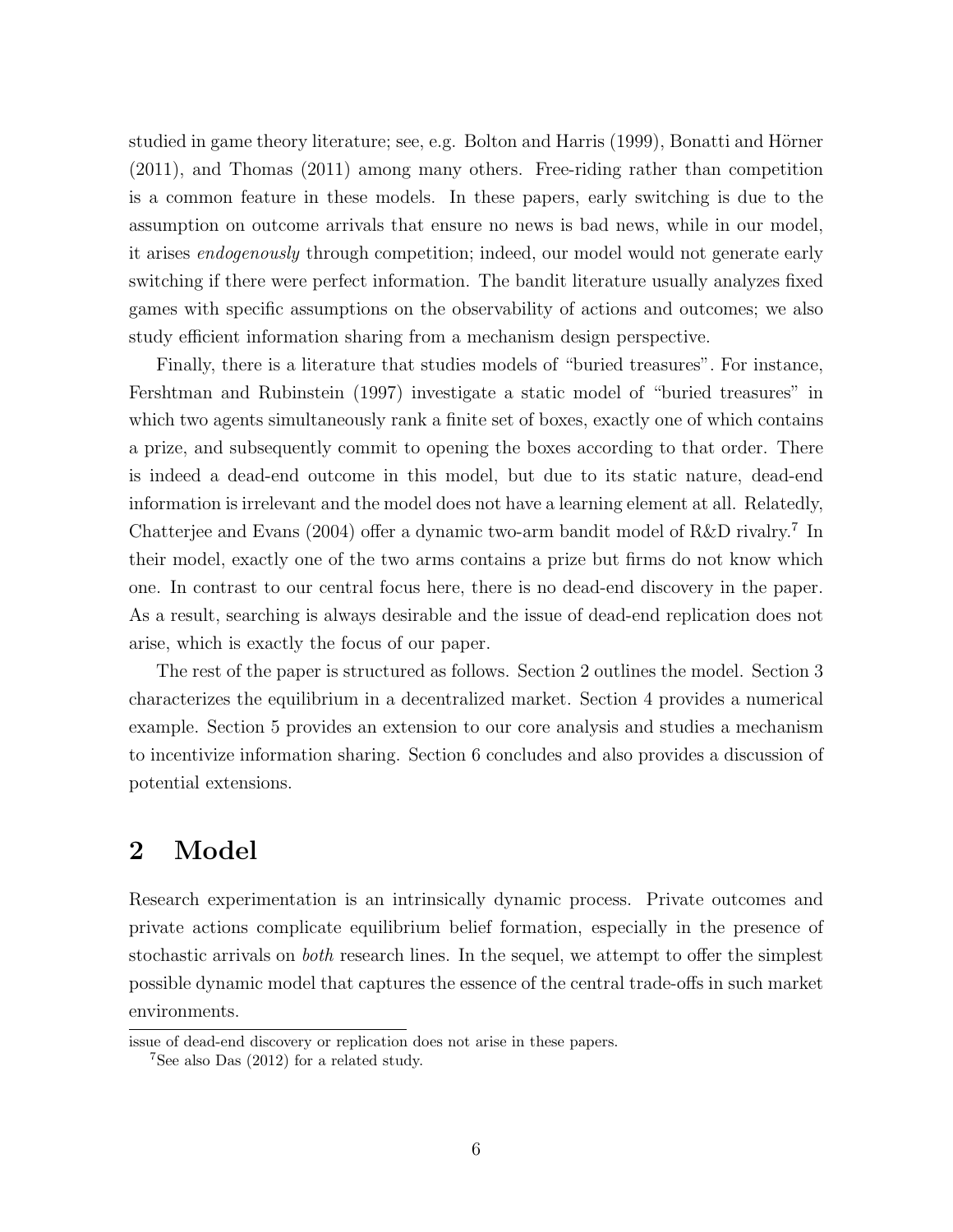studied in game theory literature; see, e.g. Bolton and Harris (1999), Bonatti and Hörner (2011), and Thomas (2011) among many others. Free-riding rather than competition is a common feature in these models. In these papers, early switching is due to the assumption on outcome arrivals that ensure no news is bad news, while in our model, it arises *endogenously* through competition; indeed, our model would not generate early switching if there were perfect information. The bandit literature usually analyzes fixed games with specific assumptions on the observability of actions and outcomes; we also study efficient information sharing from a mechanism design perspective.

Finally, there is a literature that studies models of "buried treasures". For instance, Fershtman and Rubinstein (1997) investigate a static model of "buried treasures" in which two agents simultaneously rank a finite set of boxes, exactly one of which contains a prize, and subsequently commit to opening the boxes according to that order. There is indeed a dead-end outcome in this model, but due to its static nature, dead-end information is irrelevant and the model does not have a learning element at all. Relatedly, Chatterjee and Evans (2004) offer a dynamic two-arm bandit model of R&D rivalry.[7] In their model, exactly one of the two arms contains a prize but firms do not know which one. In contrast to our central focus here, there is no dead-end discovery in the paper. As a result, searching is always desirable and the issue of dead-end replication does not arise, which is exactly the focus of our paper.

The rest of the paper is structured as follows. Section 2 outlines the model. Section 3 characterizes the equilibrium in a decentralized market. Section 4 provides a numerical example. Section 5 provides an extension to our core analysis and studies a mechanism to incentivize information sharing. Section 6 concludes and also provides a discussion of potential extensions.

## 2 Model

Research experimentation is an intrinsically dynamic process. Private outcomes and private actions complicate equilibrium belief formation, especially in the presence of stochastic arrivals on *both* research lines. In the sequel, we attempt to offer the simplest possible dynamic model that captures the essence of the central trade-offs in such market environments.

---

issue of dead-end discovery or replication does not arise in these papers.

[7] See also Das (2012) for a related study.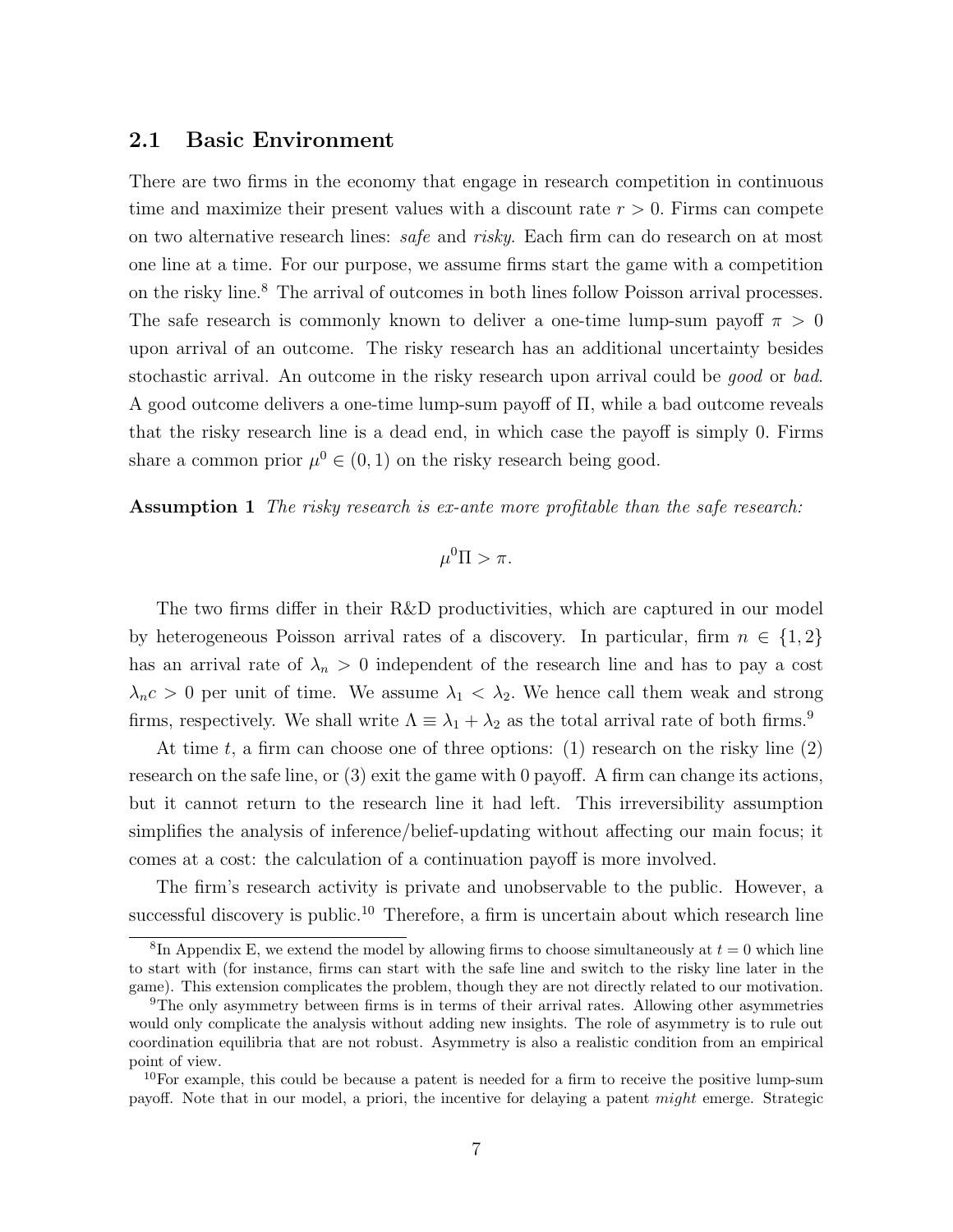## 2.1 Basic Environment

There are two firms in the economy that engage in research competition in continuous time and maximize their present values with a discount rate $r > 0$. Firms can compete on two alternative research lines: *safe* and *risky*. Each firm can do research on at most one line at a time. For our purpose, we assume firms start the game with a competition on the risky line.[8] The arrival of outcomes in both lines follow Poisson arrival processes. The safe research is commonly known to deliver a one-time lump-sum payoff $\pi > 0$ upon arrival of an outcome. The risky research has an additional uncertainty besides stochastic arrival. An outcome in the risky research upon arrival could be *good* or *bad*. A good outcome delivers a one-time lump-sum payoff of $\Pi$, while a bad outcome reveals that the risky research line is a dead end, in which case the payoff is simply 0. Firms share a common prior $\mu^0 \in (0, 1)$ on the risky research being good.

**Assumption 1** *The risky research is ex-ante more profitable than the safe research:*

$$\mu^0 \Pi > \pi.$$

The two firms differ in their R&D productivities, which are captured in our model by heterogeneous Poisson arrival rates of a discovery. In particular, firm $n \in \{1, 2\}$ has an arrival rate of $\lambda_n > 0$ independent of the research line and has to pay a cost $\lambda_n c > 0$ per unit of time. We assume $\lambda_1 < \lambda_2$. We hence call them weak and strong firms, respectively. We shall write $\Lambda \equiv \lambda_1 + \lambda_2$ as the total arrival rate of both firms.[9]

At time $t$, a firm can choose one of three options: (1) research on the risky line (2) research on the safe line, or (3) exit the game with 0 payoff. A firm can change its actions, but it cannot return to the research line it had left. This irreversibility assumption simplifies the analysis of inference/belief-updating without affecting our main focus; it comes at a cost: the calculation of a continuation payoff is more involved.

The firm's research activity is private and unobservable to the public. However, a successful discovery is public.[10] Therefore, a firm is uncertain about which research line

---

[8] In Appendix E, we extend the model by allowing firms to choose simultaneously at $t = 0$ which line to start with (for instance, firms can start with the safe line and switch to the risky line later in the game). This extension complicates the problem, though they are not directly related to our motivation.

[9] The only asymmetry between firms is in terms of their arrival rates. Allowing other asymmetries would only complicate the analysis without adding new insights. The role of asymmetry is to rule out coordination equilibria that are not robust. Asymmetry is also a realistic condition from an empirical point of view.

[10] For example, this could be because a patent is needed for a firm to receive the positive lump-sum payoff. Note that in our model, a priori, the incentive for delaying a patent *might* emerge. Strategic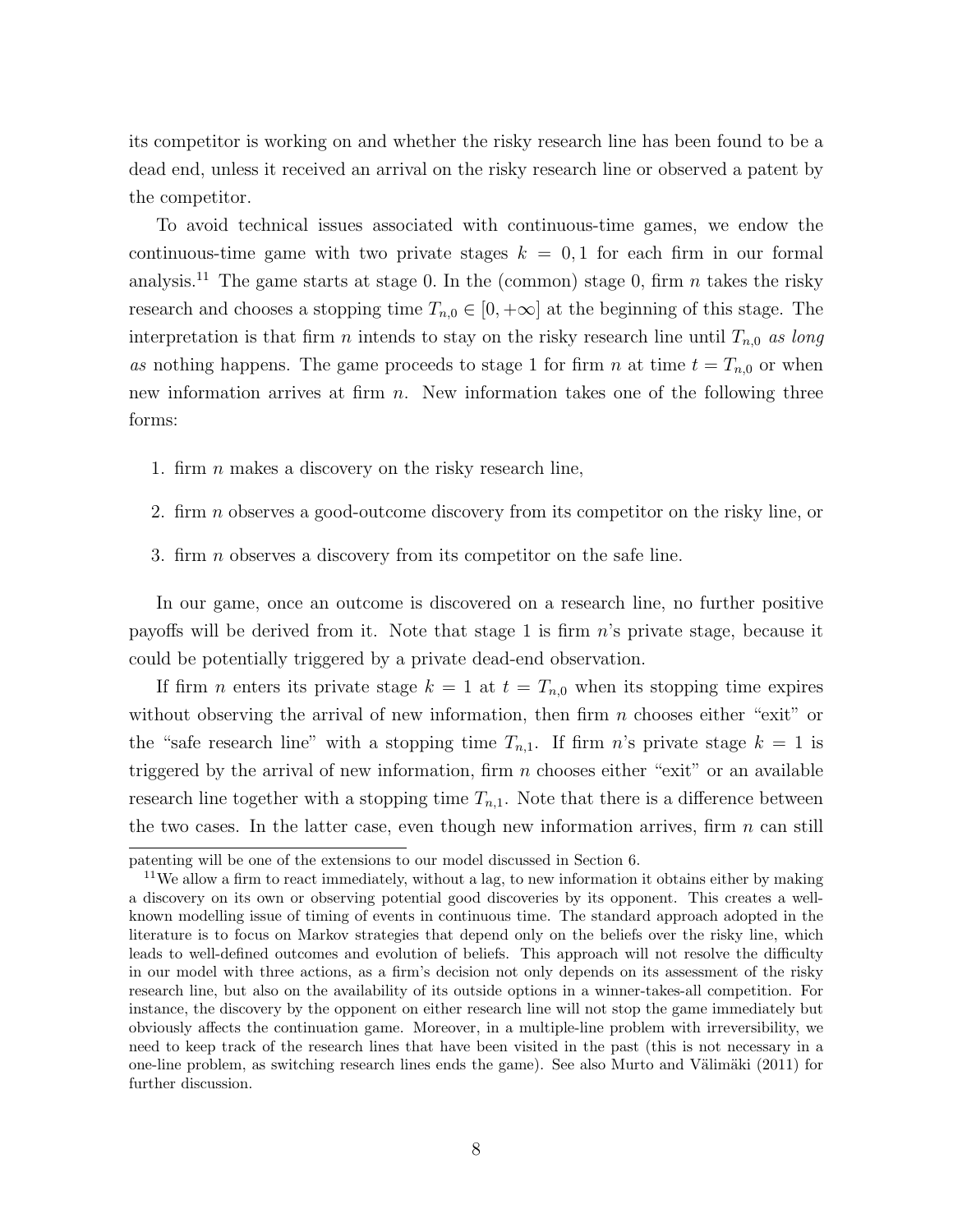its competitor is working on and whether the risky research line has been found to be a dead end, unless it received an arrival on the risky research line or observed a patent by the competitor.

To avoid technical issues associated with continuous-time games, we endow the continuous-time game with two private stages $k = 0, 1$ for each firm in our formal analysis.[11] The game starts at stage 0. In the (common) stage 0, firm $n$ takes the risky research and chooses a stopping time $T_{n,0} \in [0, +\infty]$ at the beginning of this stage. The interpretation is that firm $n$ intends to stay on the risky research line until $T_{n,0}$ *as long as* nothing happens. The game proceeds to stage 1 for firm $n$ at time $t = T_{n,0}$ or when new information arrives at firm $n$. New information takes one of the following three forms:

1. firm $n$ makes a discovery on the risky research line,
2. firm $n$ observes a good-outcome discovery from its competitor on the risky line, or
3. firm $n$ observes a discovery from its competitor on the safe line.

In our game, once an outcome is discovered on a research line, no further positive payoffs will be derived from it. Note that stage 1 is firm $n$'s private stage, because it could be potentially triggered by a private dead-end observation.

If firm $n$ enters its private stage $k = 1$ at $t = T_{n,0}$ when its stopping time expires without observing the arrival of new information, then firm $n$ chooses either "exit" or the "safe research line" with a stopping time $T_{n,1}$. If firm $n$'s private stage $k = 1$ is triggered by the arrival of new information, firm $n$ chooses either "exit" or an available research line together with a stopping time $T_{n,1}$. Note that there is a difference between the two cases. In the latter case, even though new information arrives, firm $n$ can still

patenting will be one of the extensions to our model discussed in Section 6.

[11] We allow a firm to react immediately, without a lag, to new information it obtains either by making a discovery on its own or observing potential good discoveries by its opponent. This creates a well-known modelling issue of timing of events in continuous time. The standard approach adopted in the literature is to focus on Markov strategies that depend only on the beliefs over the risky line, which leads to well-defined outcomes and evolution of beliefs. This approach will not resolve the difficulty in our model with three actions, as a firm's decision not only depends on its assessment of the risky research line, but also on the availability of its outside options in a winner-takes-all competition. For instance, the discovery by the opponent on either research line will not stop the game immediately but obviously affects the continuation game. Moreover, in a multiple-line problem with irreversibility, we need to keep track of the research lines that have been visited in the past (this is not necessary in a one-line problem, as switching research lines ends the game). See also Murto and Välimäki (2011) for further discussion.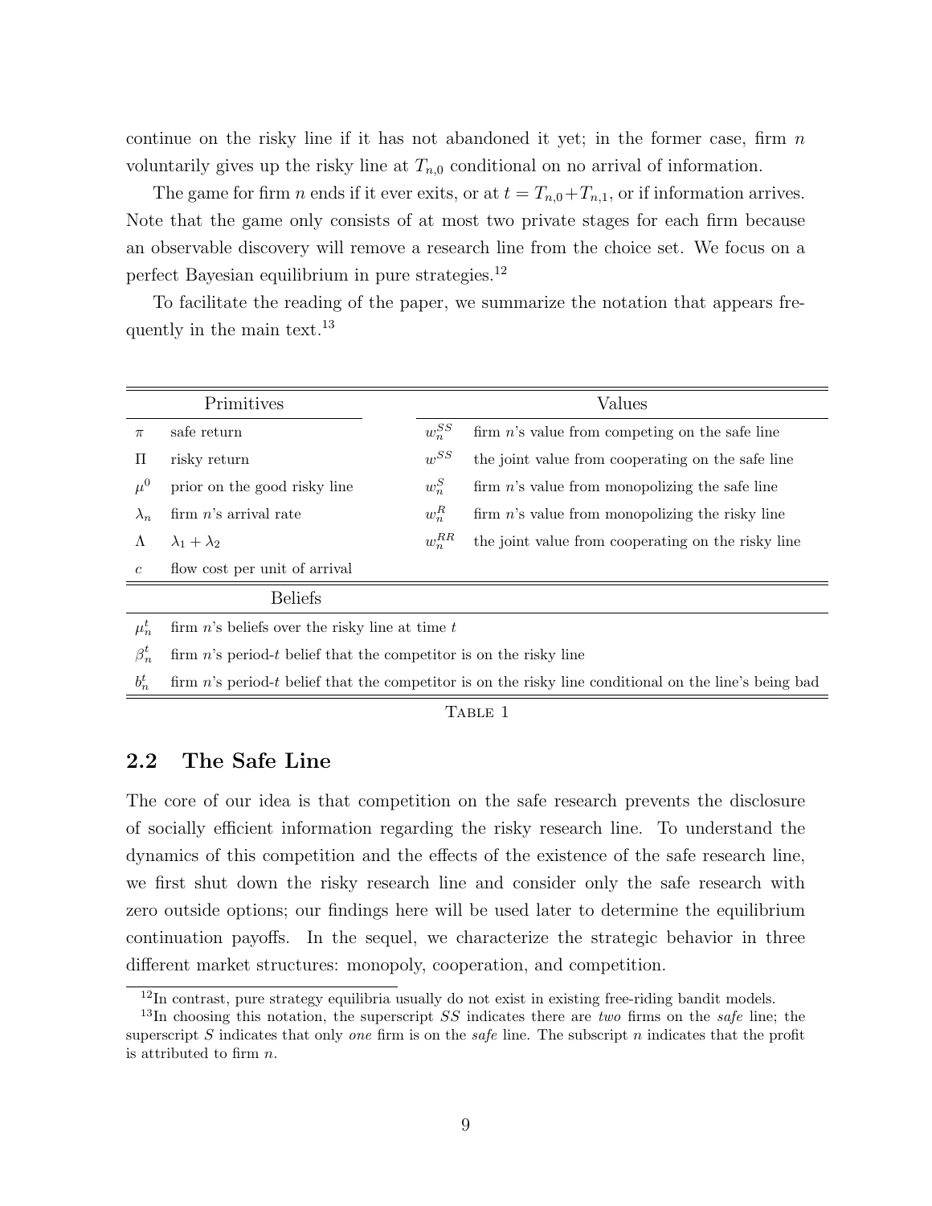continue on the risky line if it has not abandoned it yet; in the former case, firm $n$ voluntarily gives up the risky line at $T_{n,0}$ conditional on no arrival of information.

The game for firm $n$ ends if it ever exits, or at $t = T_{n,0}+T_{n,1}$, or if information arrives. Note that the game only consists of at most two private stages for each firm because an observable discovery will remove a research line from the choice set. We focus on a perfect Bayesian equilibrium in pure strategies.[12]

To facilitate the reading of the paper, we summarize the notation that appears frequently in the main text.[13]

| Primitives | | Values | |
|---|---|---|---|
| $\pi$ | safe return | $w_n^{SS}$ | firm $n$'s value from competing on the safe line |
| $\Pi$ | risky return | $w^{SS}$ | the joint value from cooperating on the safe line |
| $\mu^0$ | prior on the good risky line | $w_n^{S}$ | firm $n$'s value from monopolizing the safe line |
| $\lambda_n$ | firm $n$'s arrival rate | $w_n^{R}$ | firm $n$'s value from monopolizing the risky line |
| $\Lambda$ | $\lambda_1 + \lambda_2$ | $w_n^{RR}$ | the joint value from cooperating on the risky line |
| $c$ | flow cost per unit of arrival | | |
| **Beliefs** | | | |
| $\mu_n^t$ | firm $n$'s beliefs over the risky line at time $t$ | | |
| $\beta_n^t$ | firm $n$'s period-$t$ belief that the competitor is on the risky line | | |
| $b_n^t$ | firm $n$'s period-$t$ belief that the competitor is on the risky line conditional on the line's being bad | | |

TABLE 1

## 2.2 The Safe Line

The core of our idea is that competition on the safe research prevents the disclosure of socially efficient information regarding the risky research line. To understand the dynamics of this competition and the effects of the existence of the safe research line, we first shut down the risky research line and consider only the safe research with zero outside options; our findings here will be used later to determine the equilibrium continuation payoffs. In the sequel, we characterize the strategic behavior in three different market structures: monopoly, cooperation, and competition.

[12] In contrast, pure strategy equilibria usually do not exist in existing free-riding bandit models.

[13] In choosing this notation, the superscript $SS$ indicates there are *two* firms on the *safe* line; the superscript $S$ indicates that only *one* firm is on the *safe* line. The subscript $n$ indicates that the profit is attributed to firm $n$.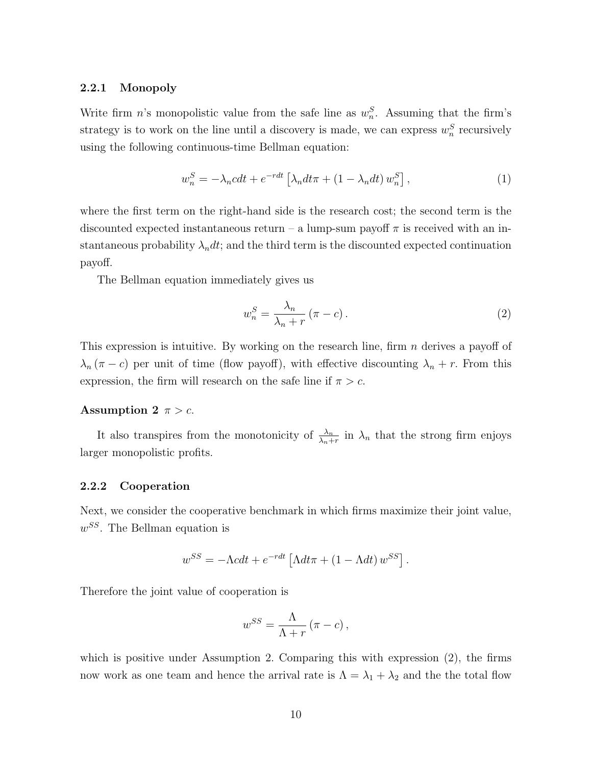#### 2.2.1 Monopoly

Write firm $n$'s monopolistic value from the safe line as $w_n^S$. Assuming that the firm's strategy is to work on the line until a discovery is made, we can express $w_n^S$ recursively using the following continuous-time Bellman equation:

$$w_n^S = -\lambda_n c dt + e^{-rdt}\left[\lambda_n dt \pi + (1 - \lambda_n dt)\, w_n^S\right], \tag{1}$$

where the first term on the right-hand side is the research cost; the second term is the discounted expected instantaneous return – a lump-sum payoff $\pi$ is received with an instantaneous probability $\lambda_n dt$; and the third term is the discounted expected continuation payoff.

The Bellman equation immediately gives us

$$w_n^S = \frac{\lambda_n}{\lambda_n + r}(\pi - c). \tag{2}$$

This expression is intuitive. By working on the research line, firm $n$ derives a payoff of $\lambda_n(\pi - c)$ per unit of time (flow payoff), with effective discounting $\lambda_n + r$. From this expression, the firm will research on the safe line if $\pi > c$.

**Assumption 2** $\pi > c$.

It also transpires from the monotonicity of $\frac{\lambda_n}{\lambda_n + r}$ in $\lambda_n$ that the strong firm enjoys larger monopolistic profits.

#### 2.2.2 Cooperation

Next, we consider the cooperative benchmark in which firms maximize their joint value, $w^{SS}$. The Bellman equation is

$$w^{SS} = -\Lambda c dt + e^{-rdt}\left[\Lambda dt \pi + (1 - \Lambda dt)\, w^{SS}\right].$$

Therefore the joint value of cooperation is

$$w^{SS} = \frac{\Lambda}{\Lambda + r}(\pi - c),$$

which is positive under Assumption 2. Comparing this with expression (2), the firms now work as one team and hence the arrival rate is $\Lambda = \lambda_1 + \lambda_2$ and the the total flow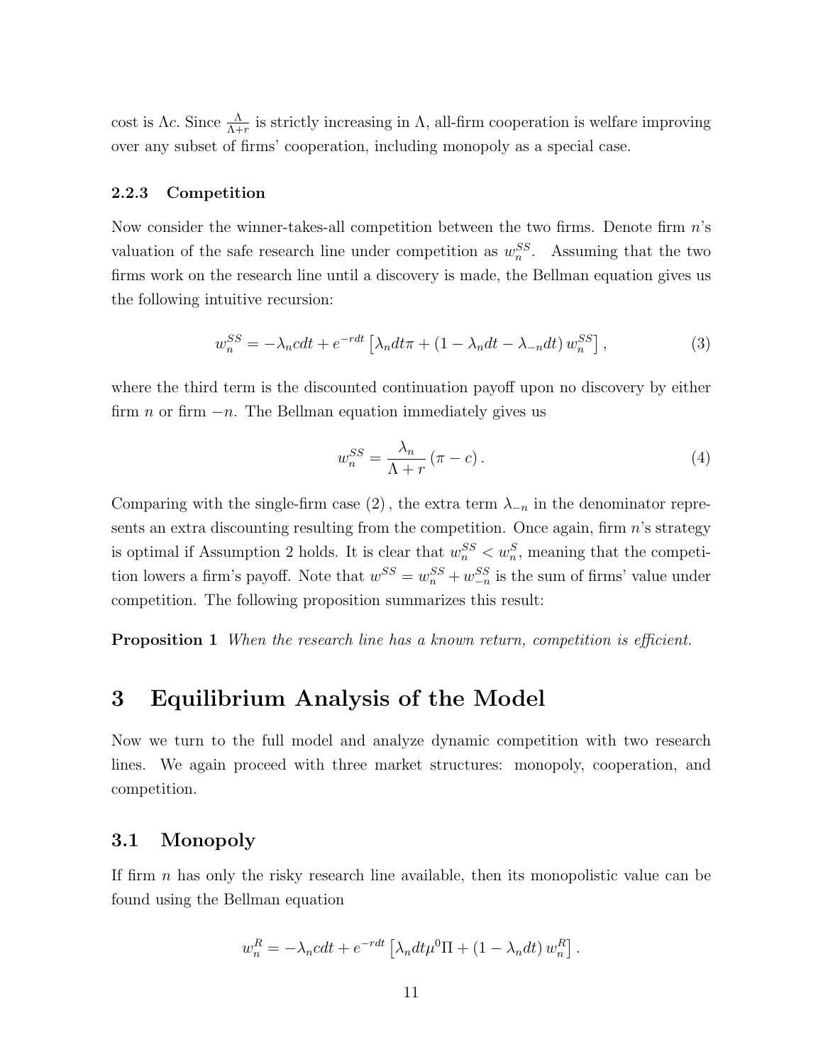cost is $\Lambda c$. Since $\frac{\Lambda}{\Lambda+r}$ is strictly increasing in $\Lambda$, all-firm cooperation is welfare improving over any subset of firms' cooperation, including monopoly as a special case.

### 2.2.3 Competition

Now consider the winner-takes-all competition between the two firms. Denote firm $n$'s valuation of the safe research line under competition as $w_n^{SS}$. Assuming that the two firms work on the research line until a discovery is made, the Bellman equation gives us the following intuitive recursion:

$$w_n^{SS} = -\lambda_n c dt + e^{-rdt}\left[\lambda_n dt \pi + (1 - \lambda_n dt - \lambda_{-n} dt)\, w_n^{SS}\right], \tag{3}$$

where the third term is the discounted continuation payoff upon no discovery by either firm $n$ or firm $-n$. The Bellman equation immediately gives us

$$w_n^{SS} = \frac{\lambda_n}{\Lambda + r}(\pi - c). \tag{4}$$

Comparing with the single-firm case (2), the extra term $\lambda_{-n}$ in the denominator represents an extra discounting resulting from the competition. Once again, firm $n$'s strategy is optimal if Assumption 2 holds. It is clear that $w_n^{SS} < w_n^{S}$, meaning that the competition lowers a firm's payoff. Note that $w^{SS} = w_n^{SS} + w_{-n}^{SS}$ is the sum of firms' value under competition. The following proposition summarizes this result:

**Proposition 1** *When the research line has a known return, competition is efficient.*

# 3 Equilibrium Analysis of the Model

Now we turn to the full model and analyze dynamic competition with two research lines. We again proceed with three market structures: monopoly, cooperation, and competition.

## 3.1 Monopoly

If firm $n$ has only the risky research line available, then its monopolistic value can be found using the Bellman equation

$$w_n^{R} = -\lambda_n c dt + e^{-rdt}\left[\lambda_n dt \mu^0 \Pi + (1 - \lambda_n dt)\, w_n^{R}\right].$$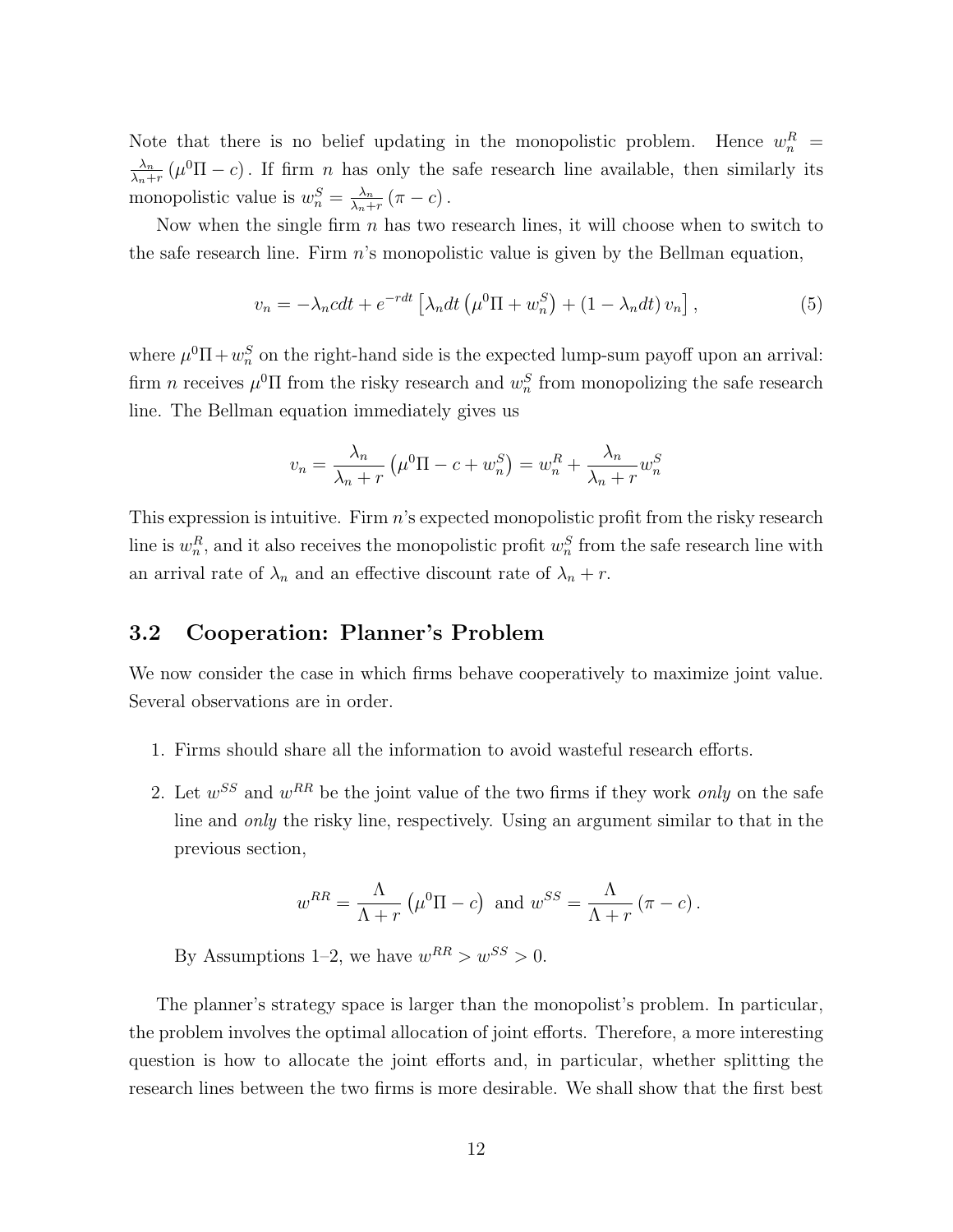Note that there is no belief updating in the monopolistic problem. Hence $w_n^R = \frac{\lambda_n}{\lambda_n + r}\left(\mu^0 \Pi - c\right)$. If firm $n$ has only the safe research line available, then similarly its monopolistic value is $w_n^S = \frac{\lambda_n}{\lambda_n + r}\left(\pi - c\right)$.

Now when the single firm $n$ has two research lines, it will choose when to switch to the safe research line. Firm $n$'s monopolistic value is given by the Bellman equation,

$$v_n = -\lambda_n c dt + e^{-rdt}\left[\lambda_n dt\left(\mu^0 \Pi + w_n^S\right) + \left(1 - \lambda_n dt\right) v_n\right], \tag{5}$$

where $\mu^0 \Pi + w_n^S$ on the right-hand side is the expected lump-sum payoff upon an arrival: firm $n$ receives $\mu^0 \Pi$ from the risky research and $w_n^S$ from monopolizing the safe research line. The Bellman equation immediately gives us

$$v_n = \frac{\lambda_n}{\lambda_n + r}\left(\mu^0 \Pi - c + w_n^S\right) = w_n^R + \frac{\lambda_n}{\lambda_n + r} w_n^S$$

This expression is intuitive. Firm $n$'s expected monopolistic profit from the risky research line is $w_n^R$, and it also receives the monopolistic profit $w_n^S$ from the safe research line with an arrival rate of $\lambda_n$ and an effective discount rate of $\lambda_n + r$.

## 3.2 Cooperation: Planner's Problem

We now consider the case in which firms behave cooperatively to maximize joint value. Several observations are in order.

1. Firms should share all the information to avoid wasteful research efforts.
2. Let $w^{SS}$ and $w^{RR}$ be the joint value of the two firms if they work *only* on the safe line and *only* the risky line, respectively. Using an argument similar to that in the previous section,

$$w^{RR} = \frac{\Lambda}{\Lambda + r}\left(\mu^0 \Pi - c\right) \text{ and } w^{SS} = \frac{\Lambda}{\Lambda + r}\left(\pi - c\right).$$

   By Assumptions 1–2, we have $w^{RR} > w^{SS} > 0$.

The planner's strategy space is larger than the monopolist's problem. In particular, the problem involves the optimal allocation of joint efforts. Therefore, a more interesting question is how to allocate the joint efforts and, in particular, whether splitting the research lines between the two firms is more desirable. We shall show that the first best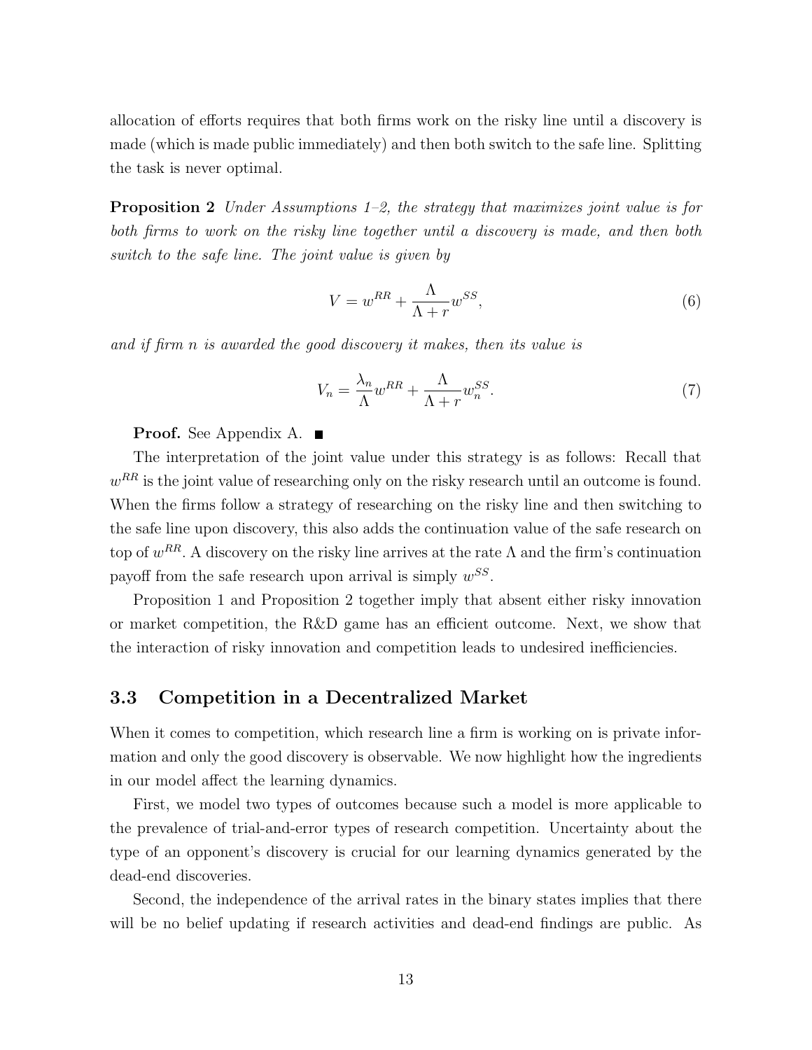allocation of efforts requires that both firms work on the risky line until a discovery is made (which is made public immediately) and then both switch to the safe line. Splitting the task is never optimal.

**Proposition 2** *Under Assumptions 1–2, the strategy that maximizes joint value is for both firms to work on the risky line together until a discovery is made, and then both switch to the safe line. The joint value is given by*

$$V = w^{RR} + \frac{\Lambda}{\Lambda + r} w^{SS}, \tag{6}$$

*and if firm n is awarded the good discovery it makes, then its value is*

$$V_n = \frac{\lambda_n}{\Lambda} w^{RR} + \frac{\Lambda}{\Lambda + r} w_n^{SS}. \tag{7}$$

**Proof.** See Appendix A. ■

The interpretation of the joint value under this strategy is as follows: Recall that $w^{RR}$ is the joint value of researching only on the risky research until an outcome is found. When the firms follow a strategy of researching on the risky line and then switching to the safe line upon discovery, this also adds the continuation value of the safe research on top of $w^{RR}$. A discovery on the risky line arrives at the rate $\Lambda$ and the firm's continuation payoff from the safe research upon arrival is simply $w^{SS}$.

Proposition 1 and Proposition 2 together imply that absent either risky innovation or market competition, the R&D game has an efficient outcome. Next, we show that the interaction of risky innovation and competition leads to undesired inefficiencies.

### 3.3 Competition in a Decentralized Market

When it comes to competition, which research line a firm is working on is private information and only the good discovery is observable. We now highlight how the ingredients in our model affect the learning dynamics.

First, we model two types of outcomes because such a model is more applicable to the prevalence of trial-and-error types of research competition. Uncertainty about the type of an opponent's discovery is crucial for our learning dynamics generated by the dead-end discoveries.

Second, the independence of the arrival rates in the binary states implies that there will be no belief updating if research activities and dead-end findings are public. As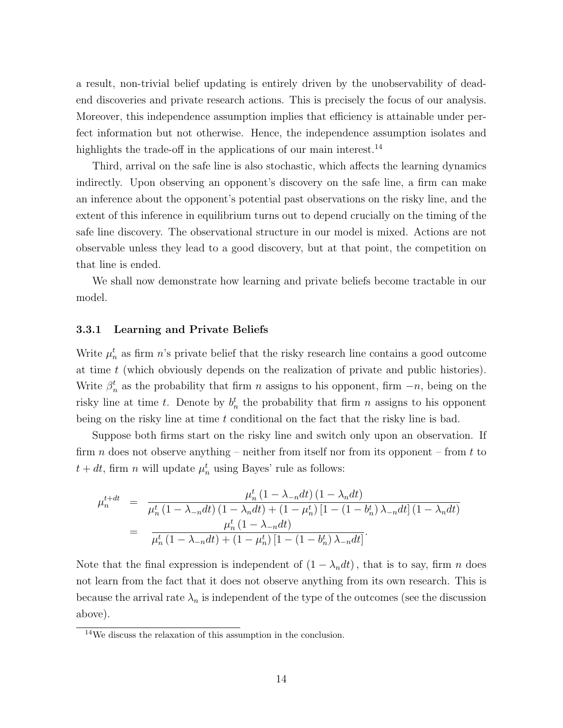a result, non-trivial belief updating is entirely driven by the unobservability of dead-end discoveries and private research actions. This is precisely the focus of our analysis. Moreover, this independence assumption implies that efficiency is attainable under perfect information but not otherwise. Hence, the independence assumption isolates and highlights the trade-off in the applications of our main interest.[14]

Third, arrival on the safe line is also stochastic, which affects the learning dynamics indirectly. Upon observing an opponent's discovery on the safe line, a firm can make an inference about the opponent's potential past observations on the risky line, and the extent of this inference in equilibrium turns out to depend crucially on the timing of the safe line discovery. The observational structure in our model is mixed. Actions are not observable unless they lead to a good discovery, but at that point, the competition on that line is ended.

We shall now demonstrate how learning and private beliefs become tractable in our model.

### 3.3.1 Learning and Private Beliefs

Write $\mu_n^t$ as firm $n$'s private belief that the risky research line contains a good outcome at time $t$ (which obviously depends on the realization of private and public histories). Write $\beta_n^t$ as the probability that firm $n$ assigns to his opponent, firm $-n$, being on the risky line at time $t$. Denote by $b_n^t$ the probability that firm $n$ assigns to his opponent being on the risky line at time $t$ conditional on the fact that the risky line is bad.

Suppose both firms start on the risky line and switch only upon an observation. If firm $n$ does not observe anything – neither from itself nor from its opponent – from $t$ to $t+dt$, firm $n$ will update $\mu_n^t$ using Bayes' rule as follows:

$$
\begin{aligned}
\mu_n^{t+dt} &= \frac{\mu_n^t\left(1-\lambda_{-n}dt\right)\left(1-\lambda_n dt\right)}{\mu_n^t\left(1-\lambda_{-n}dt\right)\left(1-\lambda_n dt\right)+\left(1-\mu_n^t\right)\left[1-\left(1-b_n^t\right)\lambda_{-n}dt\right]\left(1-\lambda_n dt\right)} \\
&= \frac{\mu_n^t\left(1-\lambda_{-n}dt\right)}{\mu_n^t\left(1-\lambda_{-n}dt\right)+\left(1-\mu_n^t\right)\left[1-\left(1-b_n^t\right)\lambda_{-n}dt\right]}.
\end{aligned}
$$

Note that the final expression is independent of $(1-\lambda_n dt)$, that is to say, firm $n$ does not learn from the fact that it does not observe anything from its own research. This is because the arrival rate $\lambda_n$ is independent of the type of the outcomes (see the discussion above).

[14] We discuss the relaxation of this assumption in the conclusion.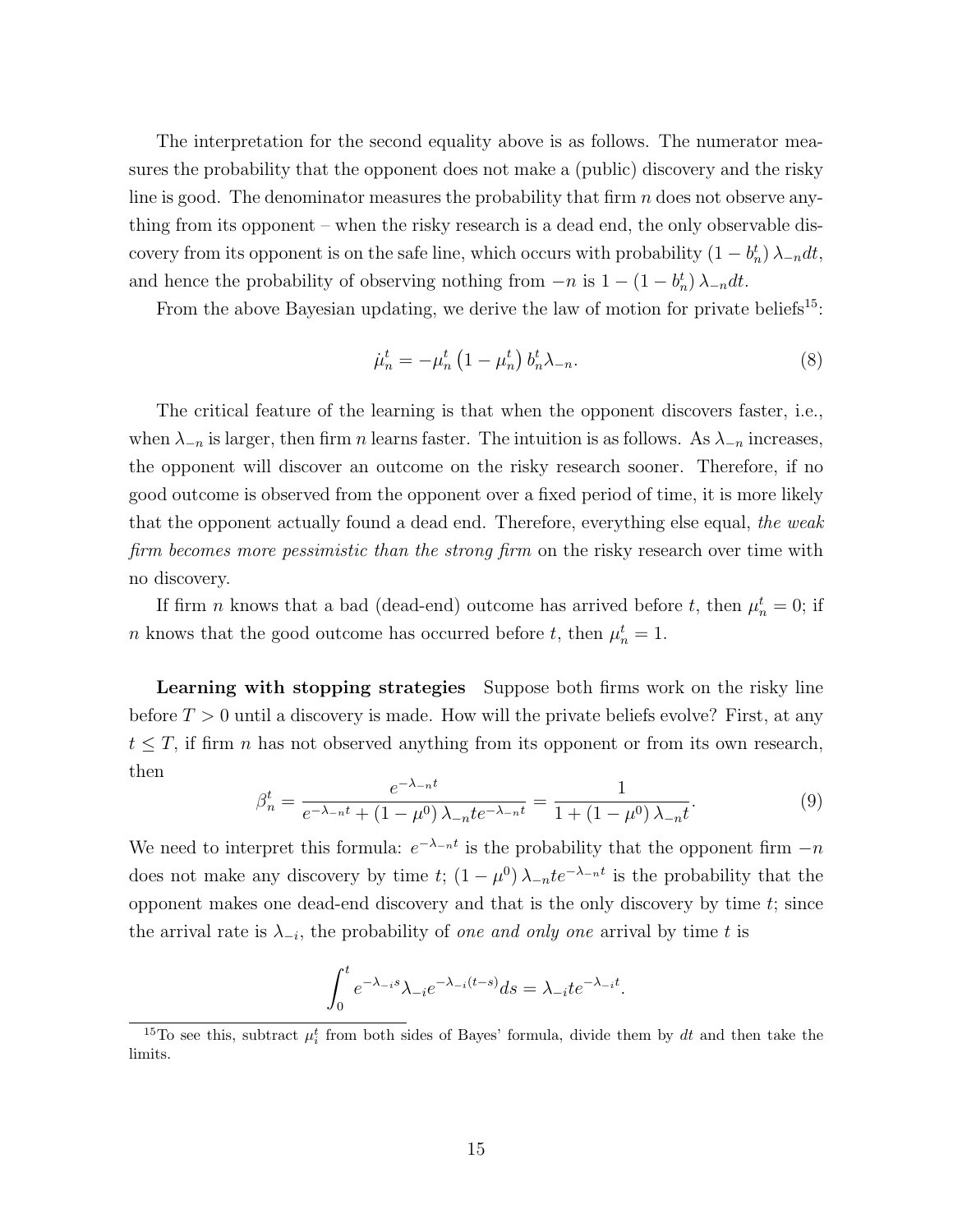The interpretation for the second equality above is as follows. The numerator measures the probability that the opponent does not make a (public) discovery and the risky line is good. The denominator measures the probability that firm $n$ does not observe anything from its opponent – when the risky research is a dead end, the only observable discovery from its opponent is on the safe line, which occurs with probability $(1 - b_n^t)\lambda_{-n}dt$, and hence the probability of observing nothing from $-n$ is $1 - (1 - b_n^t)\lambda_{-n}dt$.

From the above Bayesian updating, we derive the law of motion for private beliefs[15]:

$$\dot{\mu}_n^t = -\mu_n^t \left(1 - \mu_n^t\right) b_n^t \lambda_{-n}. \tag{8}$$

The critical feature of the learning is that when the opponent discovers faster, i.e., when $\lambda_{-n}$ is larger, then firm $n$ learns faster. The intuition is as follows. As $\lambda_{-n}$ increases, the opponent will discover an outcome on the risky research sooner. Therefore, if no good outcome is observed from the opponent over a fixed period of time, it is more likely that the opponent actually found a dead end. Therefore, everything else equal, *the weak firm becomes more pessimistic than the strong firm* on the risky research over time with no discovery.

If firm $n$ knows that a bad (dead-end) outcome has arrived before $t$, then $\mu_n^t = 0$; if $n$ knows that the good outcome has occurred before $t$, then $\mu_n^t = 1$.

**Learning with stopping strategies** Suppose both firms work on the risky line before $T > 0$ until a discovery is made. How will the private beliefs evolve? First, at any $t \leq T$, if firm $n$ has not observed anything from its opponent or from its own research, then

$$\beta_n^t = \frac{e^{-\lambda_{-n}t}}{e^{-\lambda_{-n}t} + (1 - \mu^0)\lambda_{-n}te^{-\lambda_{-n}t}} = \frac{1}{1 + (1 - \mu^0)\lambda_{-n}t}. \tag{9}$$

We need to interpret this formula: $e^{-\lambda_{-n}t}$ is the probability that the opponent firm $-n$ does not make any discovery by time $t$; $(1 - \mu^0)\lambda_{-n}te^{-\lambda_{-n}t}$ is the probability that the opponent makes one dead-end discovery and that is the only discovery by time $t$; since the arrival rate is $\lambda_{-i}$, the probability of *one and only one* arrival by time $t$ is

$$\int_0^t e^{-\lambda_{-i}s}\lambda_{-i}e^{-\lambda_{-i}(t-s)}ds = \lambda_{-i}te^{-\lambda_{-i}t}.$$

[15] To see this, subtract $\mu_i^t$ from both sides of Bayes' formula, divide them by $dt$ and then take the limits.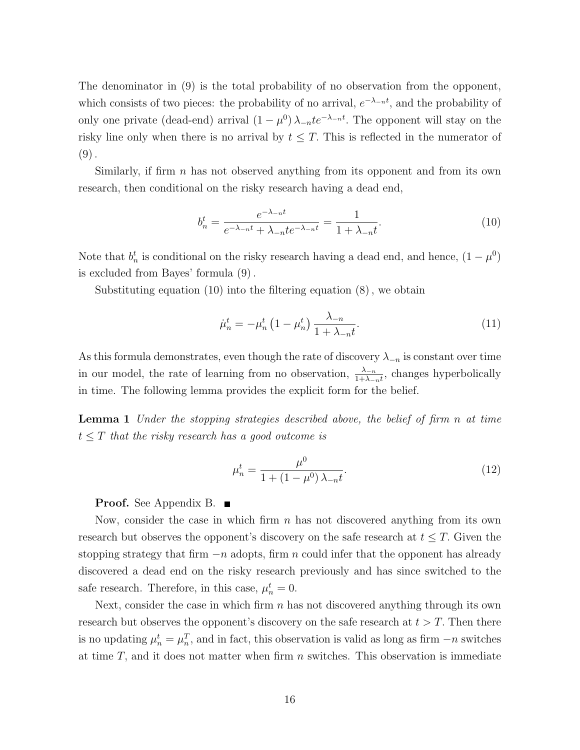The denominator in (9) is the total probability of no observation from the opponent, which consists of two pieces: the probability of no arrival, $e^{-\lambda_{-n}t}$, and the probability of only one private (dead-end) arrival $(1-\mu^0)\,\lambda_{-n}te^{-\lambda_{-n}t}$. The opponent will stay on the risky line only when there is no arrival by $t \leq T$. This is reflected in the numerator of (9).

Similarly, if firm $n$ has not observed anything from its opponent and from its own research, then conditional on the risky research having a dead end,

$$b_n^t = \frac{e^{-\lambda_{-n}t}}{e^{-\lambda_{-n}t} + \lambda_{-n}te^{-\lambda_{-n}t}} = \frac{1}{1+\lambda_{-n}t}. \tag{10}$$

Note that $b_n^t$ is conditional on the risky research having a dead end, and hence, $(1-\mu^0)$ is excluded from Bayes' formula (9).

Substituting equation (10) into the filtering equation (8), we obtain

$$\dot{\mu}_n^t = -\mu_n^t\left(1-\mu_n^t\right)\frac{\lambda_{-n}}{1+\lambda_{-n}t}. \tag{11}$$

As this formula demonstrates, even though the rate of discovery $\lambda_{-n}$ is constant over time in our model, the rate of learning from no observation, $\frac{\lambda_{-n}}{1+\lambda_{-n}t}$, changes hyperbolically in time. The following lemma provides the explicit form for the belief.

**Lemma 1** *Under the stopping strategies described above, the belief of firm $n$ at time $t \leq T$ that the risky research has a good outcome is*

$$\mu_n^t = \frac{\mu^0}{1+(1-\mu^0)\,\lambda_{-n}t}. \tag{12}$$

**Proof.** See Appendix B. ■

Now, consider the case in which firm $n$ has not discovered anything from its own research but observes the opponent's discovery on the safe research at $t \leq T$. Given the stopping strategy that firm $-n$ adopts, firm $n$ could infer that the opponent has already discovered a dead end on the risky research previously and has since switched to the safe research. Therefore, in this case, $\mu_n^t = 0$.

Next, consider the case in which firm $n$ has not discovered anything through its own research but observes the opponent's discovery on the safe research at $t > T$. Then there is no updating $\mu_n^t = \mu_n^T$, and in fact, this observation is valid as long as firm $-n$ switches at time $T$, and it does not matter when firm $n$ switches. This observation is immediate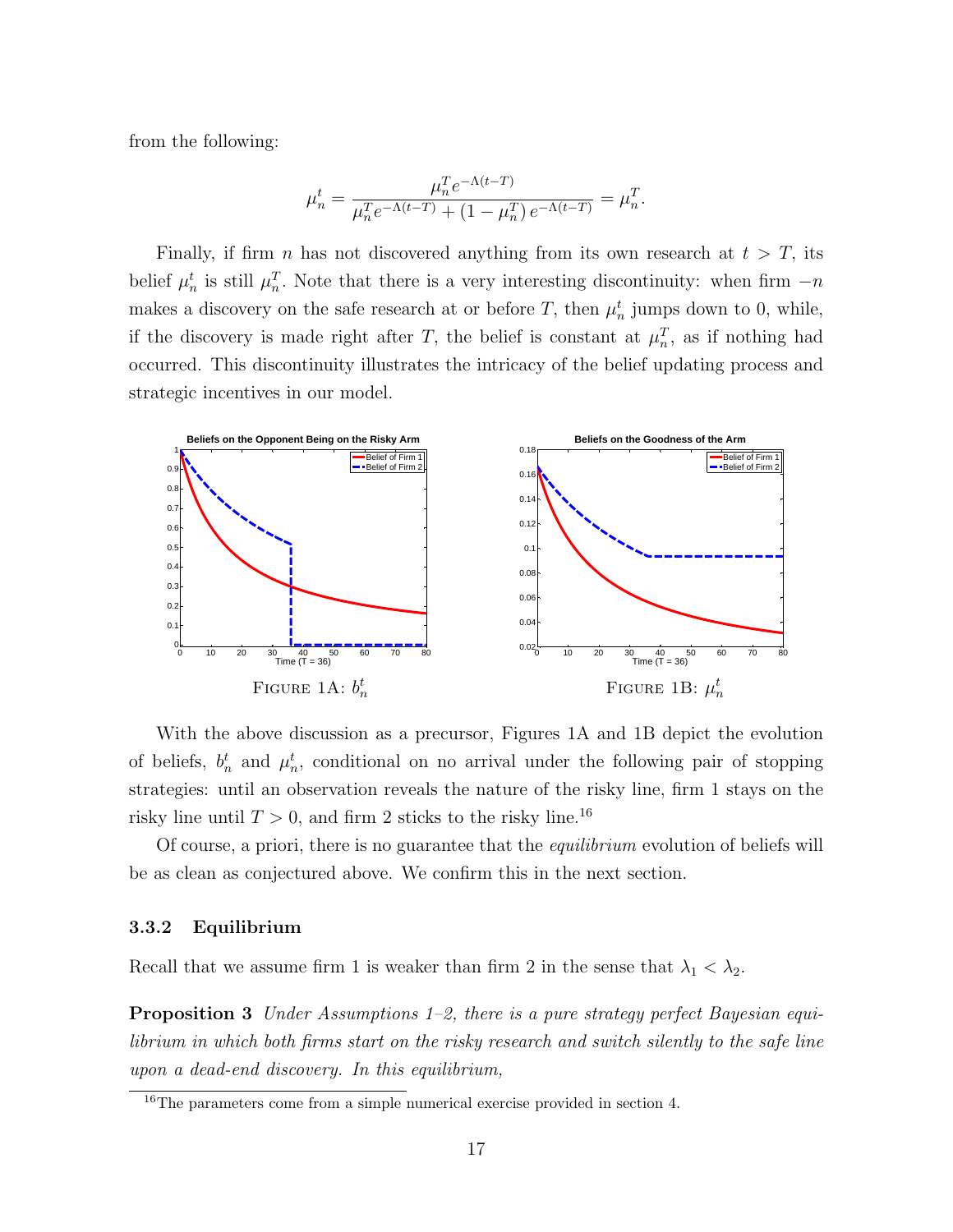from the following:

$$\mu_n^t = \frac{\mu_n^T e^{-\Lambda(t-T)}}{\mu_n^T e^{-\Lambda(t-T)} + (1-\mu_n^T)\, e^{-\Lambda(t-T)}} = \mu_n^T.$$

Finally, if firm $n$ has not discovered anything from its own research at $t > T$, its belief $\mu_n^t$ is still $\mu_n^T$. Note that there is a very interesting discontinuity: when firm $-n$ makes a discovery on the safe research at or before $T$, then $\mu_n^t$ jumps down to 0, while, if the discovery is made right after $T$, the belief is constant at $\mu_n^T$, as if nothing had occurred. This discontinuity illustrates the intricacy of the belief updating process and strategic incentives in our model.

FIGURE 1A: $b_n^t$

FIGURE 1B: $\mu_n^t$

With the above discussion as a precursor, Figures 1A and 1B depict the evolution of beliefs, $b_n^t$ and $\mu_n^t$, conditional on no arrival under the following pair of stopping strategies: until an observation reveals the nature of the risky line, firm 1 stays on the risky line until $T > 0$, and firm 2 sticks to the risky line.[16]

Of course, a priori, there is no guarantee that the *equilibrium* evolution of beliefs will be as clean as conjectured above. We confirm this in the next section.

### 3.3.2 Equilibrium

Recall that we assume firm 1 is weaker than firm 2 in the sense that $\lambda_1 < \lambda_2$.

**Proposition 3** *Under Assumptions 1–2, there is a pure strategy perfect Bayesian equilibrium in which both firms start on the risky research and switch silently to the safe line upon a dead-end discovery. In this equilibrium,*

[16] The parameters come from a simple numerical exercise provided in section 4.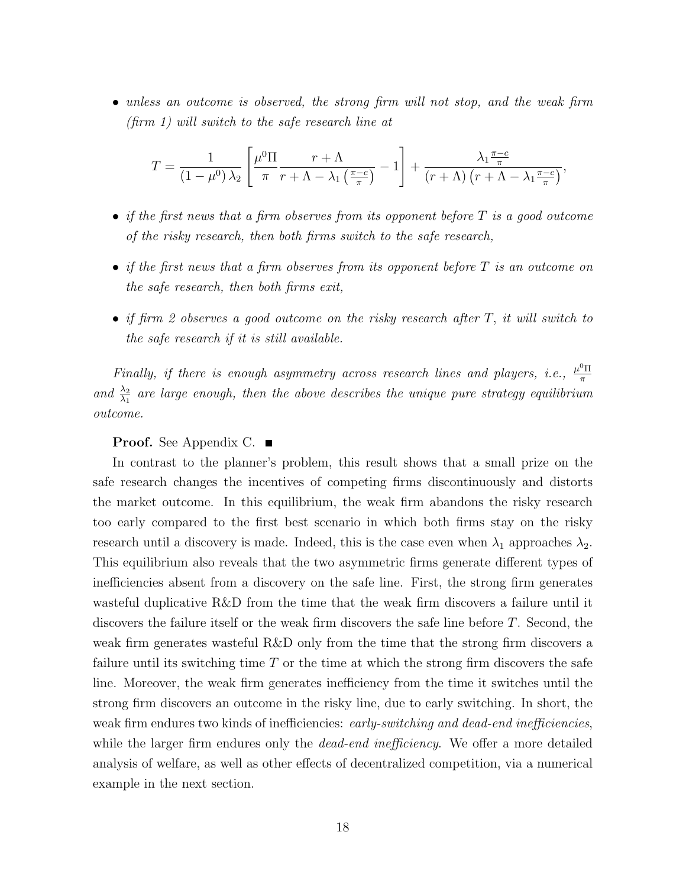- *unless an outcome is observed, the strong firm will not stop, and the weak firm (firm 1) will switch to the safe research line at*

$$T = \frac{1}{(1-\mu^0)\lambda_2}\left[\frac{\mu^0\Pi}{\pi}\frac{r+\Lambda}{r+\Lambda-\lambda_1\left(\frac{\pi-c}{\pi}\right)}-1\right]+\frac{\lambda_1\frac{\pi-c}{\pi}}{(r+\Lambda)\left(r+\Lambda-\lambda_1\frac{\pi-c}{\pi}\right)},$$

- *if the first news that a firm observes from its opponent before $T$ is a good outcome of the risky research, then both firms switch to the safe research,*

- *if the first news that a firm observes from its opponent before $T$ is an outcome on the safe research, then both firms exit,*

- *if firm 2 observes a good outcome on the risky research after $T$, it will switch to the safe research if it is still available.*

*Finally, if there is enough asymmetry across research lines and players, i.e., $\frac{\mu^0\Pi}{\pi}$ and $\frac{\lambda_2}{\lambda_1}$ are large enough, then the above describes the unique pure strategy equilibrium outcome.*

**Proof.** See Appendix C. ■

In contrast to the planner's problem, this result shows that a small prize on the safe research changes the incentives of competing firms discontinuously and distorts the market outcome. In this equilibrium, the weak firm abandons the risky research too early compared to the first best scenario in which both firms stay on the risky research until a discovery is made. Indeed, this is the case even when $\lambda_1$ approaches $\lambda_2$. This equilibrium also reveals that the two asymmetric firms generate different types of inefficiencies absent from a discovery on the safe line. First, the strong firm generates wasteful duplicative R&D from the time that the weak firm discovers a failure until it discovers the failure itself or the weak firm discovers the safe line before $T$. Second, the weak firm generates wasteful R&D only from the time that the strong firm discovers a failure until its switching time $T$ or the time at which the strong firm discovers the safe line. Moreover, the weak firm generates inefficiency from the time it switches until the strong firm discovers an outcome in the risky line, due to early switching. In short, the weak firm endures two kinds of inefficiencies: *early-switching and dead-end inefficiencies*, while the larger firm endures only the *dead-end inefficiency*. We offer a more detailed analysis of welfare, as well as other effects of decentralized competition, via a numerical example in the next section.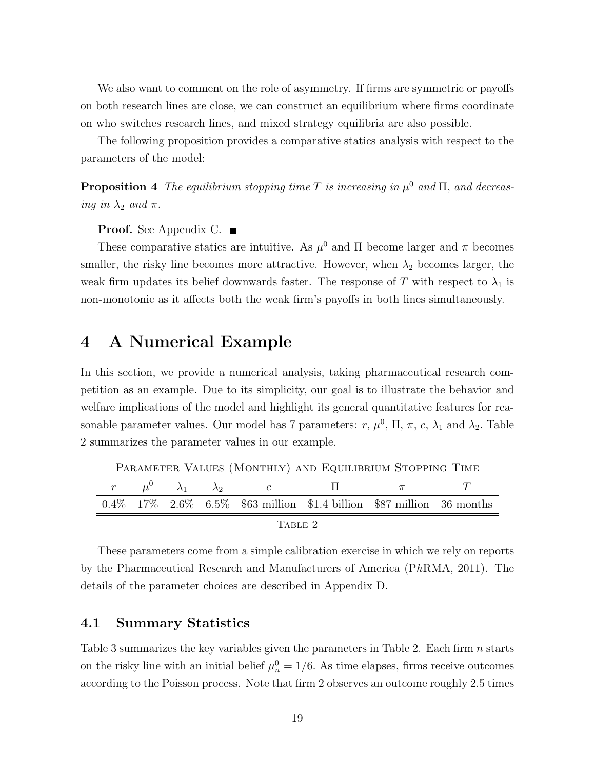We also want to comment on the role of asymmetry. If firms are symmetric or payoffs on both research lines are close, we can construct an equilibrium where firms coordinate on who switches research lines, and mixed strategy equilibria are also possible.

The following proposition provides a comparative statics analysis with respect to the parameters of the model:

**Proposition 4** *The equilibrium stopping time $T$ is increasing in $\mu^0$ and $\Pi$, and decreasing in $\lambda_2$ and $\pi$.*

**Proof.** See Appendix C. ■

These comparative statics are intuitive. As $\mu^0$ and $\Pi$ become larger and $\pi$ becomes smaller, the risky line becomes more attractive. However, when $\lambda_2$ becomes larger, the weak firm updates its belief downwards faster. The response of $T$ with respect to $\lambda_1$ is non-monotonic as it affects both the weak firm's payoffs in both lines simultaneously.

# 4 A Numerical Example

In this section, we provide a numerical analysis, taking pharmaceutical research competition as an example. Due to its simplicity, our goal is to illustrate the behavior and welfare implications of the model and highlight its general quantitative features for reasonable parameter values. Our model has 7 parameters: $r$, $\mu^0$, $\Pi$, $\pi$, $c$, $\lambda_1$ and $\lambda_2$. Table 2 summarizes the parameter values in our example.

Parameter Values (Monthly) and Equilibrium Stopping Time

| $r$ | $\mu^0$ | $\lambda_1$ | $\lambda_2$ | $c$ | $\Pi$ | $\pi$ | $T$ |
|---|---|---|---|---|---|---|---|
| 0.4% | 17% | 2.6% | 6.5% | \$63 million | \$1.4 billion | \$87 million | 36 months |

Table 2

These parameters come from a simple calibration exercise in which we rely on reports by the Pharmaceutical Research and Manufacturers of America (P*h*RMA, 2011). The details of the parameter choices are described in Appendix D.

## 4.1 Summary Statistics

Table 3 summarizes the key variables given the parameters in Table 2. Each firm $n$ starts on the risky line with an initial belief $\mu_n^0 = 1/6$. As time elapses, firms receive outcomes according to the Poisson process. Note that firm 2 observes an outcome roughly 2.5 times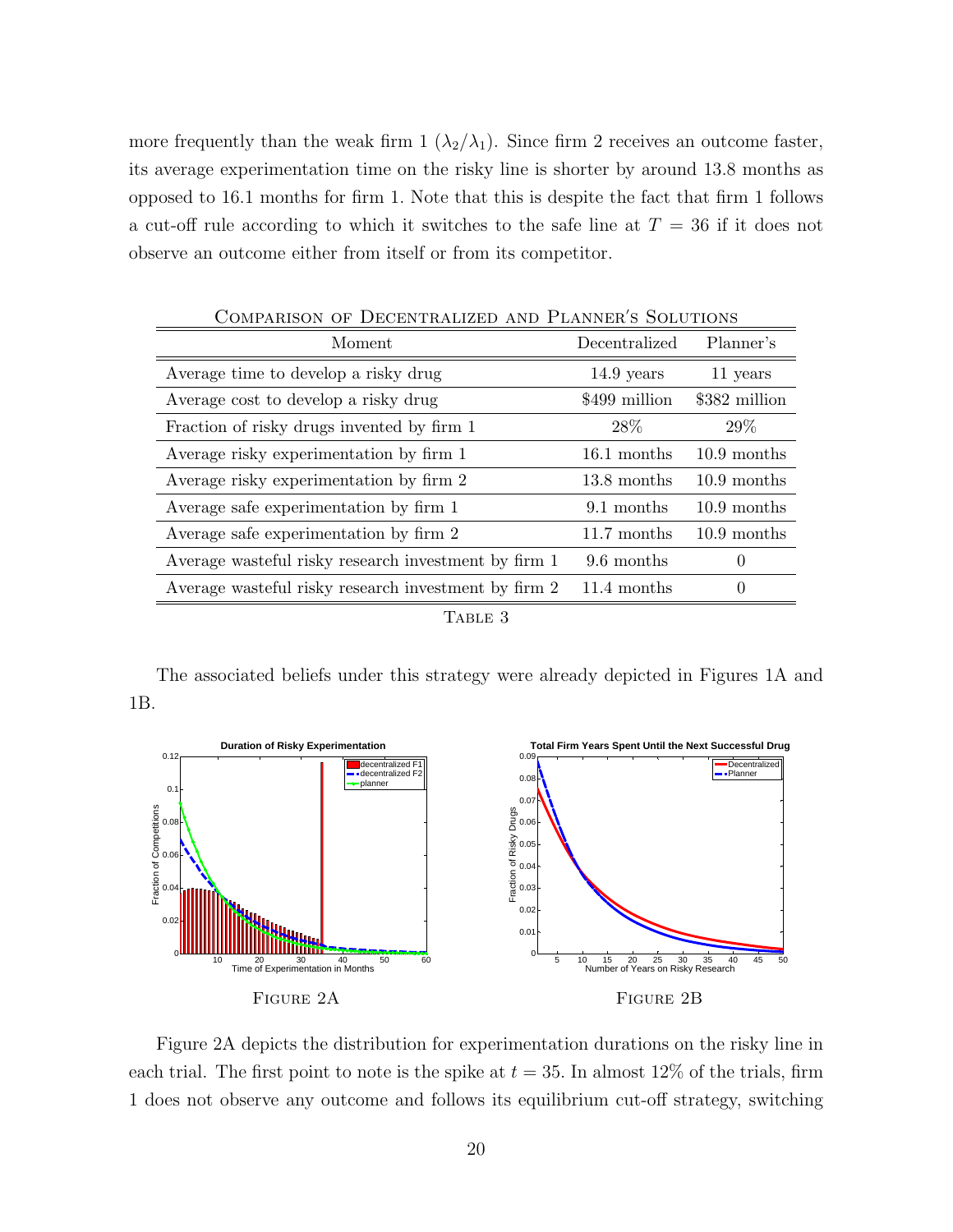more frequently than the weak firm 1 ($\lambda_2/\lambda_1$). Since firm 2 receives an outcome faster, its average experimentation time on the risky line is shorter by around 13.8 months as opposed to 16.1 months for firm 1. Note that this is despite the fact that firm 1 follows a cut-off rule according to which it switches to the safe line at $T = 36$ if it does not observe an outcome either from itself or from its competitor.

Comparison of Decentralized and Planner's Solutions

| Moment | Decentralized | Planner's |
|---|---|---|
| Average time to develop a risky drug | 14.9 years | 11 years |
| Average cost to develop a risky drug | \$499 million | \$382 million |
| Fraction of risky drugs invented by firm 1 | 28% | 29% |
| Average risky experimentation by firm 1 | 16.1 months | 10.9 months |
| Average risky experimentation by firm 2 | 13.8 months | 10.9 months |
| Average safe experimentation by firm 1 | 9.1 months | 10.9 months |
| Average safe experimentation by firm 2 | 11.7 months | 10.9 months |
| Average wasteful risky research investment by firm 1 | 9.6 months | 0 |
| Average wasteful risky research investment by firm 2 | 11.4 months | 0 |

Table 3

The associated beliefs under this strategy were already depicted in Figures 1A and 1B.

Figure 2A

Figure 2B

Figure 2A depicts the distribution for experimentation durations on the risky line in each trial. The first point to note is the spike at $t = 35$. In almost 12% of the trials, firm 1 does not observe any outcome and follows its equilibrium cut-off strategy, switching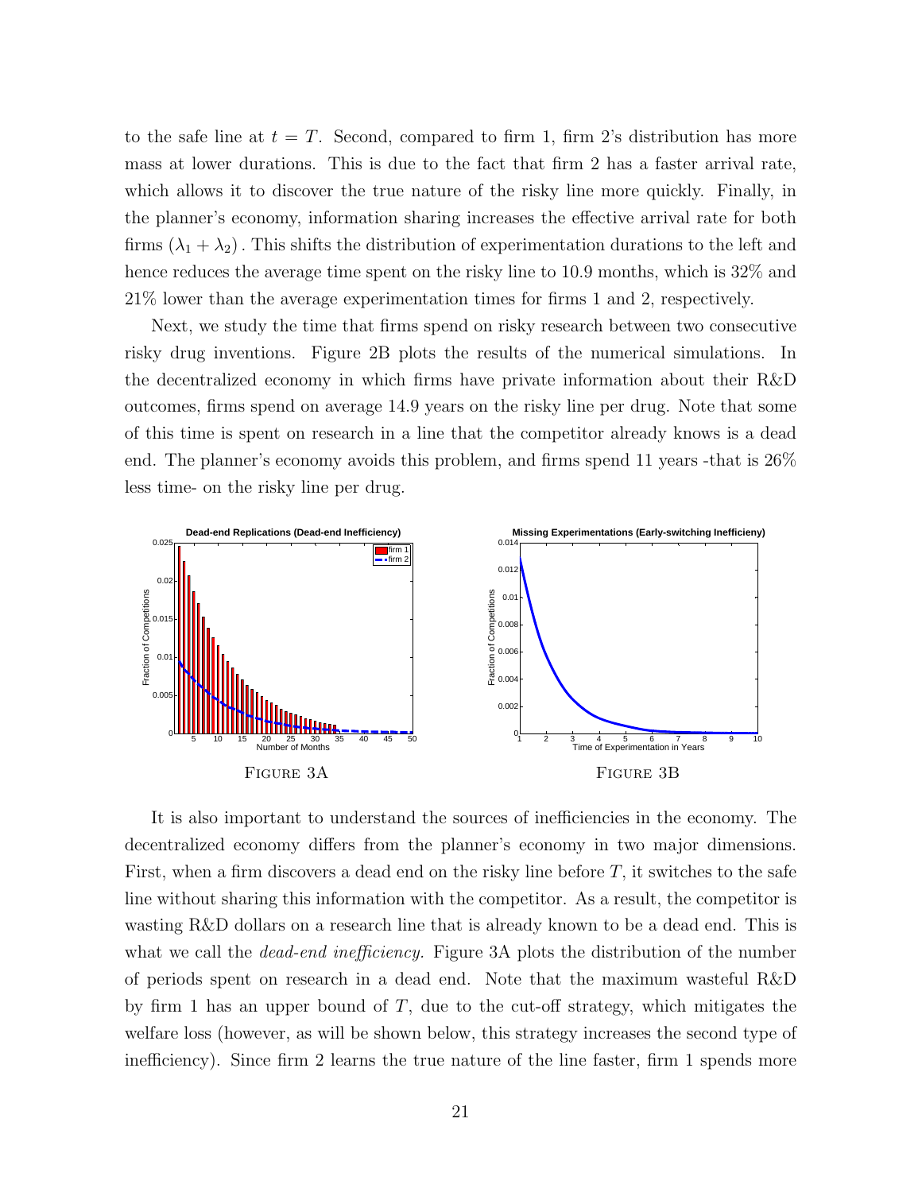to the safe line at $t = T$. Second, compared to firm 1, firm 2's distribution has more mass at lower durations. This is due to the fact that firm 2 has a faster arrival rate, which allows it to discover the true nature of the risky line more quickly. Finally, in the planner's economy, information sharing increases the effective arrival rate for both firms $(\lambda_1 + \lambda_2)$. This shifts the distribution of experimentation durations to the left and hence reduces the average time spent on the risky line to 10.9 months, which is 32% and 21% lower than the average experimentation times for firms 1 and 2, respectively.

Next, we study the time that firms spend on risky research between two consecutive risky drug inventions. Figure 2B plots the results of the numerical simulations. In the decentralized economy in which firms have private information about their R&D outcomes, firms spend on average 14.9 years on the risky line per drug. Note that some of this time is spent on research in a line that the competitor already knows is a dead end. The planner's economy avoids this problem, and firms spend 11 years -that is 26% less time- on the risky line per drug.

FIGURE 3A

FIGURE 3B

It is also important to understand the sources of inefficiencies in the economy. The decentralized economy differs from the planner's economy in two major dimensions. First, when a firm discovers a dead end on the risky line before $T$, it switches to the safe line without sharing this information with the competitor. As a result, the competitor is wasting R&D dollars on a research line that is already known to be a dead end. This is what we call the *dead-end inefficiency.* Figure 3A plots the distribution of the number of periods spent on research in a dead end. Note that the maximum wasteful R&D by firm 1 has an upper bound of $T$, due to the cut-off strategy, which mitigates the welfare loss (however, as will be shown below, this strategy increases the second type of inefficiency). Since firm 2 learns the true nature of the line faster, firm 1 spends more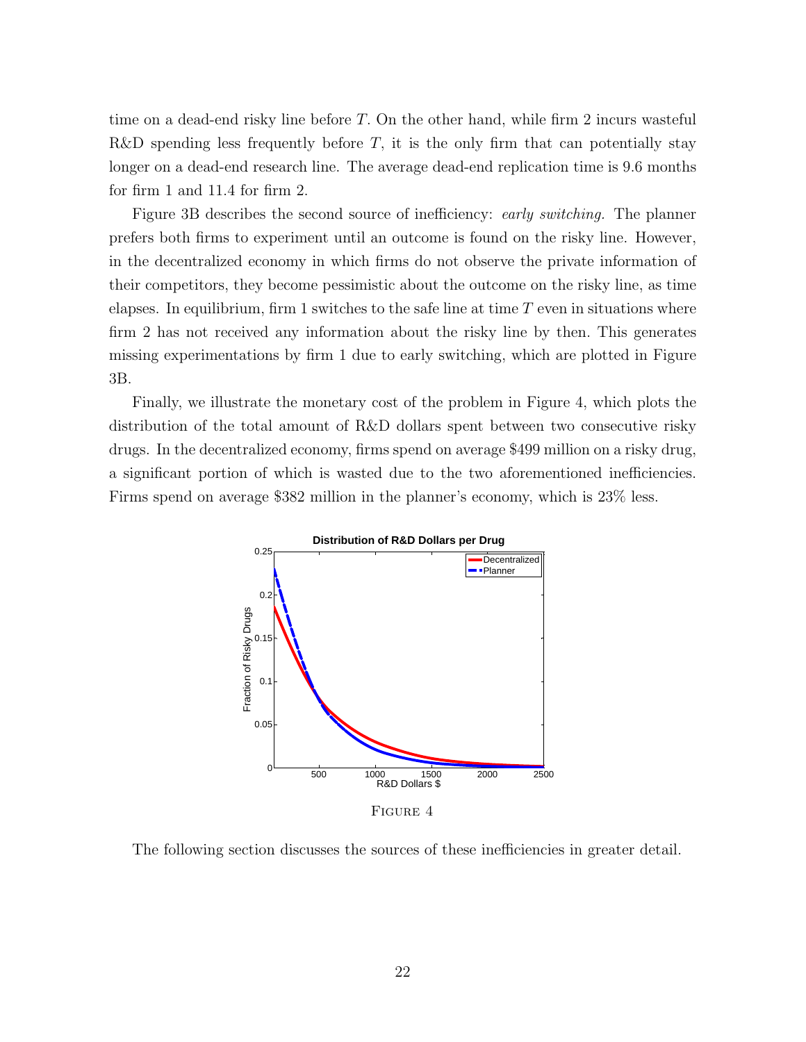time on a dead-end risky line before $T$. On the other hand, while firm 2 incurs wasteful R&D spending less frequently before $T$, it is the only firm that can potentially stay longer on a dead-end research line. The average dead-end replication time is 9.6 months for firm 1 and 11.4 for firm 2.

Figure 3B describes the second source of inefficiency: *early switching*. The planner prefers both firms to experiment until an outcome is found on the risky line. However, in the decentralized economy in which firms do not observe the private information of their competitors, they become pessimistic about the outcome on the risky line, as time elapses. In equilibrium, firm 1 switches to the safe line at time $T$ even in situations where firm 2 has not received any information about the risky line by then. This generates missing experimentations by firm 1 due to early switching, which are plotted in Figure 3B.

Finally, we illustrate the monetary cost of the problem in Figure 4, which plots the distribution of the total amount of R&D dollars spent between two consecutive risky drugs. In the decentralized economy, firms spend on average \$499 million on a risky drug, a significant portion of which is wasted due to the two aforementioned inefficiencies. Firms spend on average \$382 million in the planner's economy, which is 23% less.

FIGURE 4

The following section discusses the sources of these inefficiencies in greater detail.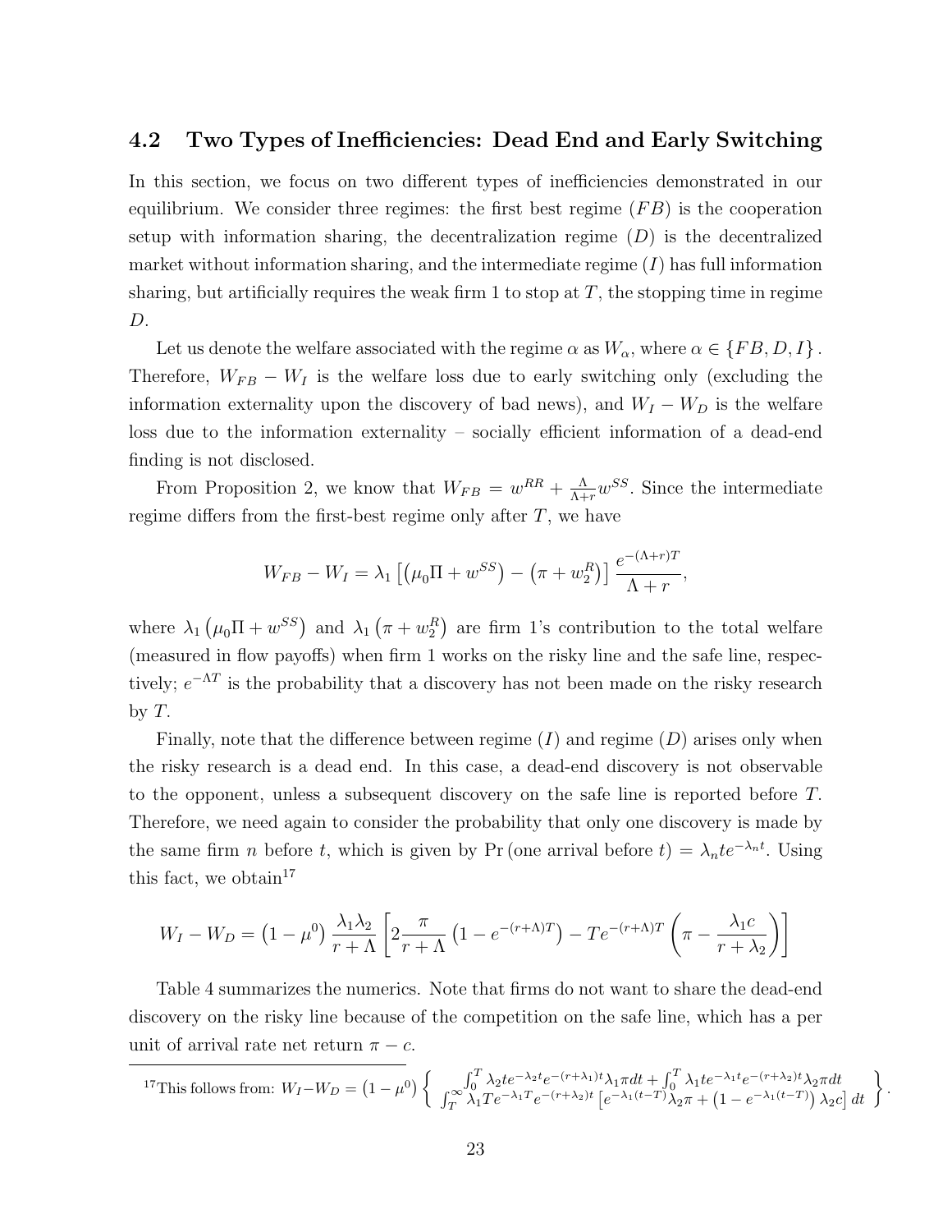## 4.2 Two Types of Inefficiencies: Dead End and Early Switching

In this section, we focus on two different types of inefficiencies demonstrated in our equilibrium. We consider three regimes: the first best regime ($FB$) is the cooperation setup with information sharing, the decentralization regime ($D$) is the decentralized market without information sharing, and the intermediate regime ($I$) has full information sharing, but artificially requires the weak firm 1 to stop at $T$, the stopping time in regime $D$.

Let us denote the welfare associated with the regime $\alpha$ as $W_\alpha$, where $\alpha \in \{FB, D, I\}$. Therefore, $W_{FB} - W_I$ is the welfare loss due to early switching only (excluding the information externality upon the discovery of bad news), and $W_I - W_D$ is the welfare loss due to the information externality – socially efficient information of a dead-end finding is not disclosed.

From Proposition 2, we know that $W_{FB} = w^{RR} + \frac{\Lambda}{\Lambda + r} w^{SS}$. Since the intermediate regime differs from the first-best regime only after $T$, we have

$$W_{FB} - W_I = \lambda_1 \left[ \left( \mu_0 \Pi + w^{SS} \right) - \left( \pi + w_2^R \right) \right] \frac{e^{-(\Lambda + r)T}}{\Lambda + r},$$

where $\lambda_1 \left( \mu_0 \Pi + w^{SS} \right)$ and $\lambda_1 \left( \pi + w_2^R \right)$ are firm 1's contribution to the total welfare (measured in flow payoffs) when firm 1 works on the risky line and the safe line, respectively; $e^{-\Lambda T}$ is the probability that a discovery has not been made on the risky research by $T$.

Finally, note that the difference between regime ($I$) and regime ($D$) arises only when the risky research is a dead end. In this case, a dead-end discovery is not observable to the opponent, unless a subsequent discovery on the safe line is reported before $T$. Therefore, we need again to consider the probability that only one discovery is made by the same firm $n$ before $t$, which is given by $\Pr(\text{one arrival before } t) = \lambda_n t e^{-\lambda_n t}$. Using this fact, we obtain[17]

$$W_I - W_D = \left(1 - \mu^0\right) \frac{\lambda_1 \lambda_2}{r + \Lambda} \left[ 2 \frac{\pi}{r + \Lambda} \left(1 - e^{-(r+\Lambda)T}\right) - T e^{-(r+\Lambda)T} \left( \pi - \frac{\lambda_1 c}{r + \lambda_2} \right) \right]$$

Table 4 summarizes the numerics. Note that firms do not want to share the dead-end discovery on the risky line because of the competition on the safe line, which has a per unit of arrival rate net return $\pi - c$.

---

[17] This follows from: $W_I - W_D = \left(1 - \mu^0\right) \left\{ \begin{array}{c} \int_0^T \lambda_2 t e^{-\lambda_2 t} e^{-(r+\lambda_1)t} \lambda_1 \pi dt + \int_0^T \lambda_1 t e^{-\lambda_1 t} e^{-(r+\lambda_2)t} \lambda_2 \pi dt \\ \int_T^\infty \lambda_1 T e^{-\lambda_1 T} e^{-(r+\lambda_2)t} \left[ e^{-\lambda_1 (t-T)} \lambda_2 \pi + \left(1 - e^{-\lambda_1 (t-T)}\right) \lambda_2 c \right] dt \end{array} \right\}.$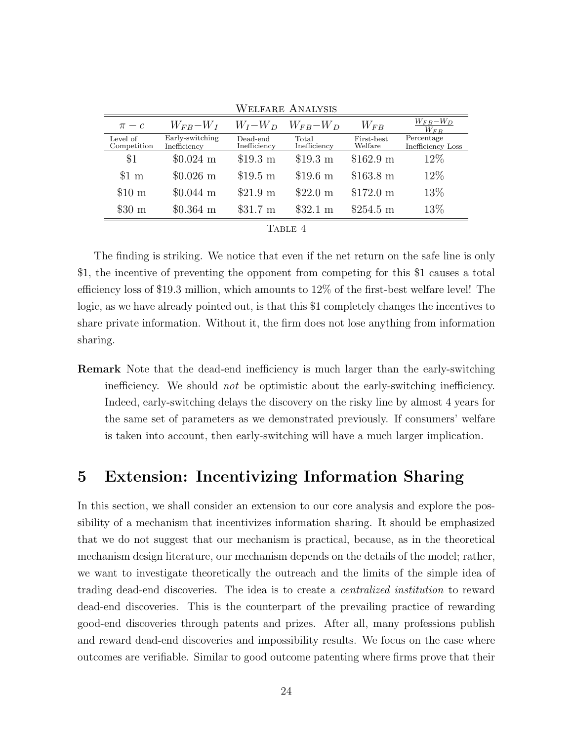WELFARE ANALYSIS

| $\pi - c$ | $W_{FB} - W_I$ | $W_I - W_D$ | $W_{FB} - W_D$ | $W_{FB}$ | $\frac{W_{FB} - W_D}{W_{FB}}$ |
|---|---|---|---|---|---|
| Level of Competition | Early-switching Inefficiency | Dead-end Inefficiency | Total Inefficiency | First-best Welfare | Percentage Inefficiency Loss |
| \$1 | \$0.024 m | \$19.3 m | \$19.3 m | \$162.9 m | 12% |
| \$1 m | \$0.026 m | \$19.5 m | \$19.6 m | \$163.8 m | 12% |
| \$10 m | \$0.044 m | \$21.9 m | \$22.0 m | \$172.0 m | 13% |
| \$30 m | \$0.364 m | \$31.7 m | \$32.1 m | \$254.5 m | 13% |

TABLE 4

The finding is striking. We notice that even if the net return on the safe line is only \$1, the incentive of preventing the opponent from competing for this \$1 causes a total efficiency loss of \$19.3 million, which amounts to 12% of the first-best welfare level! The logic, as we have already pointed out, is that this \$1 completely changes the incentives to share private information. Without it, the firm does not lose anything from information sharing.

**Remark** Note that the dead-end inefficiency is much larger than the early-switching inefficiency. We should *not* be optimistic about the early-switching inefficiency. Indeed, early-switching delays the discovery on the risky line by almost 4 years for the same set of parameters as we demonstrated previously. If consumers' welfare is taken into account, then early-switching will have a much larger implication.

## 5 Extension: Incentivizing Information Sharing

In this section, we shall consider an extension to our core analysis and explore the possibility of a mechanism that incentivizes information sharing. It should be emphasized that we do not suggest that our mechanism is practical, because, as in the theoretical mechanism design literature, our mechanism depends on the details of the model; rather, we want to investigate theoretically the outreach and the limits of the simple idea of trading dead-end discoveries. The idea is to create a *centralized institution* to reward dead-end discoveries. This is the counterpart of the prevailing practice of rewarding good-end discoveries through patents and prizes. After all, many professions publish and reward dead-end discoveries and impossibility results. We focus on the case where outcomes are verifiable. Similar to good outcome patenting where firms prove that their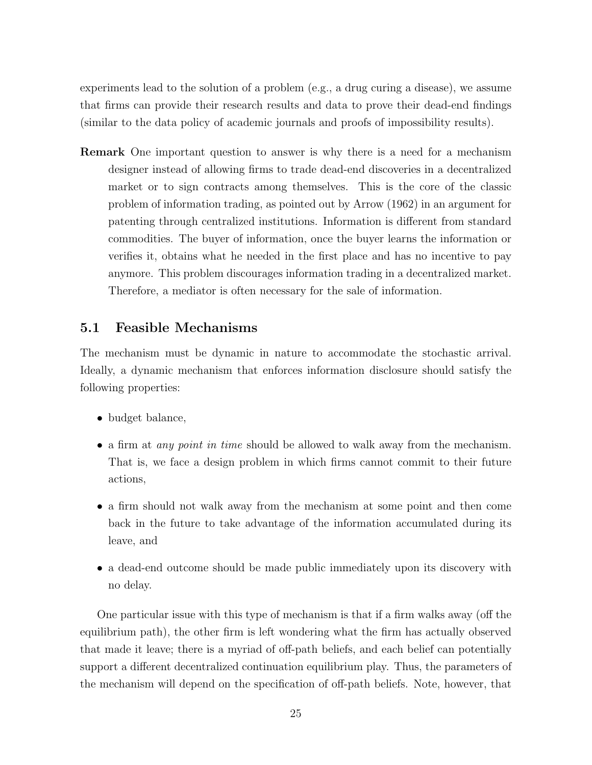experiments lead to the solution of a problem (e.g., a drug curing a disease), we assume that firms can provide their research results and data to prove their dead-end findings (similar to the data policy of academic journals and proofs of impossibility results).

**Remark** One important question to answer is why there is a need for a mechanism designer instead of allowing firms to trade dead-end discoveries in a decentralized market or to sign contracts among themselves. This is the core of the classic problem of information trading, as pointed out by Arrow (1962) in an argument for patenting through centralized institutions. Information is different from standard commodities. The buyer of information, once the buyer learns the information or verifies it, obtains what he needed in the first place and has no incentive to pay anymore. This problem discourages information trading in a decentralized market. Therefore, a mediator is often necessary for the sale of information.

## 5.1 Feasible Mechanisms

The mechanism must be dynamic in nature to accommodate the stochastic arrival. Ideally, a dynamic mechanism that enforces information disclosure should satisfy the following properties:

- budget balance,
- a firm at *any point in time* should be allowed to walk away from the mechanism. That is, we face a design problem in which firms cannot commit to their future actions,
- a firm should not walk away from the mechanism at some point and then come back in the future to take advantage of the information accumulated during its leave, and
- a dead-end outcome should be made public immediately upon its discovery with no delay.

One particular issue with this type of mechanism is that if a firm walks away (off the equilibrium path), the other firm is left wondering what the firm has actually observed that made it leave; there is a myriad of off-path beliefs, and each belief can potentially support a different decentralized continuation equilibrium play. Thus, the parameters of the mechanism will depend on the specification of off-path beliefs. Note, however, that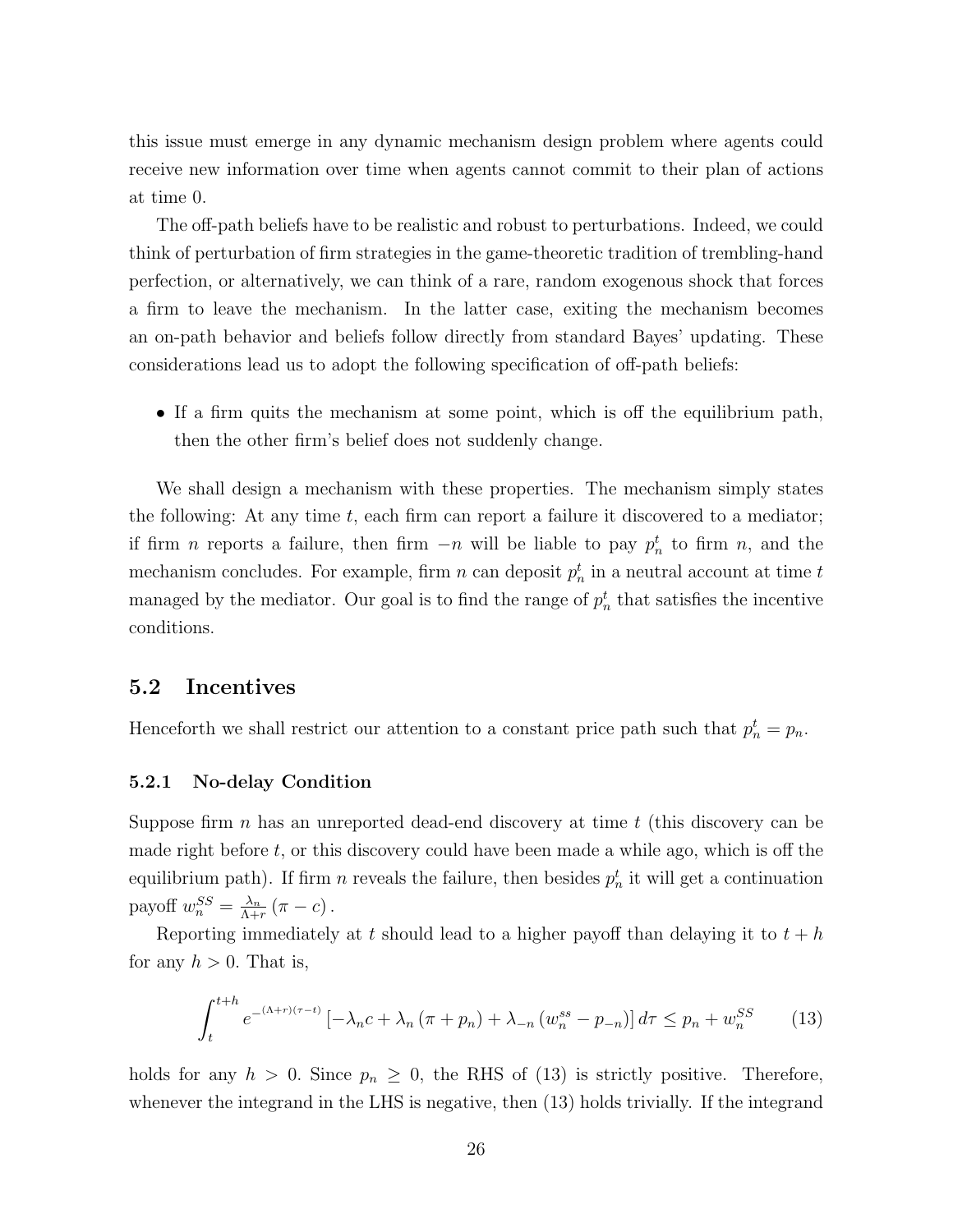this issue must emerge in any dynamic mechanism design problem where agents could receive new information over time when agents cannot commit to their plan of actions at time 0.

The off-path beliefs have to be realistic and robust to perturbations. Indeed, we could think of perturbation of firm strategies in the game-theoretic tradition of trembling-hand perfection, or alternatively, we can think of a rare, random exogenous shock that forces a firm to leave the mechanism. In the latter case, exiting the mechanism becomes an on-path behavior and beliefs follow directly from standard Bayes' updating. These considerations lead us to adopt the following specification of off-path beliefs:

- If a firm quits the mechanism at some point, which is off the equilibrium path, then the other firm's belief does not suddenly change.

We shall design a mechanism with these properties. The mechanism simply states the following: At any time $t$, each firm can report a failure it discovered to a mediator; if firm $n$ reports a failure, then firm $-n$ will be liable to pay $p_n^t$ to firm $n$, and the mechanism concludes. For example, firm $n$ can deposit $p_n^t$ in a neutral account at time $t$ managed by the mediator. Our goal is to find the range of $p_n^t$ that satisfies the incentive conditions.

## 5.2 Incentives

Henceforth we shall restrict our attention to a constant price path such that $p_n^t = p_n$.

### 5.2.1 No-delay Condition

Suppose firm $n$ has an unreported dead-end discovery at time $t$ (this discovery can be made right before $t$, or this discovery could have been made a while ago, which is off the equilibrium path). If firm $n$ reveals the failure, then besides $p_n^t$ it will get a continuation payoff $w_n^{SS} = \frac{\lambda_n}{\Lambda + r}(\pi - c)$.

Reporting immediately at $t$ should lead to a higher payoff than delaying it to $t+h$ for any $h > 0$. That is,

$$\int_t^{t+h} e^{-(\Lambda+r)(\tau-t)} \left[-\lambda_n c + \lambda_n (\pi + p_n) + \lambda_{-n} (w_n^{ss} - p_{-n})\right] d\tau \leq p_n + w_n^{SS} \tag{13}$$

holds for any $h > 0$. Since $p_n \geq 0$, the RHS of (13) is strictly positive. Therefore, whenever the integrand in the LHS is negative, then (13) holds trivially. If the integrand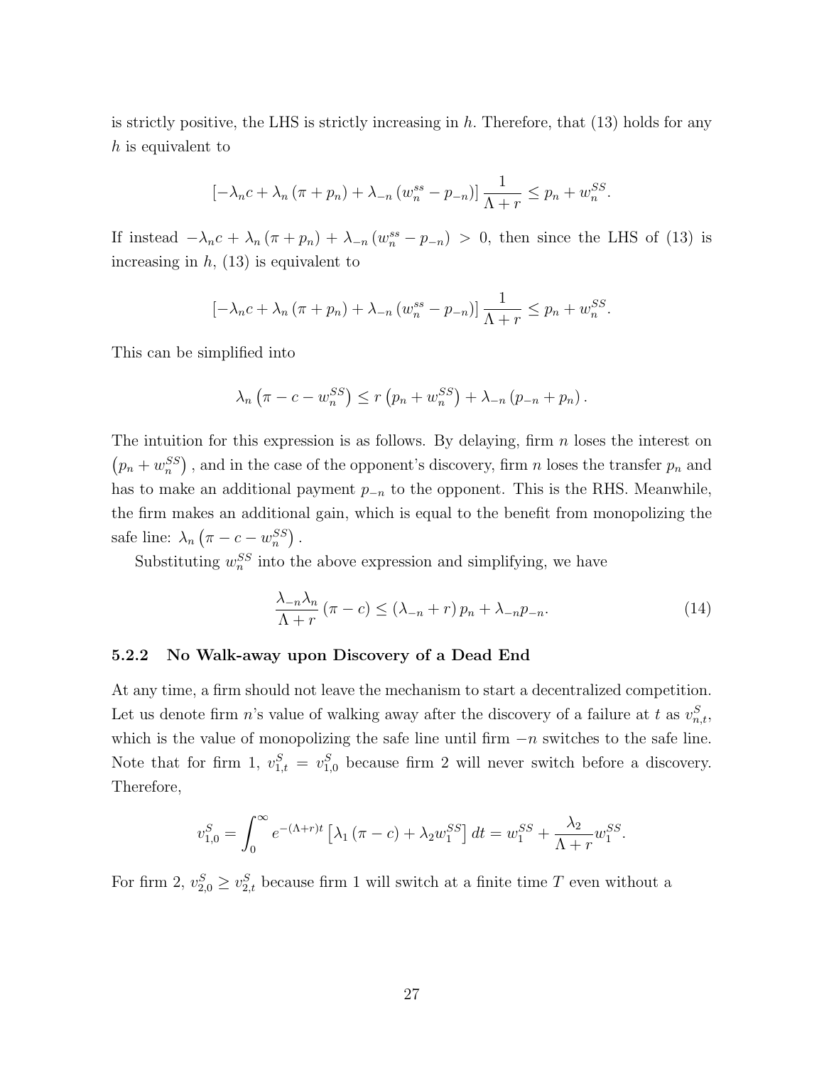is strictly positive, the LHS is strictly increasing in $h$. Therefore, that (13) holds for any $h$ is equivalent to

$$\left[-\lambda_n c + \lambda_n (\pi + p_n) + \lambda_{-n} (w_n^{ss} - p_{-n})\right] \frac{1}{\Lambda + r} \leq p_n + w_n^{SS}.$$

If instead $-\lambda_n c + \lambda_n (\pi + p_n) + \lambda_{-n} (w_n^{ss} - p_{-n}) > 0$, then since the LHS of (13) is increasing in $h$, (13) is equivalent to

$$\left[-\lambda_n c + \lambda_n (\pi + p_n) + \lambda_{-n} (w_n^{ss} - p_{-n})\right] \frac{1}{\Lambda + r} \leq p_n + w_n^{SS}.$$

This can be simplified into

$$\lambda_n \left(\pi - c - w_n^{SS}\right) \leq r \left(p_n + w_n^{SS}\right) + \lambda_{-n} (p_{-n} + p_n).$$

The intuition for this expression is as follows. By delaying, firm $n$ loses the interest on $\left(p_n + w_n^{SS}\right)$, and in the case of the opponent's discovery, firm $n$ loses the transfer $p_n$ and has to make an additional payment $p_{-n}$ to the opponent. This is the RHS. Meanwhile, the firm makes an additional gain, which is equal to the benefit from monopolizing the safe line: $\lambda_n \left(\pi - c - w_n^{SS}\right)$.

Substituting $w_n^{SS}$ into the above expression and simplifying, we have

$$\frac{\lambda_{-n}\lambda_n}{\Lambda + r} (\pi - c) \leq (\lambda_{-n} + r) p_n + \lambda_{-n} p_{-n}. \tag{14}$$

### 5.2.2 No Walk-away upon Discovery of a Dead End

At any time, a firm should not leave the mechanism to start a decentralized competition. Let us denote firm $n$'s value of walking away after the discovery of a failure at $t$ as $v_{n,t}^S$, which is the value of monopolizing the safe line until firm $-n$ switches to the safe line. Note that for firm 1, $v_{1,t}^S = v_{1,0}^S$ because firm 2 will never switch before a discovery. Therefore,

$$v_{1,0}^S = \int_0^\infty e^{-(\Lambda + r)t} \left[\lambda_1 (\pi - c) + \lambda_2 w_1^{SS}\right] dt = w_1^{SS} + \frac{\lambda_2}{\Lambda + r} w_1^{SS}.$$

For firm 2, $v_{2,0}^S \geq v_{2,t}^S$ because firm 1 will switch at a finite time $T$ even without a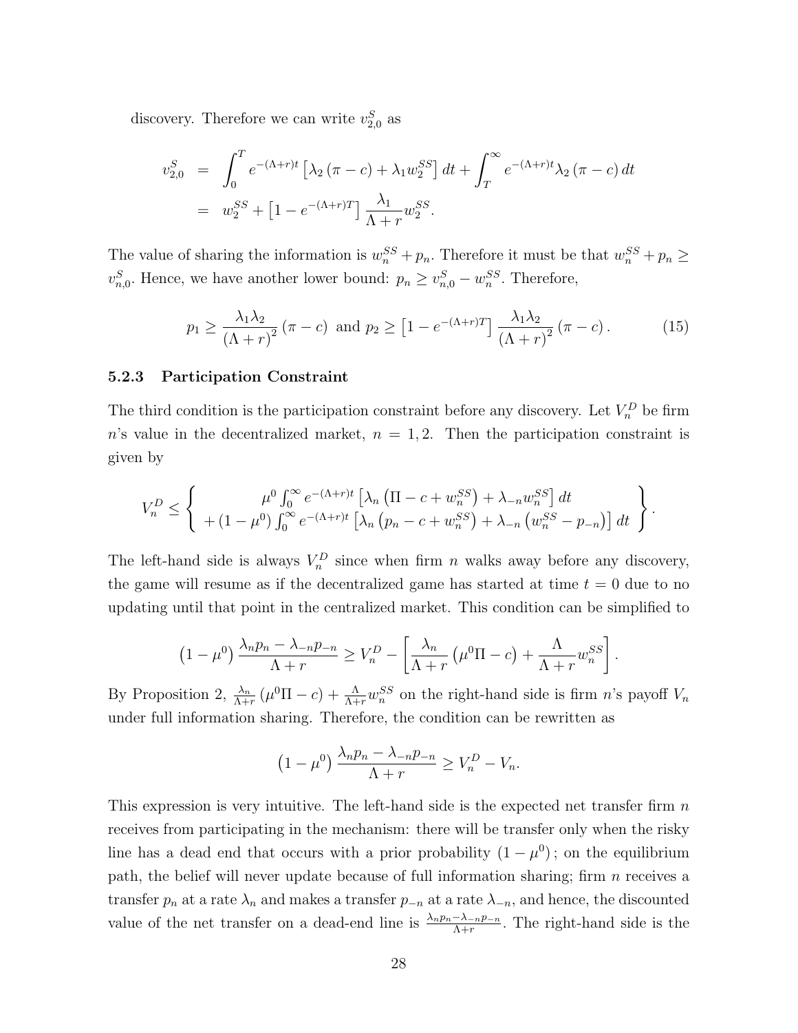discovery. Therefore we can write $v_{2,0}^S$ as

$$
\begin{aligned}
v_{2,0}^S &= \int_0^T e^{-(\Lambda+r)t}\left[\lambda_2(\pi - c) + \lambda_1 w_2^{SS}\right]dt + \int_T^\infty e^{-(\Lambda+r)t}\lambda_2(\pi - c)\,dt \\
&= w_2^{SS} + \left[1 - e^{-(\Lambda+r)T}\right]\frac{\lambda_1}{\Lambda + r}w_2^{SS}.
\end{aligned}
$$

The value of sharing the information is $w_n^{SS} + p_n$. Therefore it must be that $w_n^{SS} + p_n \geq v_{n,0}^S$. Hence, we have another lower bound: $p_n \geq v_{n,0}^S - w_n^{SS}$. Therefore,

$$
p_1 \geq \frac{\lambda_1\lambda_2}{(\Lambda + r)^2}(\pi - c) \text{ and } p_2 \geq \left[1 - e^{-(\Lambda+r)T}\right]\frac{\lambda_1\lambda_2}{(\Lambda + r)^2}(\pi - c). \tag{15}
$$

### 5.2.3 Participation Constraint

The third condition is the participation constraint before any discovery. Let $V_n^D$ be firm $n$'s value in the decentralized market, $n = 1, 2$. Then the participation constraint is given by

$$
V_n^D \leq \left\{ \begin{array}{c} \mu^0 \int_0^\infty e^{-(\Lambda+r)t}\left[\lambda_n\left(\Pi - c + w_n^{SS}\right) + \lambda_{-n}w_n^{SS}\right]dt \\ + (1-\mu^0)\int_0^\infty e^{-(\Lambda+r)t}\left[\lambda_n\left(p_n - c + w_n^{SS}\right) + \lambda_{-n}\left(w_n^{SS} - p_{-n}\right)\right]dt \end{array} \right\}.
$$

The left-hand side is always $V_n^D$ since when firm $n$ walks away before any discovery, the game will resume as if the decentralized game has started at time $t = 0$ due to no updating until that point in the centralized market. This condition can be simplified to

$$
\left(1 - \mu^0\right)\frac{\lambda_n p_n - \lambda_{-n}p_{-n}}{\Lambda + r} \geq V_n^D - \left[\frac{\lambda_n}{\Lambda + r}\left(\mu^0\Pi - c\right) + \frac{\Lambda}{\Lambda + r}w_n^{SS}\right].
$$

By Proposition 2, $\frac{\lambda_n}{\Lambda+r}\left(\mu^0\Pi - c\right) + \frac{\Lambda}{\Lambda+r}w_n^{SS}$ on the right-hand side is firm $n$'s payoff $V_n$ under full information sharing. Therefore, the condition can be rewritten as

$$
\left(1 - \mu^0\right)\frac{\lambda_n p_n - \lambda_{-n}p_{-n}}{\Lambda + r} \geq V_n^D - V_n.
$$

This expression is very intuitive. The left-hand side is the expected net transfer firm $n$ receives from participating in the mechanism: there will be transfer only when the risky line has a dead end that occurs with a prior probability $(1 - \mu^0)$; on the equilibrium path, the belief will never update because of full information sharing; firm $n$ receives a transfer $p_n$ at a rate $\lambda_n$ and makes a transfer $p_{-n}$ at a rate $\lambda_{-n}$, and hence, the discounted value of the net transfer on a dead-end line is $\frac{\lambda_n p_n - \lambda_{-n}p_{-n}}{\Lambda+r}$. The right-hand side is the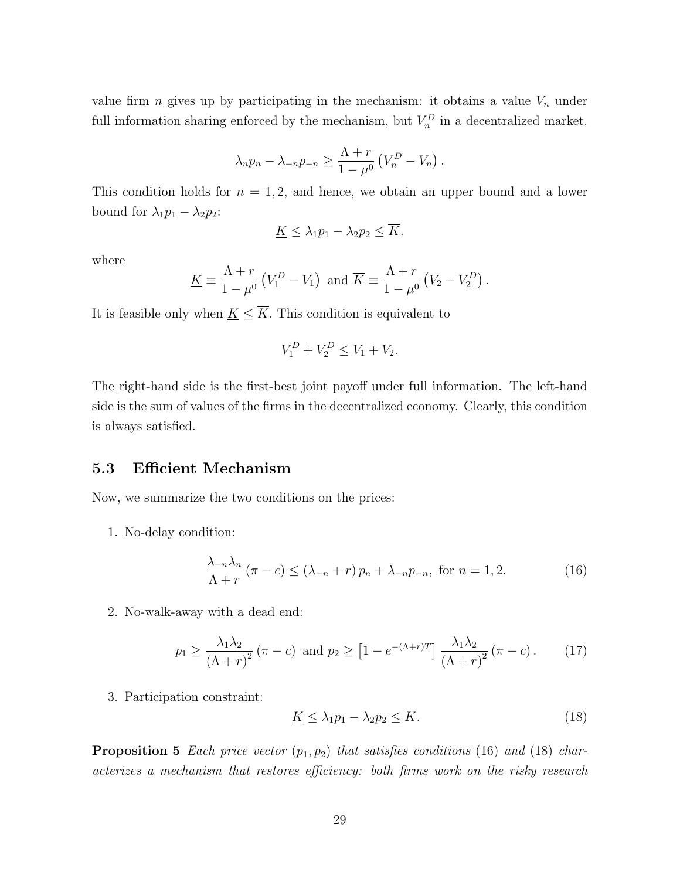value firm $n$ gives up by participating in the mechanism: it obtains a value $V_n$ under full information sharing enforced by the mechanism, but $V_n^D$ in a decentralized market.

$$\lambda_n p_n - \lambda_{-n} p_{-n} \geq \frac{\Lambda + r}{1 - \mu^0} \left( V_n^D - V_n \right).$$

This condition holds for $n = 1, 2$, and hence, we obtain an upper bound and a lower bound for $\lambda_1 p_1 - \lambda_2 p_2$:

$$\underline{K} \leq \lambda_1 p_1 - \lambda_2 p_2 \leq \overline{K}.$$

where

$$\underline{K} \equiv \frac{\Lambda + r}{1 - \mu^0} \left( V_1^D - V_1 \right) \text{ and } \overline{K} \equiv \frac{\Lambda + r}{1 - \mu^0} \left( V_2 - V_2^D \right).$$

It is feasible only when $\underline{K} \leq \overline{K}$. This condition is equivalent to

$$V_1^D + V_2^D \leq V_1 + V_2.$$

The right-hand side is the first-best joint payoff under full information. The left-hand side is the sum of values of the firms in the decentralized economy. Clearly, this condition is always satisfied.

### 5.3 Efficient Mechanism

Now, we summarize the two conditions on the prices:

1. No-delay condition:

$$\frac{\lambda_{-n} \lambda_n}{\Lambda + r} (\pi - c) \leq (\lambda_{-n} + r) p_n + \lambda_{-n} p_{-n}, \text{ for } n = 1, 2. \tag{16}$$

2. No-walk-away with a dead end:

$$p_1 \geq \frac{\lambda_1 \lambda_2}{(\Lambda + r)^2} (\pi - c) \text{ and } p_2 \geq \left[ 1 - e^{-(\Lambda + r)T} \right] \frac{\lambda_1 \lambda_2}{(\Lambda + r)^2} (\pi - c). \tag{17}$$

3. Participation constraint:

$$\underline{K} \leq \lambda_1 p_1 - \lambda_2 p_2 \leq \overline{K}. \tag{18}$$

**Proposition 5** *Each price vector $(p_1, p_2)$ that satisfies conditions* (16) *and* (18) *characterizes a mechanism that restores efficiency: both firms work on the risky research*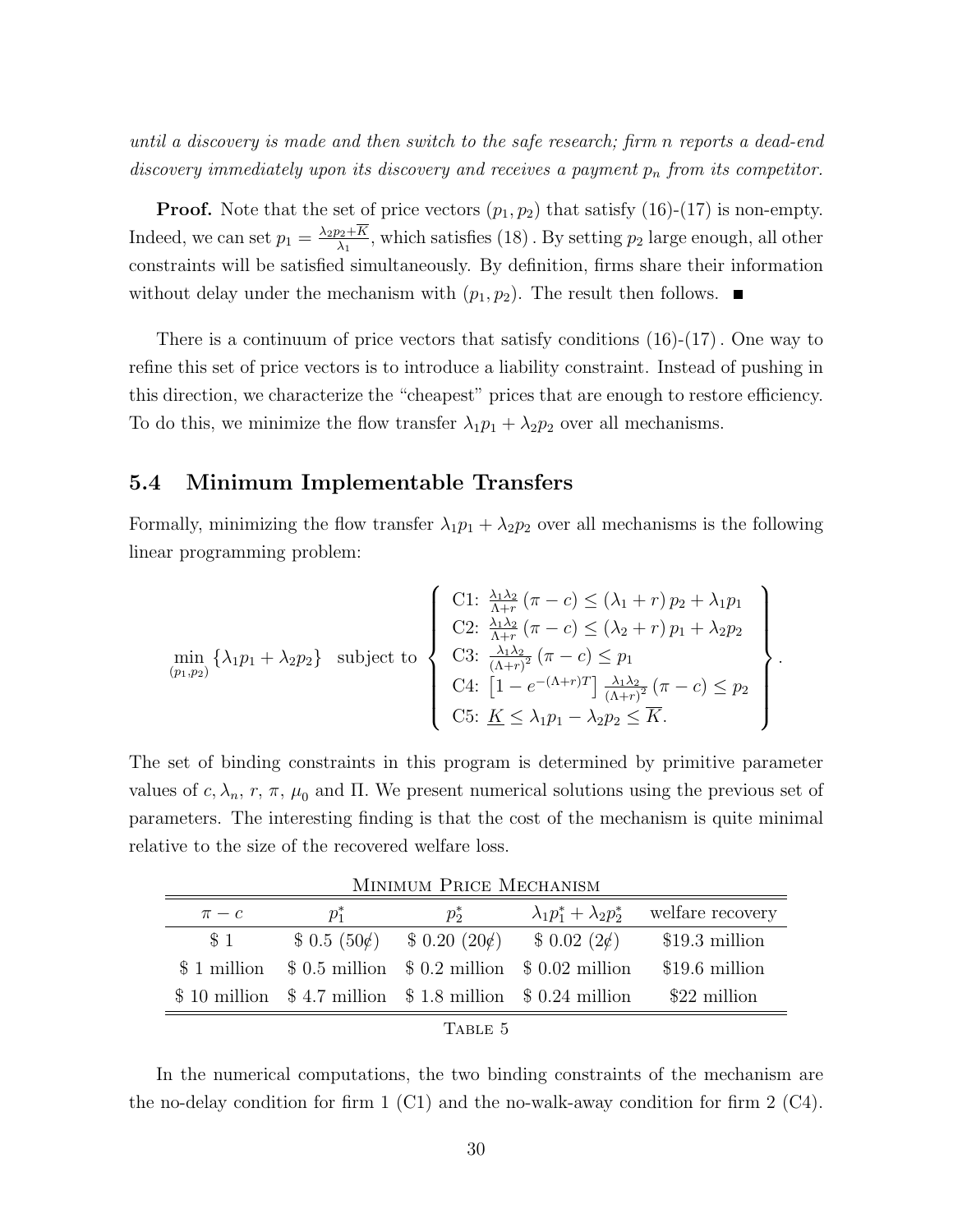*until a discovery is made and then switch to the safe research; firm n reports a dead-end discovery immediately upon its discovery and receives a payment $p_n$ from its competitor.*

**Proof.** Note that the set of price vectors $(p_1, p_2)$ that satisfy (16)-(17) is non-empty. Indeed, we can set $p_1 = \frac{\lambda_2 p_2 + \overline{K}}{\lambda_1}$, which satisfies (18). By setting $p_2$ large enough, all other constraints will be satisfied simultaneously. By definition, firms share their information without delay under the mechanism with $(p_1, p_2)$. The result then follows. ■

There is a continuum of price vectors that satisfy conditions (16)-(17). One way to refine this set of price vectors is to introduce a liability constraint. Instead of pushing in this direction, we characterize the "cheapest" prices that are enough to restore efficiency. To do this, we minimize the flow transfer $\lambda_1 p_1 + \lambda_2 p_2$ over all mechanisms.

## 5.4 Minimum Implementable Transfers

Formally, minimizing the flow transfer $\lambda_1 p_1 + \lambda_2 p_2$ over all mechanisms is the following linear programming problem:

$$\min_{(p_1,p_2)} \{\lambda_1 p_1 + \lambda_2 p_2\} \quad \text{subject to} \left\{ \begin{array}{l} \text{C1: } \frac{\lambda_1 \lambda_2}{\Lambda + r} (\pi - c) \leq (\lambda_1 + r) p_2 + \lambda_1 p_1 \\ \text{C2: } \frac{\lambda_1 \lambda_2}{\Lambda + r} (\pi - c) \leq (\lambda_2 + r) p_1 + \lambda_2 p_2 \\ \text{C3: } \frac{\lambda_1 \lambda_2}{(\Lambda + r)^2} (\pi - c) \leq p_1 \\ \text{C4: } \left[1 - e^{-(\Lambda + r)T}\right] \frac{\lambda_1 \lambda_2}{(\Lambda + r)^2} (\pi - c) \leq p_2 \\ \text{C5: } \underline{K} \leq \lambda_1 p_1 - \lambda_2 p_2 \leq \overline{K}. \end{array} \right\}.$$

The set of binding constraints in this program is determined by primitive parameter values of $c, \lambda_n, r, \pi, \mu_0$ and $\Pi$. We present numerical solutions using the previous set of parameters. The interesting finding is that the cost of the mechanism is quite minimal relative to the size of the recovered welfare loss.

Minimum Price Mechanism

| $\pi - c$ | $p_1^*$ | $p_2^*$ | $\lambda_1 p_1^* + \lambda_2 p_2^*$ | welfare recovery |
|---|---|---|---|---|
| \$ 1 | \$ 0.5 (50¢) | \$ 0.20 (20¢) | \$ 0.02 (2¢) | \$19.3 million |
| \$ 1 million | \$ 0.5 million | \$ 0.2 million | \$ 0.02 million | \$19.6 million |
| \$ 10 million | \$ 4.7 million | \$ 1.8 million | \$ 0.24 million | \$22 million |

Table 5

In the numerical computations, the two binding constraints of the mechanism are the no-delay condition for firm 1 (C1) and the no-walk-away condition for firm 2 (C4).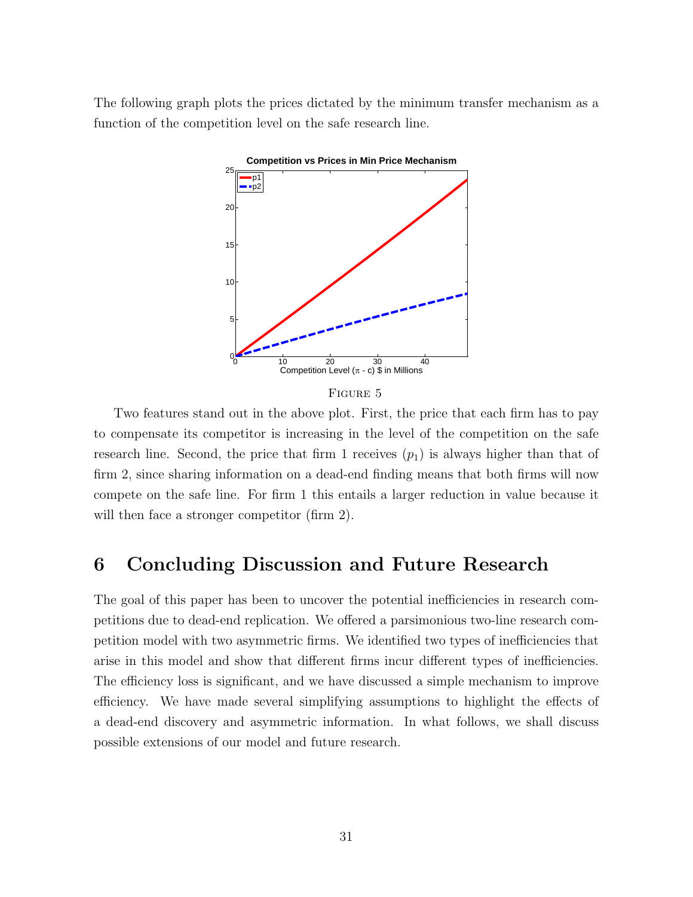The following graph plots the prices dictated by the minimum transfer mechanism as a function of the competition level on the safe research line.

FIGURE 5

Two features stand out in the above plot. First, the price that each firm has to pay to compensate its competitor is increasing in the level of the competition on the safe research line. Second, the price that firm 1 receives ($p_1$) is always higher than that of firm 2, since sharing information on a dead-end finding means that both firms will now compete on the safe line. For firm 1 this entails a larger reduction in value because it will then face a stronger competitor (firm 2).

# 6 Concluding Discussion and Future Research

The goal of this paper has been to uncover the potential inefficiencies in research competitions due to dead-end replication. We offered a parsimonious two-line research competition model with two asymmetric firms. We identified two types of inefficiencies that arise in this model and show that different firms incur different types of inefficiencies. The efficiency loss is significant, and we have discussed a simple mechanism to improve efficiency. We have made several simplifying assumptions to highlight the effects of a dead-end discovery and asymmetric information. In what follows, we shall discuss possible extensions of our model and future research.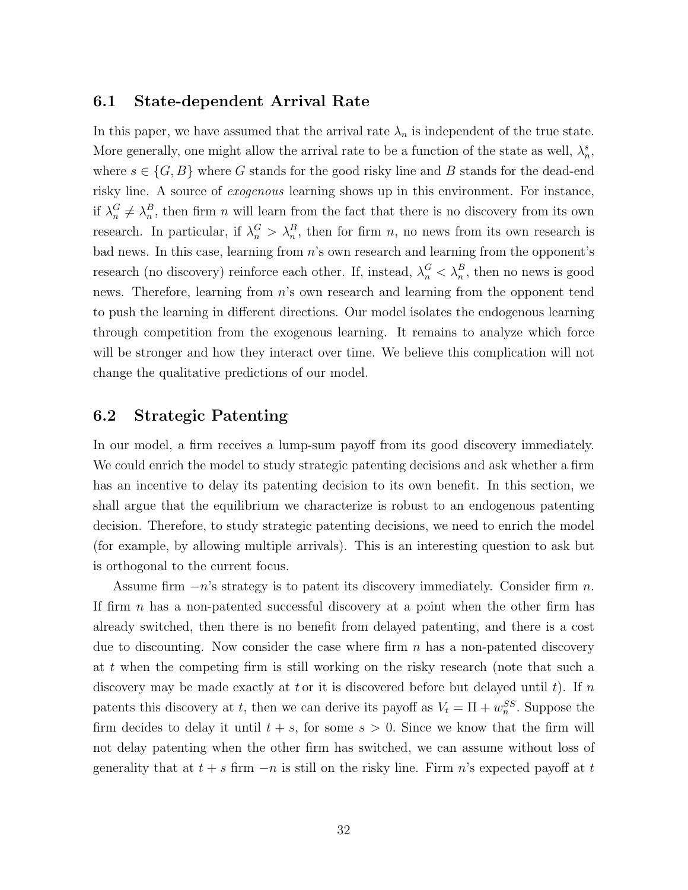### 6.1 State-dependent Arrival Rate

In this paper, we have assumed that the arrival rate $\lambda_n$ is independent of the true state. More generally, one might allow the arrival rate to be a function of the state as well, $\lambda_n^s$, where $s \in \{G, B\}$ where $G$ stands for the good risky line and $B$ stands for the dead-end risky line. A source of *exogenous* learning shows up in this environment. For instance, if $\lambda_n^G \neq \lambda_n^B$, then firm $n$ will learn from the fact that there is no discovery from its own research. In particular, if $\lambda_n^G > \lambda_n^B$, then for firm $n$, no news from its own research is bad news. In this case, learning from $n$'s own research and learning from the opponent's research (no discovery) reinforce each other. If, instead, $\lambda_n^G < \lambda_n^B$, then no news is good news. Therefore, learning from $n$'s own research and learning from the opponent tend to push the learning in different directions. Our model isolates the endogenous learning through competition from the exogenous learning. It remains to analyze which force will be stronger and how they interact over time. We believe this complication will not change the qualitative predictions of our model.

### 6.2 Strategic Patenting

In our model, a firm receives a lump-sum payoff from its good discovery immediately. We could enrich the model to study strategic patenting decisions and ask whether a firm has an incentive to delay its patenting decision to its own benefit. In this section, we shall argue that the equilibrium we characterize is robust to an endogenous patenting decision. Therefore, to study strategic patenting decisions, we need to enrich the model (for example, by allowing multiple arrivals). This is an interesting question to ask but is orthogonal to the current focus.

Assume firm $-n$'s strategy is to patent its discovery immediately. Consider firm $n$. If firm $n$ has a non-patented successful discovery at a point when the other firm has already switched, then there is no benefit from delayed patenting, and there is a cost due to discounting. Now consider the case where firm $n$ has a non-patented discovery at $t$ when the competing firm is still working on the risky research (note that such a discovery may be made exactly at $t$ or it is discovered before but delayed until $t$). If $n$ patents this discovery at $t$, then we can derive its payoff as $V_t = \Pi + w_n^{SS}$. Suppose the firm decides to delay it until $t + s$, for some $s > 0$. Since we know that the firm will not delay patenting when the other firm has switched, we can assume without loss of generality that at $t + s$ firm $-n$ is still on the risky line. Firm $n$'s expected payoff at $t$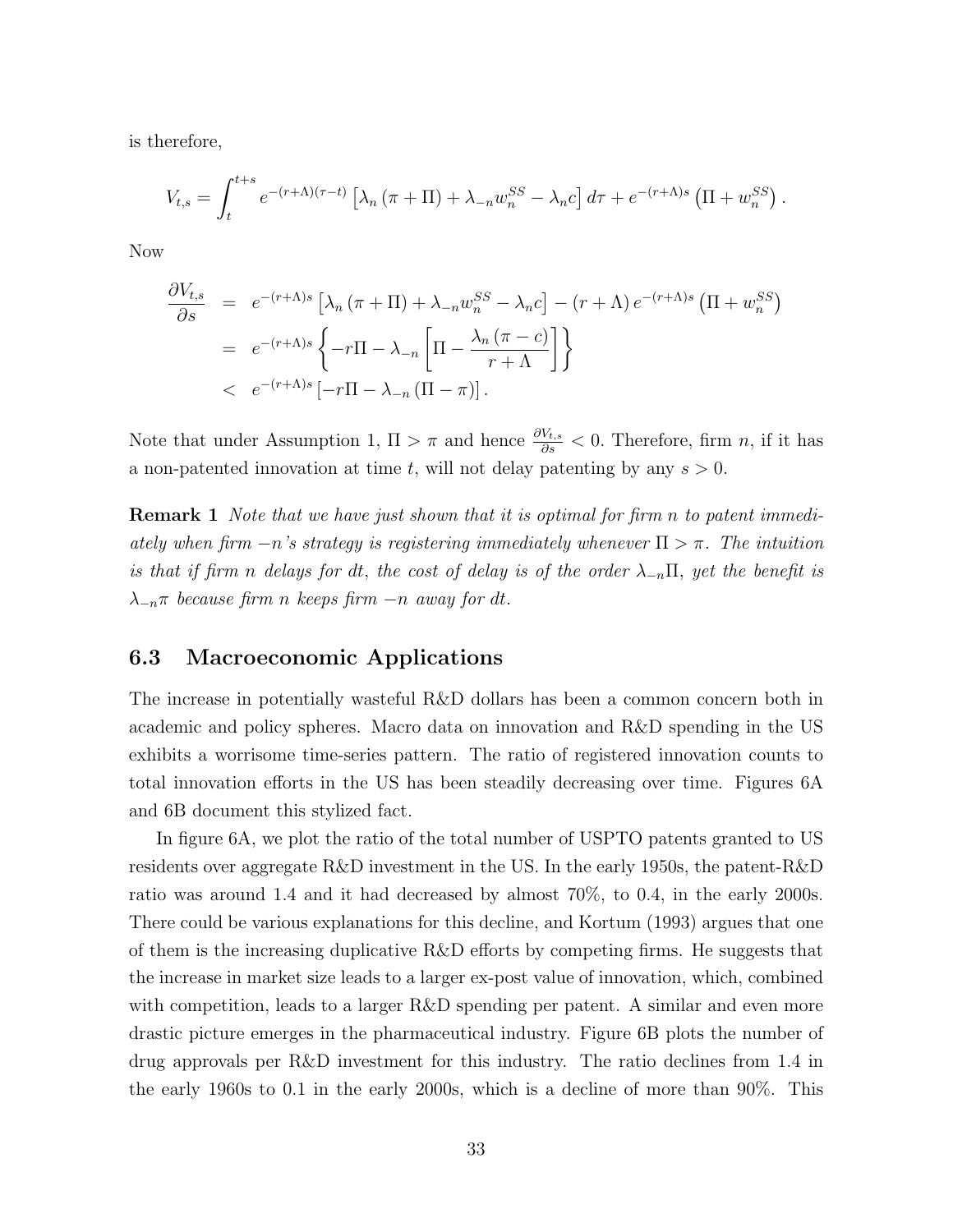is therefore,

$$V_{t,s} = \int_t^{t+s} e^{-(r+\Lambda)(\tau - t)} \left[ \lambda_n (\pi + \Pi) + \lambda_{-n} w_n^{SS} - \lambda_n c \right] d\tau + e^{-(r+\Lambda)s} \left( \Pi + w_n^{SS} \right).$$

Now

$$\begin{aligned}
\frac{\partial V_{t,s}}{\partial s} &= e^{-(r+\Lambda)s} \left[ \lambda_n (\pi + \Pi) + \lambda_{-n} w_n^{SS} - \lambda_n c \right] - (r + \Lambda) e^{-(r+\Lambda)s} \left( \Pi + w_n^{SS} \right) \\
&= e^{-(r+\Lambda)s} \left\{ -r\Pi - \lambda_{-n} \left[ \Pi - \frac{\lambda_n (\pi - c)}{r + \Lambda} \right] \right\} \\
&< e^{-(r+\Lambda)s} \left[ -r\Pi - \lambda_{-n} (\Pi - \pi) \right].
\end{aligned}$$

Note that under Assumption 1, $\Pi > \pi$ and hence $\frac{\partial V_{t,s}}{\partial s} < 0$. Therefore, firm $n$, if it has a non-patented innovation at time $t$, will not delay patenting by any $s > 0$.

**Remark 1** *Note that we have just shown that it is optimal for firm $n$ to patent immediately when firm $-n$'s strategy is registering immediately whenever $\Pi > \pi$. The intuition is that if firm $n$ delays for $dt$, the cost of delay is of the order $\lambda_{-n}\Pi$, yet the benefit is $\lambda_{-n}\pi$ because firm $n$ keeps firm $-n$ away for $dt$.*

### 6.3 Macroeconomic Applications

The increase in potentially wasteful R&D dollars has been a common concern both in academic and policy spheres. Macro data on innovation and R&D spending in the US exhibits a worrisome time-series pattern. The ratio of registered innovation counts to total innovation efforts in the US has been steadily decreasing over time. Figures 6A and 6B document this stylized fact.

In figure 6A, we plot the ratio of the total number of USPTO patents granted to US residents over aggregate R&D investment in the US. In the early 1950s, the patent-R&D ratio was around 1.4 and it had decreased by almost 70%, to 0.4, in the early 2000s. There could be various explanations for this decline, and Kortum (1993) argues that one of them is the increasing duplicative R&D efforts by competing firms. He suggests that the increase in market size leads to a larger ex-post value of innovation, which, combined with competition, leads to a larger R&D spending per patent. A similar and even more drastic picture emerges in the pharmaceutical industry. Figure 6B plots the number of drug approvals per R&D investment for this industry. The ratio declines from 1.4 in the early 1960s to 0.1 in the early 2000s, which is a decline of more than 90%. This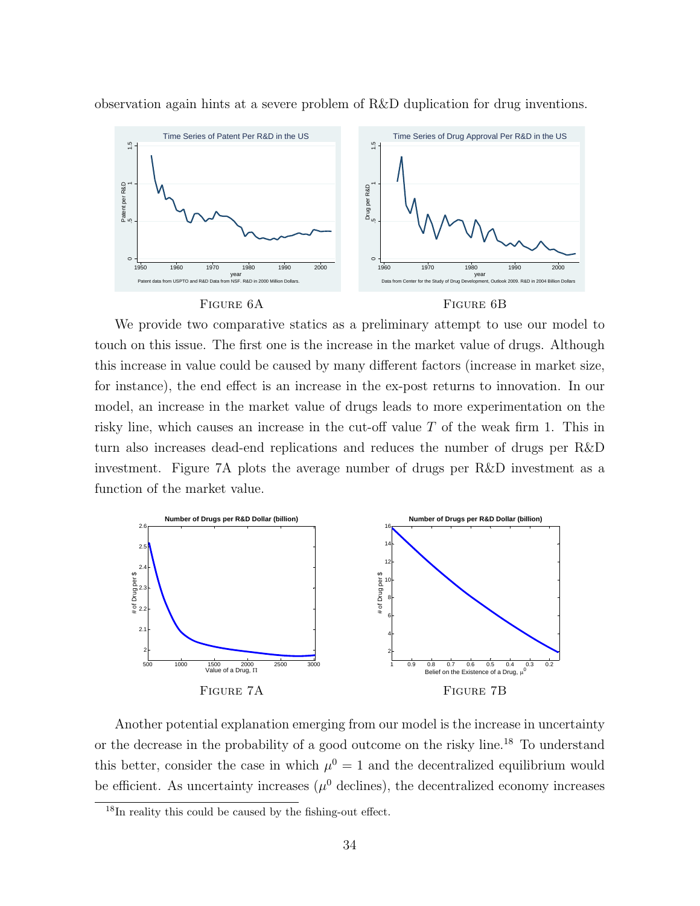observation again hints at a severe problem of R&D duplication for drug inventions.

FIGURE 6A

FIGURE 6B

We provide two comparative statics as a preliminary attempt to use our model to touch on this issue. The first one is the increase in the market value of drugs. Although this increase in value could be caused by many different factors (increase in market size, for instance), the end effect is an increase in the ex-post returns to innovation. In our model, an increase in the market value of drugs leads to more experimentation on the risky line, which causes an increase in the cut-off value $T$ of the weak firm 1. This in turn also increases dead-end replications and reduces the number of drugs per R&D investment. Figure 7A plots the average number of drugs per R&D investment as a function of the market value.

FIGURE 7A

FIGURE 7B

Another potential explanation emerging from our model is the increase in uncertainty or the decrease in the probability of a good outcome on the risky line.[18] To understand this better, consider the case in which $\mu^0 = 1$ and the decentralized equilibrium would be efficient. As uncertainty increases ($\mu^0$ declines), the decentralized economy increases

[18] In reality this could be caused by the fishing-out effect.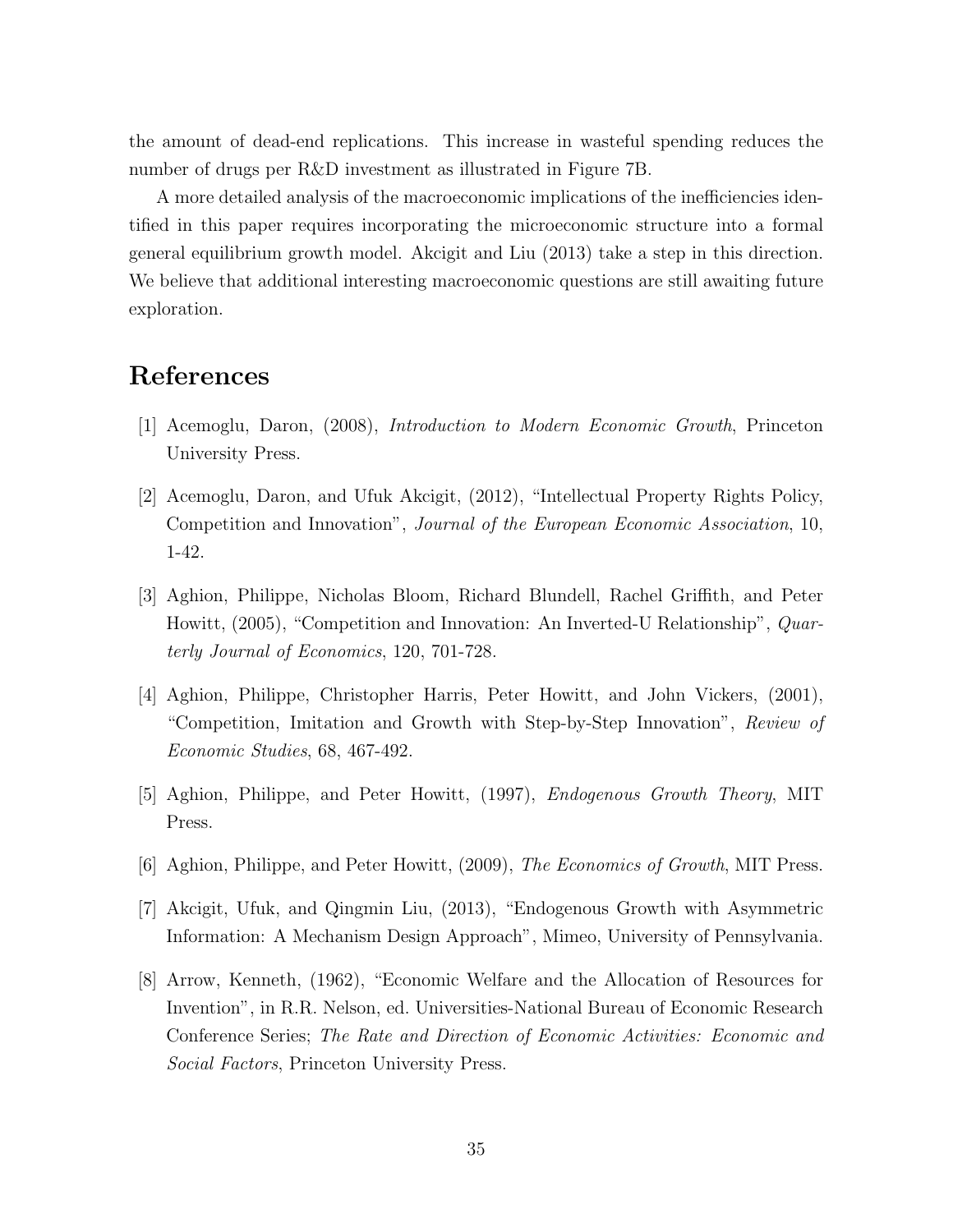the amount of dead-end replications. This increase in wasteful spending reduces the number of drugs per R&D investment as illustrated in Figure 7B.

A more detailed analysis of the macroeconomic implications of the inefficiencies identified in this paper requires incorporating the microeconomic structure into a formal general equilibrium growth model. Akcigit and Liu (2013) take a step in this direction. We believe that additional interesting macroeconomic questions are still awaiting future exploration.

# References

[1] Acemoglu, Daron, (2008), *Introduction to Modern Economic Growth*, Princeton University Press.

[2] Acemoglu, Daron, and Ufuk Akcigit, (2012), "Intellectual Property Rights Policy, Competition and Innovation", *Journal of the European Economic Association*, 10, 1-42.

[3] Aghion, Philippe, Nicholas Bloom, Richard Blundell, Rachel Griffith, and Peter Howitt, (2005), "Competition and Innovation: An Inverted-U Relationship", *Quarterly Journal of Economics*, 120, 701-728.

[4] Aghion, Philippe, Christopher Harris, Peter Howitt, and John Vickers, (2001), "Competition, Imitation and Growth with Step-by-Step Innovation", *Review of Economic Studies*, 68, 467-492.

[5] Aghion, Philippe, and Peter Howitt, (1997), *Endogenous Growth Theory*, MIT Press.

[6] Aghion, Philippe, and Peter Howitt, (2009), *The Economics of Growth*, MIT Press.

[7] Akcigit, Ufuk, and Qingmin Liu, (2013), "Endogenous Growth with Asymmetric Information: A Mechanism Design Approach", Mimeo, University of Pennsylvania.

[8] Arrow, Kenneth, (1962), "Economic Welfare and the Allocation of Resources for Invention", in R.R. Nelson, ed. Universities-National Bureau of Economic Research Conference Series; *The Rate and Direction of Economic Activities: Economic and Social Factors*, Princeton University Press.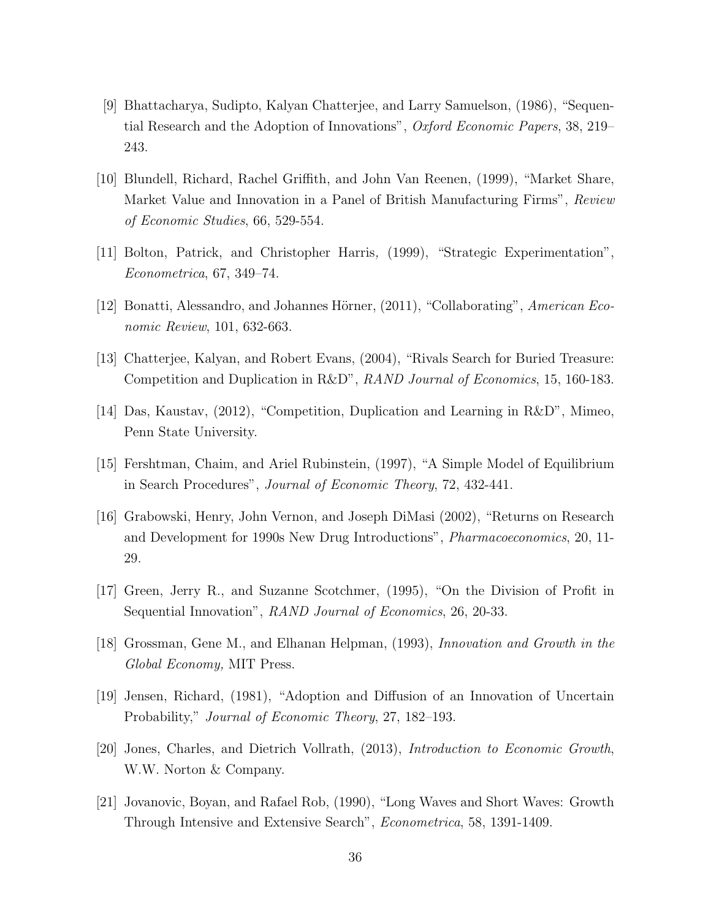[9] Bhattacharya, Sudipto, Kalyan Chatterjee, and Larry Samuelson, (1986), "Sequential Research and the Adoption of Innovations", *Oxford Economic Papers*, 38, 219–243.

[10] Blundell, Richard, Rachel Griffith, and John Van Reenen, (1999), "Market Share, Market Value and Innovation in a Panel of British Manufacturing Firms", *Review of Economic Studies*, 66, 529-554.

[11] Bolton, Patrick, and Christopher Harris, (1999), "Strategic Experimentation", *Econometrica*, 67, 349–74.

[12] Bonatti, Alessandro, and Johannes Hörner, (2011), "Collaborating", *American Economic Review*, 101, 632-663.

[13] Chatterjee, Kalyan, and Robert Evans, (2004), "Rivals Search for Buried Treasure: Competition and Duplication in R&D", *RAND Journal of Economics*, 15, 160-183.

[14] Das, Kaustav, (2012), "Competition, Duplication and Learning in R&D", Mimeo, Penn State University.

[15] Fershtman, Chaim, and Ariel Rubinstein, (1997), "A Simple Model of Equilibrium in Search Procedures", *Journal of Economic Theory*, 72, 432-441.

[16] Grabowski, Henry, John Vernon, and Joseph DiMasi (2002), "Returns on Research and Development for 1990s New Drug Introductions", *Pharmacoeconomics*, 20, 11-29.

[17] Green, Jerry R., and Suzanne Scotchmer, (1995), "On the Division of Profit in Sequential Innovation", *RAND Journal of Economics*, 26, 20-33.

[18] Grossman, Gene M., and Elhanan Helpman, (1993), *Innovation and Growth in the Global Economy,* MIT Press.

[19] Jensen, Richard, (1981), "Adoption and Diffusion of an Innovation of Uncertain Probability," *Journal of Economic Theory*, 27, 182–193.

[20] Jones, Charles, and Dietrich Vollrath, (2013), *Introduction to Economic Growth*, W.W. Norton & Company.

[21] Jovanovic, Boyan, and Rafael Rob, (1990), "Long Waves and Short Waves: Growth Through Intensive and Extensive Search", *Econometrica*, 58, 1391-1409.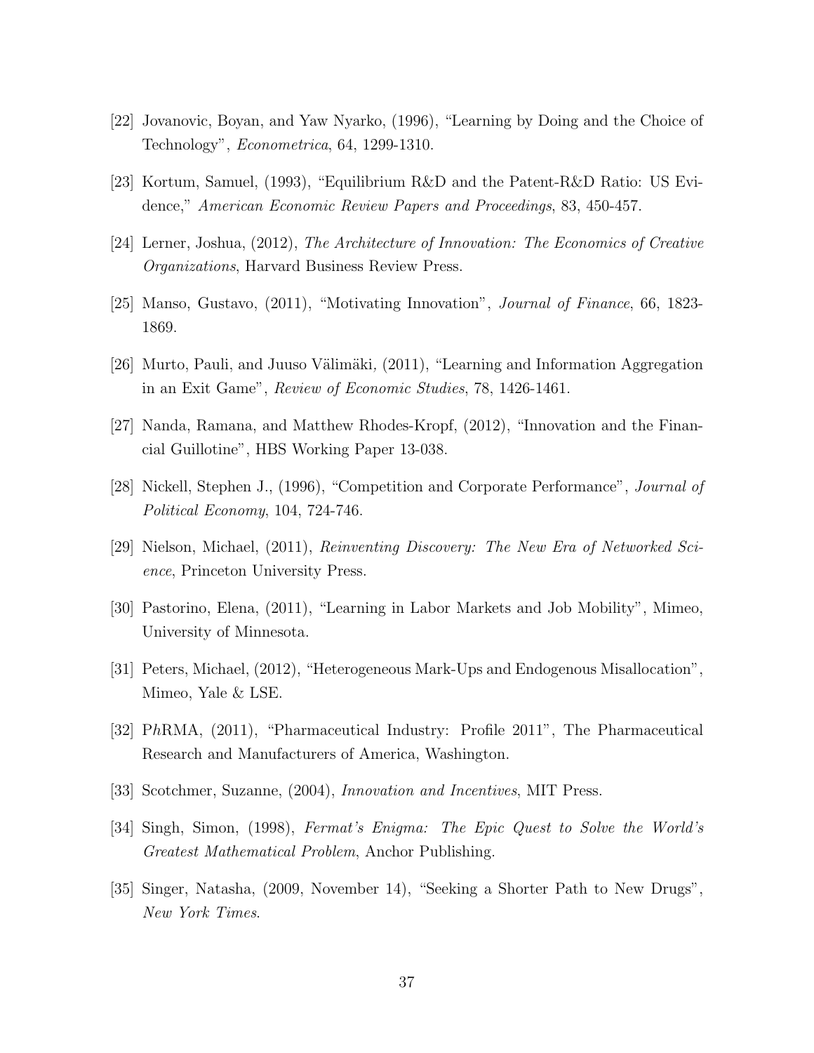[22] Jovanovic, Boyan, and Yaw Nyarko, (1996), "Learning by Doing and the Choice of Technology", *Econometrica*, 64, 1299-1310.

[23] Kortum, Samuel, (1993), "Equilibrium R&D and the Patent-R&D Ratio: US Evidence," *American Economic Review Papers and Proceedings*, 83, 450-457.

[24] Lerner, Joshua, (2012), *The Architecture of Innovation: The Economics of Creative Organizations*, Harvard Business Review Press.

[25] Manso, Gustavo, (2011), "Motivating Innovation", *Journal of Finance*, 66, 1823-1869.

[26] Murto, Pauli, and Juuso Välimäki, (2011), "Learning and Information Aggregation in an Exit Game", *Review of Economic Studies*, 78, 1426-1461.

[27] Nanda, Ramana, and Matthew Rhodes-Kropf, (2012), "Innovation and the Financial Guillotine", HBS Working Paper 13-038.

[28] Nickell, Stephen J., (1996), "Competition and Corporate Performance", *Journal of Political Economy*, 104, 724-746.

[29] Nielson, Michael, (2011), *Reinventing Discovery: The New Era of Networked Science*, Princeton University Press.

[30] Pastorino, Elena, (2011), "Learning in Labor Markets and Job Mobility", Mimeo, University of Minnesota.

[31] Peters, Michael, (2012), "Heterogeneous Mark-Ups and Endogenous Misallocation", Mimeo, Yale & LSE.

[32] P*h*RMA, (2011), "Pharmaceutical Industry: Profile 2011", The Pharmaceutical Research and Manufacturers of America, Washington.

[33] Scotchmer, Suzanne, (2004), *Innovation and Incentives*, MIT Press.

[34] Singh, Simon, (1998), *Fermat's Enigma: The Epic Quest to Solve the World's Greatest Mathematical Problem*, Anchor Publishing.

[35] Singer, Natasha, (2009, November 14), "Seeking a Shorter Path to New Drugs", *New York Times*.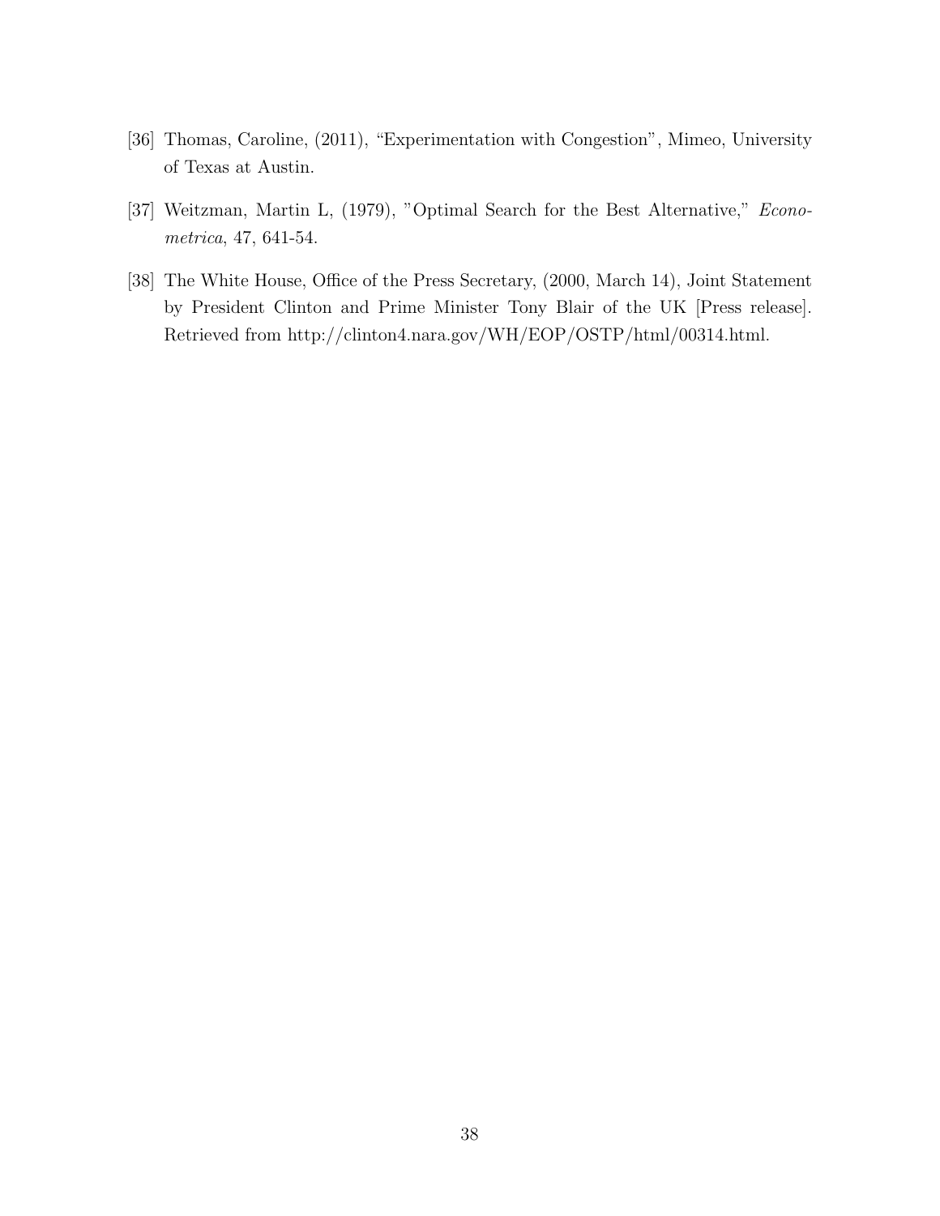[36] Thomas, Caroline, (2011), "Experimentation with Congestion", Mimeo, University of Texas at Austin.

[37] Weitzman, Martin L, (1979), "Optimal Search for the Best Alternative," *Econometrica*, 47, 641-54.

[38] The White House, Office of the Press Secretary, (2000, March 14), Joint Statement by President Clinton and Prime Minister Tony Blair of the UK [Press release]. Retrieved from http://clinton4.nara.gov/WH/EOP/OSTP/html/00314.html.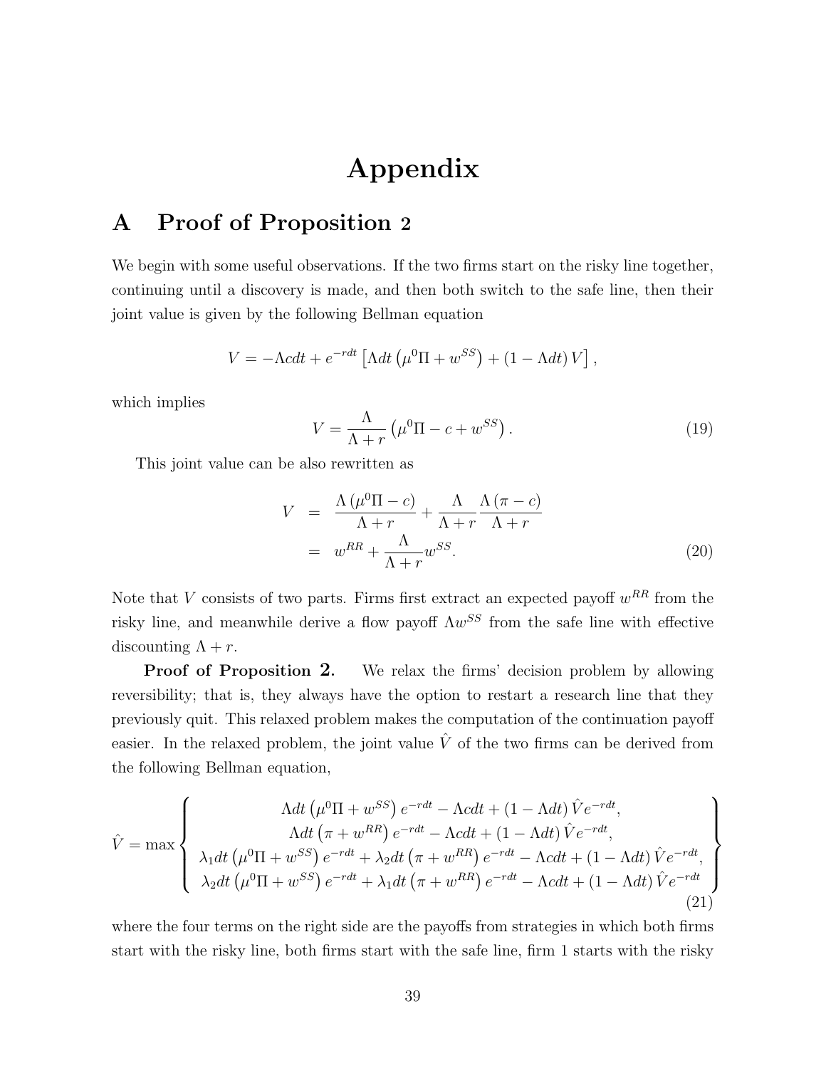# Appendix

## A Proof of Proposition 2

We begin with some useful observations. If the two firms start on the risky line together, continuing until a discovery is made, and then both switch to the safe line, then their joint value is given by the following Bellman equation

$$V = -\Lambda c dt + e^{-rdt}\left[\Lambda dt\left(\mu^0\Pi + w^{SS}\right) + (1-\Lambda dt)V\right],$$

which implies

$$V = \frac{\Lambda}{\Lambda + r}\left(\mu^0\Pi - c + w^{SS}\right). \tag{19}$$

This joint value can be also rewritten as

$$\begin{aligned} V &= \frac{\Lambda\left(\mu^0\Pi - c\right)}{\Lambda + r} + \frac{\Lambda}{\Lambda + r}\frac{\Lambda\left(\pi - c\right)}{\Lambda + r} \\ &= w^{RR} + \frac{\Lambda}{\Lambda + r}w^{SS}. \end{aligned} \tag{20}$$

Note that $V$ consists of two parts. Firms first extract an expected payoff $w^{RR}$ from the risky line, and meanwhile derive a flow payoff $\Lambda w^{SS}$ from the safe line with effective discounting $\Lambda + r$.

**Proof of Proposition 2.** We relax the firms' decision problem by allowing reversibility; that is, they always have the option to restart a research line that they previously quit. This relaxed problem makes the computation of the continuation payoff easier. In the relaxed problem, the joint value $\hat{V}$ of the two firms can be derived from the following Bellman equation,

$$\hat{V} = \max\left\{\begin{array}{c} \Lambda dt\left(\mu^0\Pi + w^{SS}\right)e^{-rdt} - \Lambda c dt + (1-\Lambda dt)\hat{V}e^{-rdt}, \\ \Lambda dt\left(\pi + w^{RR}\right)e^{-rdt} - \Lambda c dt + (1-\Lambda dt)\hat{V}e^{-rdt}, \\ \lambda_1 dt\left(\mu^0\Pi + w^{SS}\right)e^{-rdt} + \lambda_2 dt\left(\pi + w^{RR}\right)e^{-rdt} - \Lambda c dt + (1-\Lambda dt)\hat{V}e^{-rdt}, \\ \lambda_2 dt\left(\mu^0\Pi + w^{SS}\right)e^{-rdt} + \lambda_1 dt\left(\pi + w^{RR}\right)e^{-rdt} - \Lambda c dt + (1-\Lambda dt)\hat{V}e^{-rdt} \end{array}\right\} \tag{21}$$

where the four terms on the right side are the payoffs from strategies in which both firms start with the risky line, both firms start with the safe line, firm 1 starts with the risky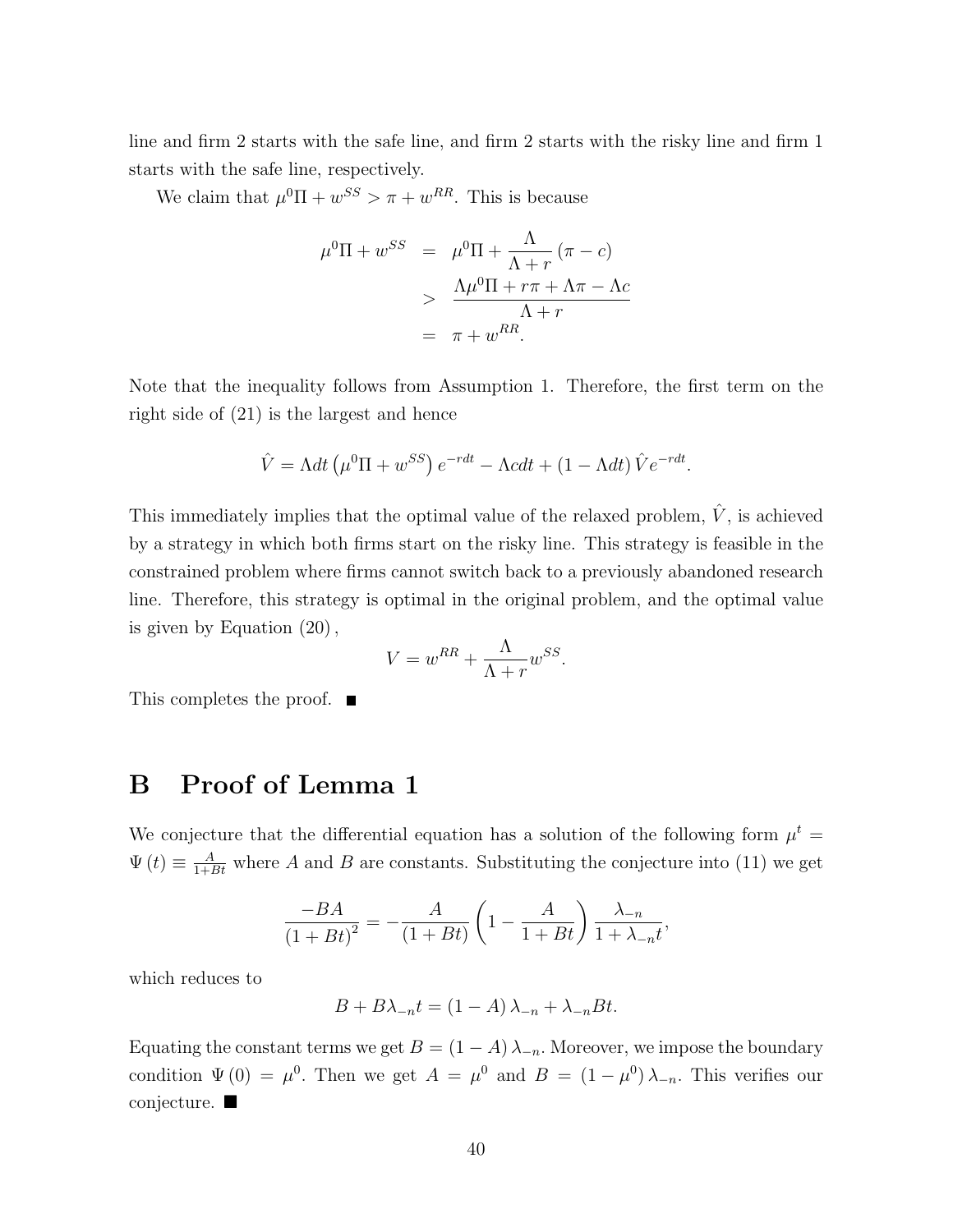line and firm 2 starts with the safe line, and firm 2 starts with the risky line and firm 1 starts with the safe line, respectively.

We claim that $\mu^0 \Pi + w^{SS} > \pi + w^{RR}$. This is because

$$
\begin{aligned}
\mu^0 \Pi + w^{SS} &= \mu^0 \Pi + \frac{\Lambda}{\Lambda + r} (\pi - c) \\
&> \frac{\Lambda \mu^0 \Pi + r\pi + \Lambda \pi - \Lambda c}{\Lambda + r} \\
&= \pi + w^{RR}.
\end{aligned}
$$

Note that the inequality follows from Assumption 1. Therefore, the first term on the right side of (21) is the largest and hence

$$
\hat{V} = \Lambda dt \left( \mu^0 \Pi + w^{SS} \right) e^{-rdt} - \Lambda c dt + (1 - \Lambda dt) \hat{V} e^{-rdt}.
$$

This immediately implies that the optimal value of the relaxed problem, $\hat{V}$, is achieved by a strategy in which both firms start on the risky line. This strategy is feasible in the constrained problem where firms cannot switch back to a previously abandoned research line. Therefore, this strategy is optimal in the original problem, and the optimal value is given by Equation (20),

$$
V = w^{RR} + \frac{\Lambda}{\Lambda + r} w^{SS}.
$$

This completes the proof. ■

# B Proof of Lemma 1

We conjecture that the differential equation has a solution of the following form $\mu^t = \Psi(t) \equiv \frac{A}{1+Bt}$ where $A$ and $B$ are constants. Substituting the conjecture into (11) we get

$$
\frac{-BA}{(1+Bt)^2} = -\frac{A}{(1+Bt)} \left( 1 - \frac{A}{1+Bt} \right) \frac{\lambda_{-n}}{1 + \lambda_{-n} t},
$$

which reduces to

$$
B + B\lambda_{-n} t = (1 - A) \lambda_{-n} + \lambda_{-n} B t.
$$

Equating the constant terms we get $B = (1 - A) \lambda_{-n}$. Moreover, we impose the boundary condition $\Psi(0) = \mu^0$. Then we get $A = \mu^0$ and $B = (1 - \mu^0) \lambda_{-n}$. This verifies our conjecture. ■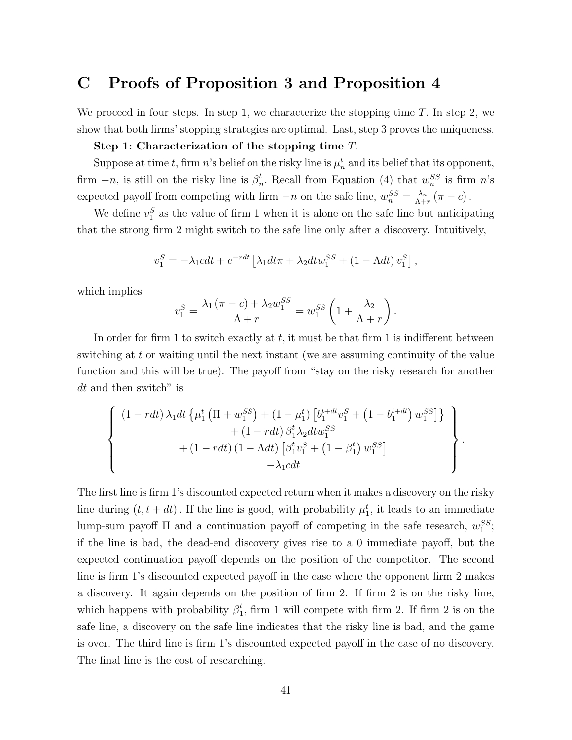# C Proofs of Proposition 3 and Proposition 4

We proceed in four steps. In step 1, we characterize the stopping time $T$. In step 2, we show that both firms' stopping strategies are optimal. Last, step 3 proves the uniqueness.

**Step 1: Characterization of the stopping time** $T$.

Suppose at time $t$, firm $n$'s belief on the risky line is $\mu_n^t$ and its belief that its opponent, firm $-n$, is still on the risky line is $\beta_n^t$. Recall from Equation (4) that $w_n^{SS}$ is firm $n$'s expected payoff from competing with firm $-n$ on the safe line, $w_n^{SS} = \frac{\lambda_n}{\Lambda+r}(\pi - c)$.

We define $v_1^S$ as the value of firm 1 when it is alone on the safe line but anticipating that the strong firm 2 might switch to the safe line only after a discovery. Intuitively,

$$v_1^S = -\lambda_1 c dt + e^{-rdt}\left[\lambda_1 dt \pi + \lambda_2 dt w_1^{SS} + (1 - \Lambda dt) v_1^S\right],$$

which implies

$$v_1^S = \frac{\lambda_1 (\pi - c) + \lambda_2 w_1^{SS}}{\Lambda + r} = w_1^{SS}\left(1 + \frac{\lambda_2}{\Lambda + r}\right).$$

In order for firm 1 to switch exactly at $t$, it must be that firm 1 is indifferent between switching at $t$ or waiting until the next instant (we are assuming continuity of the value function and this will be true). The payoff from "stay on the risky research for another $dt$ and then switch" is

$$\left\{\begin{array}{c} (1 - rdt)\lambda_1 dt \left\{\mu_1^t\left(\Pi + w_1^{SS}\right) + (1 - \mu_1^t)\left[b_1^{t+dt} v_1^S + \left(1 - b_1^{t+dt}\right) w_1^{SS}\right]\right\} \\ + (1 - rdt)\beta_1^t \lambda_2 dt w_1^{SS} \\ + (1 - rdt)(1 - \Lambda dt)\left[\beta_1^t v_1^S + \left(1 - \beta_1^t\right) w_1^{SS}\right] \\ -\lambda_1 c dt \end{array}\right\}.$$

The first line is firm 1's discounted expected return when it makes a discovery on the risky line during $(t, t + dt)$. If the line is good, with probability $\mu_1^t$, it leads to an immediate lump-sum payoff $\Pi$ and a continuation payoff of competing in the safe research, $w_1^{SS}$; if the line is bad, the dead-end discovery gives rise to a 0 immediate payoff, but the expected continuation payoff depends on the position of the competitor. The second line is firm 1's discounted expected payoff in the case where the opponent firm 2 makes a discovery. It again depends on the position of firm 2. If firm 2 is on the risky line, which happens with probability $\beta_1^t$, firm 1 will compete with firm 2. If firm 2 is on the safe line, a discovery on the safe line indicates that the risky line is bad, and the game is over. The third line is firm 1's discounted expected payoff in the case of no discovery. The final line is the cost of researching.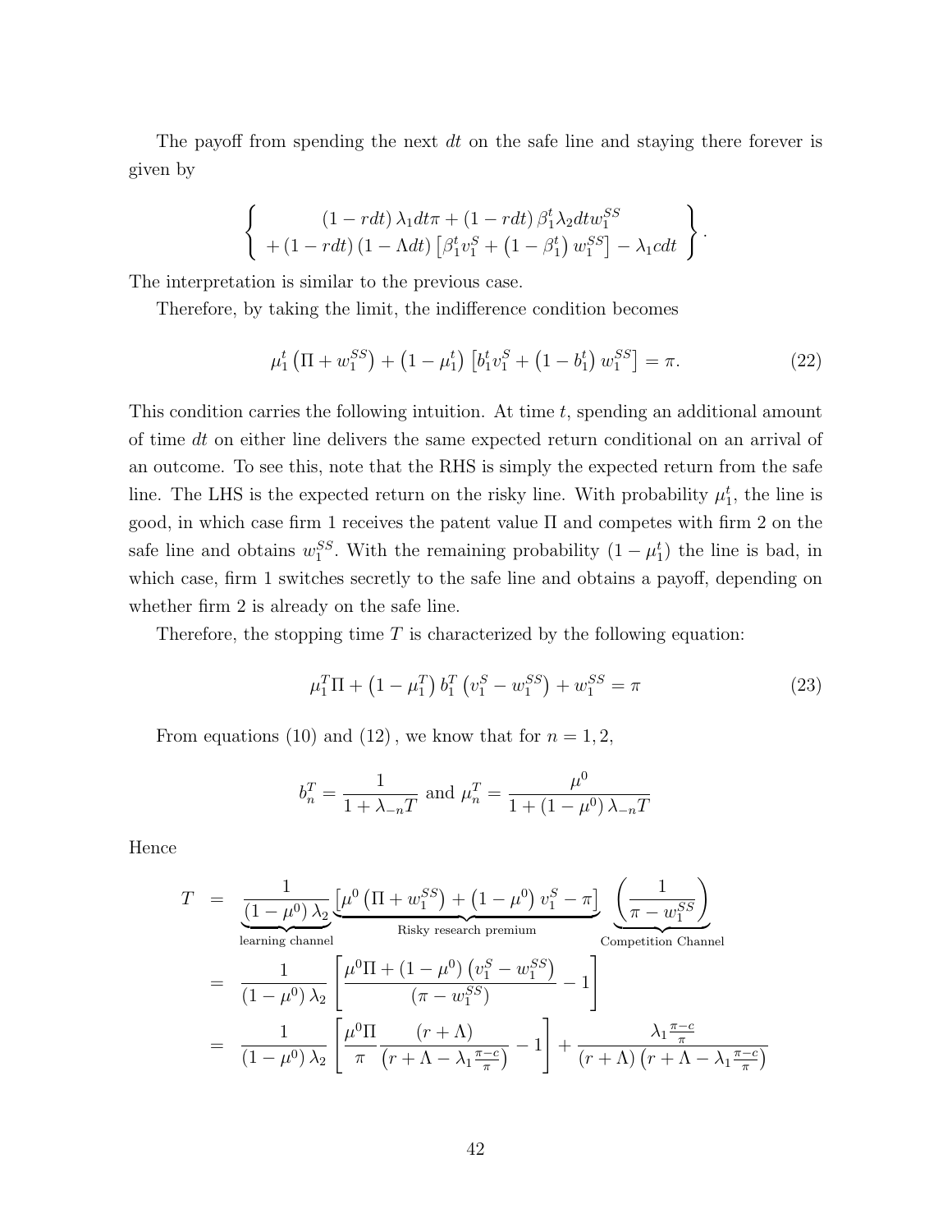The payoff from spending the next $dt$ on the safe line and staying there forever is given by

$$\left\{ \begin{array}{c} (1-rdt)\,\lambda_1 dt\pi + (1-rdt)\,\beta_1^t \lambda_2 dt w_1^{SS} \\ +(1-rdt)\,(1-\Lambda dt)\left[\beta_1^t v_1^S + \left(1-\beta_1^t\right) w_1^{SS}\right] - \lambda_1 c dt \end{array} \right\}.$$

The interpretation is similar to the previous case.

Therefore, by taking the limit, the indifference condition becomes

$$\mu_1^t \left(\Pi + w_1^{SS}\right) + \left(1-\mu_1^t\right)\left[b_1^t v_1^S + \left(1-b_1^t\right) w_1^{SS}\right] = \pi. \tag{22}$$

This condition carries the following intuition. At time $t$, spending an additional amount of time $dt$ on either line delivers the same expected return conditional on an arrival of an outcome. To see this, note that the RHS is simply the expected return from the safe line. The LHS is the expected return on the risky line. With probability $\mu_1^t$, the line is good, in which case firm 1 receives the patent value $\Pi$ and competes with firm 2 on the safe line and obtains $w_1^{SS}$. With the remaining probability $(1-\mu_1^t)$ the line is bad, in which case, firm 1 switches secretly to the safe line and obtains a payoff, depending on whether firm 2 is already on the safe line.

Therefore, the stopping time $T$ is characterized by the following equation:

$$\mu_1^T \Pi + \left(1-\mu_1^T\right) b_1^T \left(v_1^S - w_1^{SS}\right) + w_1^{SS} = \pi \tag{23}$$

From equations (10) and (12), we know that for $n = 1, 2$,

$$b_n^T = \frac{1}{1+\lambda_{-n}T} \text{ and } \mu_n^T = \frac{\mu^0}{1+(1-\mu^0)\,\lambda_{-n}T}$$

Hence

$$\begin{aligned} T &= \underbrace{\frac{1}{(1-\mu^0)\,\lambda_2}}_{\text{learning channel}} \underbrace{\left[\mu^0\left(\Pi + w_1^{SS}\right) + \left(1-\mu^0\right) v_1^S - \pi\right]}_{\text{Risky research premium}} \underbrace{\left(\frac{1}{\pi - w_1^{SS}}\right)}_{\text{Competition Channel}} \\ &= \frac{1}{(1-\mu^0)\,\lambda_2}\left[\frac{\mu^0\Pi + (1-\mu^0)\left(v_1^S - w_1^{SS}\right)}{(\pi - w_1^{SS})} - 1\right] \\ &= \frac{1}{(1-\mu^0)\,\lambda_2}\left[\frac{\mu^0\Pi}{\pi}\frac{(r+\Lambda)}{\left(r+\Lambda-\lambda_1\frac{\pi-c}{\pi}\right)} - 1\right] + \frac{\lambda_1\frac{\pi-c}{\pi}}{(r+\Lambda)\left(r+\Lambda-\lambda_1\frac{\pi-c}{\pi}\right)} \end{aligned}$$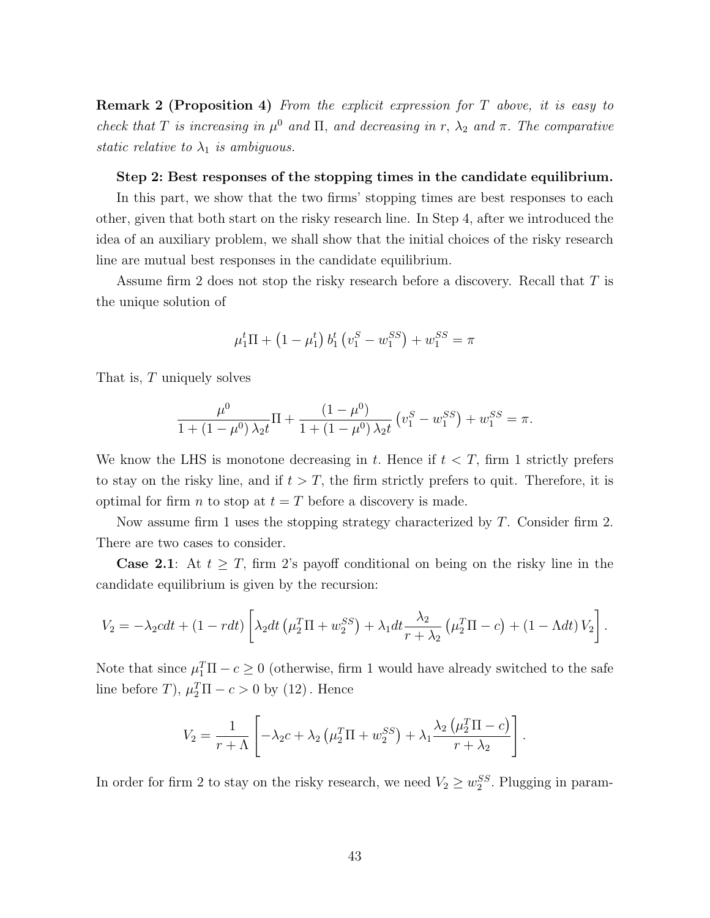**Remark 2 (Proposition 4)** *From the explicit expression for $T$ above, it is easy to check that $T$ is increasing in $\mu^0$ and $\Pi$, and decreasing in $r$, $\lambda_2$ and $\pi$. The comparative static relative to $\lambda_1$ is ambiguous.*

**Step 2: Best responses of the stopping times in the candidate equilibrium.**

In this part, we show that the two firms' stopping times are best responses to each other, given that both start on the risky research line. In Step 4, after we introduced the idea of an auxiliary problem, we shall show that the initial choices of the risky research line are mutual best responses in the candidate equilibrium.

Assume firm 2 does not stop the risky research before a discovery. Recall that $T$ is the unique solution of

$$\mu_1^t \Pi + \left(1 - \mu_1^t\right) b_1^t \left(v_1^S - w_1^{SS}\right) + w_1^{SS} = \pi$$

That is, $T$ uniquely solves

$$\frac{\mu^0}{1 + (1 - \mu^0)\lambda_2 t}\Pi + \frac{(1 - \mu^0)}{1 + (1 - \mu^0)\lambda_2 t}\left(v_1^S - w_1^{SS}\right) + w_1^{SS} = \pi.$$

We know the LHS is monotone decreasing in $t$. Hence if $t < T$, firm 1 strictly prefers to stay on the risky line, and if $t > T$, the firm strictly prefers to quit. Therefore, it is optimal for firm $n$ to stop at $t = T$ before a discovery is made.

Now assume firm 1 uses the stopping strategy characterized by $T$. Consider firm 2. There are two cases to consider.

**Case 2.1**: At $t \geq T$, firm 2's payoff conditional on being on the risky line in the candidate equilibrium is given by the recursion:

$$V_2 = -\lambda_2 c dt + (1 - rdt)\left[\lambda_2 dt\left(\mu_2^T \Pi + w_2^{SS}\right) + \lambda_1 dt \frac{\lambda_2}{r + \lambda_2}\left(\mu_2^T \Pi - c\right) + (1 - \Lambda dt) V_2\right].$$

Note that since $\mu_1^T \Pi - c \geq 0$ (otherwise, firm 1 would have already switched to the safe line before $T$), $\mu_2^T \Pi - c > 0$ by (12). Hence

$$V_2 = \frac{1}{r + \Lambda}\left[-\lambda_2 c + \lambda_2\left(\mu_2^T \Pi + w_2^{SS}\right) + \lambda_1 \frac{\lambda_2\left(\mu_2^T \Pi - c\right)}{r + \lambda_2}\right].$$

In order for firm 2 to stay on the risky research, we need $V_2 \geq w_2^{SS}$. Plugging in param-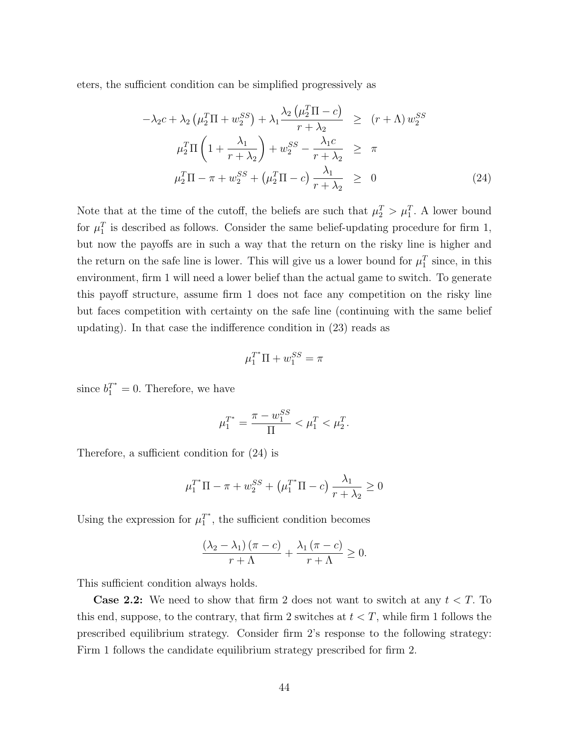eters, the sufficient condition can be simplified progressively as

$$
\begin{aligned}
-\lambda_2 c + \lambda_2 \left(\mu_2^T \Pi + w_2^{SS}\right) + \lambda_1 \frac{\lambda_2 \left(\mu_2^T \Pi - c\right)}{r + \lambda_2} &\geq (r + \Lambda) w_2^{SS} \\
\mu_2^T \Pi \left(1 + \frac{\lambda_1}{r + \lambda_2}\right) + w_2^{SS} - \frac{\lambda_1 c}{r + \lambda_2} &\geq \pi \\
\mu_2^T \Pi - \pi + w_2^{SS} + \left(\mu_2^T \Pi - c\right) \frac{\lambda_1}{r + \lambda_2} &\geq 0 \qquad (24)
\end{aligned}
$$

Note that at the time of the cutoff, the beliefs are such that $\mu_2^T > \mu_1^T$. A lower bound for $\mu_1^T$ is described as follows. Consider the same belief-updating procedure for firm 1, but now the payoffs are in such a way that the return on the risky line is higher and the return on the safe line is lower. This will give us a lower bound for $\mu_1^T$ since, in this environment, firm 1 will need a lower belief than the actual game to switch. To generate this payoff structure, assume firm 1 does not face any competition on the risky line but faces competition with certainty on the safe line (continuing with the same belief updating). In that case the indifference condition in (23) reads as

$$\mu_1^{T^*} \Pi + w_1^{SS} = \pi$$

since $b_1^{T^*} = 0$. Therefore, we have

$$\mu_1^{T^*} = \frac{\pi - w_1^{SS}}{\Pi} < \mu_1^T < \mu_2^T.$$

Therefore, a sufficient condition for (24) is

$$\mu_1^{T^*} \Pi - \pi + w_2^{SS} + \left(\mu_1^{T^*} \Pi - c\right) \frac{\lambda_1}{r + \lambda_2} \geq 0$$

Using the expression for $\mu_1^{T^*}$, the sufficient condition becomes

$$\frac{(\lambda_2 - \lambda_1)(\pi - c)}{r + \Lambda} + \frac{\lambda_1 (\pi - c)}{r + \Lambda} \geq 0.$$

This sufficient condition always holds.

**Case 2.2:** We need to show that firm 2 does not want to switch at any $t < T$. To this end, suppose, to the contrary, that firm 2 switches at $t < T$, while firm 1 follows the prescribed equilibrium strategy. Consider firm 2's response to the following strategy: Firm 1 follows the candidate equilibrium strategy prescribed for firm 2.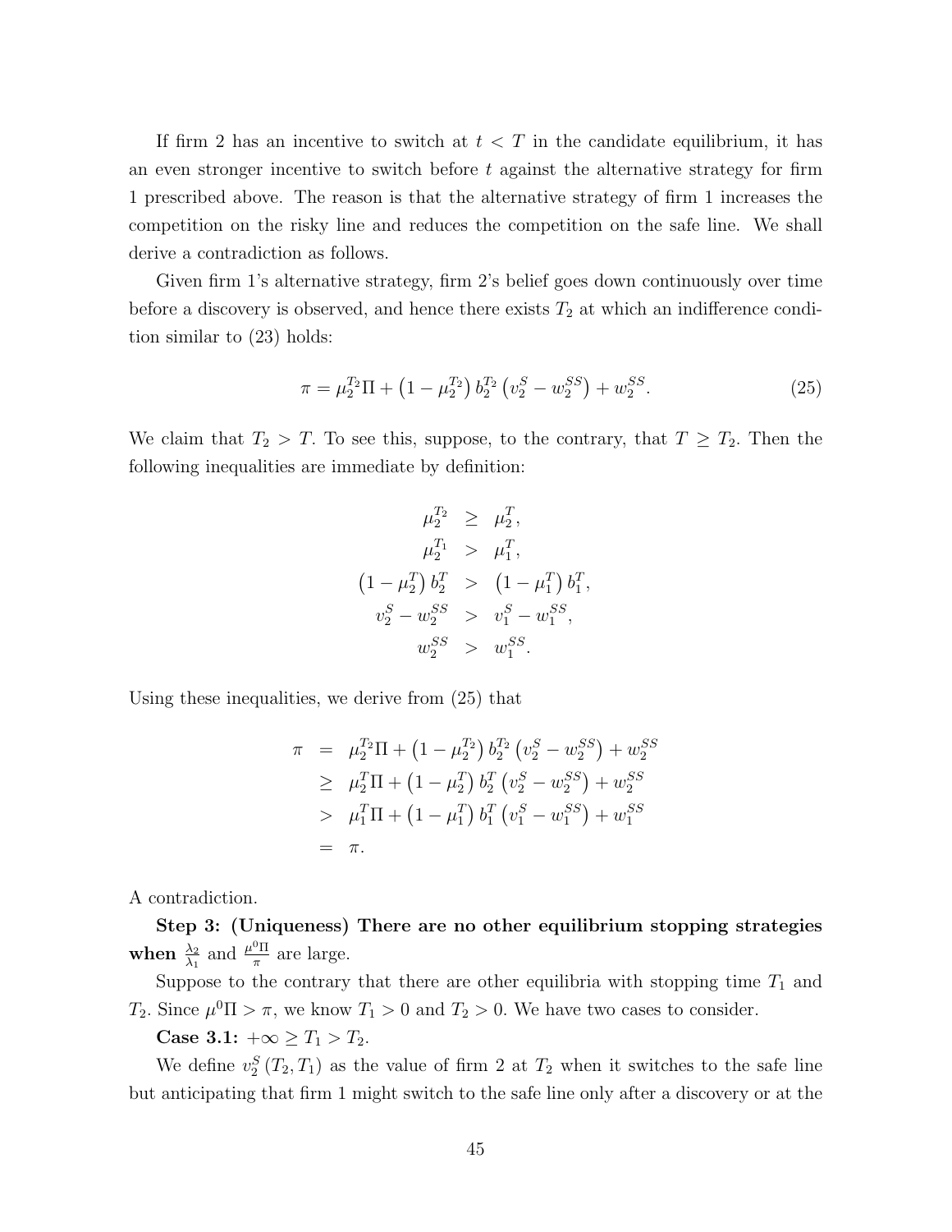If firm 2 has an incentive to switch at $t < T$ in the candidate equilibrium, it has an even stronger incentive to switch before $t$ against the alternative strategy for firm 1 prescribed above. The reason is that the alternative strategy of firm 1 increases the competition on the risky line and reduces the competition on the safe line. We shall derive a contradiction as follows.

Given firm 1's alternative strategy, firm 2's belief goes down continuously over time before a discovery is observed, and hence there exists $T_2$ at which an indifference condition similar to (23) holds:

$$\pi = \mu_2^{T_2}\Pi + \left(1 - \mu_2^{T_2}\right) b_2^{T_2} \left(v_2^S - w_2^{SS}\right) + w_2^{SS}. \tag{25}$$

We claim that $T_2 > T$. To see this, suppose, to the contrary, that $T \geq T_2$. Then the following inequalities are immediate by definition:

$$\begin{aligned}
\mu_2^{T_2} &\geq \mu_2^T, \\
\mu_2^{T_1} &> \mu_1^T, \\
\left(1 - \mu_2^T\right) b_2^T &> \left(1 - \mu_1^T\right) b_1^T, \\
v_2^S - w_2^{SS} &> v_1^S - w_1^{SS}, \\
w_2^{SS} &> w_1^{SS}.
\end{aligned}$$

Using these inequalities, we derive from (25) that

$$\begin{aligned}
\pi &= \mu_2^{T_2}\Pi + \left(1 - \mu_2^{T_2}\right) b_2^{T_2} \left(v_2^S - w_2^{SS}\right) + w_2^{SS} \\
&\geq \mu_2^T\Pi + \left(1 - \mu_2^T\right) b_2^T \left(v_2^S - w_2^{SS}\right) + w_2^{SS} \\
&> \mu_1^T\Pi + \left(1 - \mu_1^T\right) b_1^T \left(v_1^S - w_1^{SS}\right) + w_1^{SS} \\
&= \pi.
\end{aligned}$$

A contradiction.

**Step 3: (Uniqueness) There are no other equilibrium stopping strategies when $\frac{\lambda_2}{\lambda_1}$ and $\frac{\mu^0\Pi}{\pi}$ are large.**

Suppose to the contrary that there are other equilibria with stopping time $T_1$ and $T_2$. Since $\mu^0\Pi > \pi$, we know $T_1 > 0$ and $T_2 > 0$. We have two cases to consider.

**Case 3.1:** $+\infty \geq T_1 > T_2$.

We define $v_2^S(T_2, T_1)$ as the value of firm 2 at $T_2$ when it switches to the safe line but anticipating that firm 1 might switch to the safe line only after a discovery or at the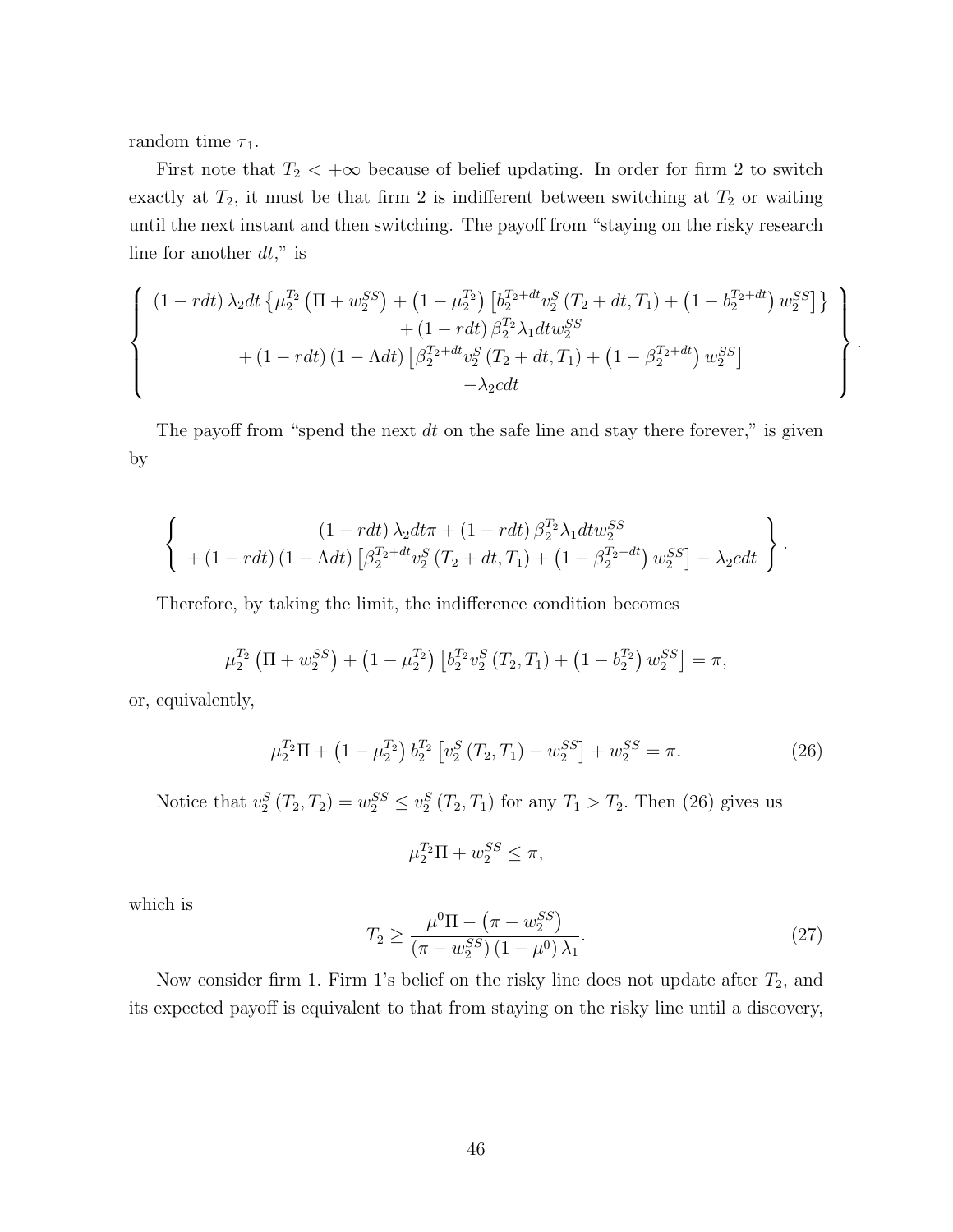random time $\tau_1$.

First note that $T_2 < +\infty$ because of belief updating. In order for firm 2 to switch exactly at $T_2$, it must be that firm 2 is indifferent between switching at $T_2$ or waiting until the next instant and then switching. The payoff from "staying on the risky research line for another $dt$," is

$$\left\{ \begin{array}{c} (1 - rdt)\,\lambda_2 dt \left\{ \mu_2^{T_2}\left(\Pi + w_2^{SS}\right) + \left(1 - \mu_2^{T_2}\right)\left[b_2^{T_2+dt} v_2^S\left(T_2 + dt, T_1\right) + \left(1 - b_2^{T_2+dt}\right) w_2^{SS}\right]\right\} \\ + (1 - rdt)\,\beta_2^{T_2}\lambda_1 dt w_2^{SS} \\ + (1 - rdt)(1 - \Lambda dt)\left[\beta_2^{T_2+dt} v_2^S\left(T_2 + dt, T_1\right) + \left(1 - \beta_2^{T_2+dt}\right) w_2^{SS}\right] \\ -\lambda_2 c dt \end{array} \right\}.$$

The payoff from "spend the next $dt$ on the safe line and stay there forever," is given by

$$\left\{ \begin{array}{c} (1 - rdt)\,\lambda_2 dt \pi + (1 - rdt)\,\beta_2^{T_2}\lambda_1 dt w_2^{SS} \\ + (1 - rdt)(1 - \Lambda dt)\left[\beta_2^{T_2+dt} v_2^S\left(T_2 + dt, T_1\right) + \left(1 - \beta_2^{T_2+dt}\right) w_2^{SS}\right] - \lambda_2 c dt \end{array} \right\}.$$

Therefore, by taking the limit, the indifference condition becomes

$$\mu_2^{T_2}\left(\Pi + w_2^{SS}\right) + \left(1 - \mu_2^{T_2}\right)\left[b_2^{T_2} v_2^S\left(T_2, T_1\right) + \left(1 - b_2^{T_2}\right) w_2^{SS}\right] = \pi,$$

or, equivalently,

$$\mu_2^{T_2}\Pi + \left(1 - \mu_2^{T_2}\right) b_2^{T_2}\left[v_2^S\left(T_2, T_1\right) - w_2^{SS}\right] + w_2^{SS} = \pi. \tag{26}$$

Notice that $v_2^S\left(T_2, T_2\right) = w_2^{SS} \le v_2^S\left(T_2, T_1\right)$ for any $T_1 > T_2$. Then (26) gives us

$$\mu_2^{T_2}\Pi + w_2^{SS} \le \pi,$$

which is

$$T_2 \ge \frac{\mu^0\Pi - \left(\pi - w_2^{SS}\right)}{\left(\pi - w_2^{SS}\right)\left(1 - \mu^0\right)\lambda_1}. \tag{27}$$

Now consider firm 1. Firm 1's belief on the risky line does not update after $T_2$, and its expected payoff is equivalent to that from staying on the risky line until a discovery,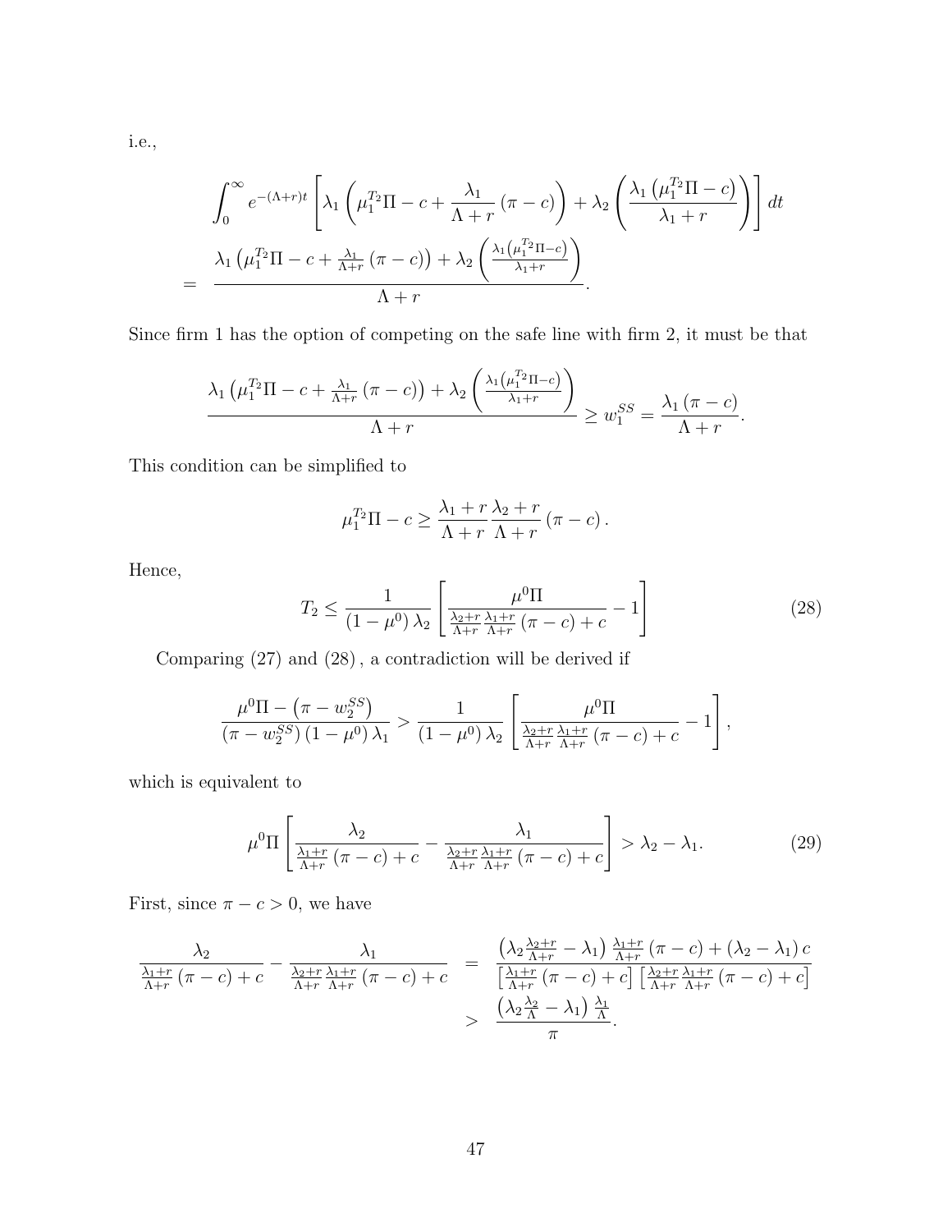i.e.,

$$
\begin{aligned}
&\int_0^\infty e^{-(\Lambda+r)t}\left[\lambda_1\left(\mu_1^{T_2}\Pi - c + \frac{\lambda_1}{\Lambda+r}(\pi-c)\right) + \lambda_2\left(\frac{\lambda_1\left(\mu_1^{T_2}\Pi - c\right)}{\lambda_1+r}\right)\right]dt \\
= \;& \frac{\lambda_1\left(\mu_1^{T_2}\Pi - c + \frac{\lambda_1}{\Lambda+r}(\pi-c)\right) + \lambda_2\left(\frac{\lambda_1\left(\mu_1^{T_2}\Pi - c\right)}{\lambda_1+r}\right)}{\Lambda+r}.
\end{aligned}
$$

Since firm 1 has the option of competing on the safe line with firm 2, it must be that

$$
\frac{\lambda_1\left(\mu_1^{T_2}\Pi - c + \frac{\lambda_1}{\Lambda+r}(\pi-c)\right) + \lambda_2\left(\frac{\lambda_1\left(\mu_1^{T_2}\Pi - c\right)}{\lambda_1+r}\right)}{\Lambda+r} \geq w_1^{SS} = \frac{\lambda_1(\pi-c)}{\Lambda+r}.
$$

This condition can be simplified to

$$
\mu_1^{T_2}\Pi - c \geq \frac{\lambda_1+r}{\Lambda+r}\frac{\lambda_2+r}{\Lambda+r}(\pi-c).
$$

Hence,

$$
T_2 \leq \frac{1}{(1-\mu^0)\lambda_2}\left[\frac{\mu^0\Pi}{\frac{\lambda_2+r}{\Lambda+r}\frac{\lambda_1+r}{\Lambda+r}(\pi-c)+c} - 1\right] \tag{28}
$$

Comparing (27) and (28), a contradiction will be derived if

$$
\frac{\mu^0\Pi - \left(\pi - w_2^{SS}\right)}{\left(\pi - w_2^{SS}\right)(1-\mu^0)\lambda_1} > \frac{1}{(1-\mu^0)\lambda_2}\left[\frac{\mu^0\Pi}{\frac{\lambda_2+r}{\Lambda+r}\frac{\lambda_1+r}{\Lambda+r}(\pi-c)+c} - 1\right],
$$

which is equivalent to

$$
\mu^0\Pi\left[\frac{\lambda_2}{\frac{\lambda_1+r}{\Lambda+r}(\pi-c)+c} - \frac{\lambda_1}{\frac{\lambda_2+r}{\Lambda+r}\frac{\lambda_1+r}{\Lambda+r}(\pi-c)+c}\right] > \lambda_2 - \lambda_1. \tag{29}
$$

First, since $\pi - c > 0$, we have

$$
\begin{aligned}
\frac{\lambda_2}{\frac{\lambda_1+r}{\Lambda+r}(\pi-c)+c} - \frac{\lambda_1}{\frac{\lambda_2+r}{\Lambda+r}\frac{\lambda_1+r}{\Lambda+r}(\pi-c)+c} &= \frac{\left(\lambda_2\frac{\lambda_2+r}{\Lambda+r} - \lambda_1\right)\frac{\lambda_1+r}{\Lambda+r}(\pi-c) + (\lambda_2-\lambda_1)c}{\left[\frac{\lambda_1+r}{\Lambda+r}(\pi-c)+c\right]\left[\frac{\lambda_2+r}{\Lambda+r}\frac{\lambda_1+r}{\Lambda+r}(\pi-c)+c\right]} \\
&> \frac{\left(\lambda_2\frac{\lambda_2}{\Lambda} - \lambda_1\right)\frac{\lambda_1}{\Lambda}}{\pi}.
\end{aligned}
$$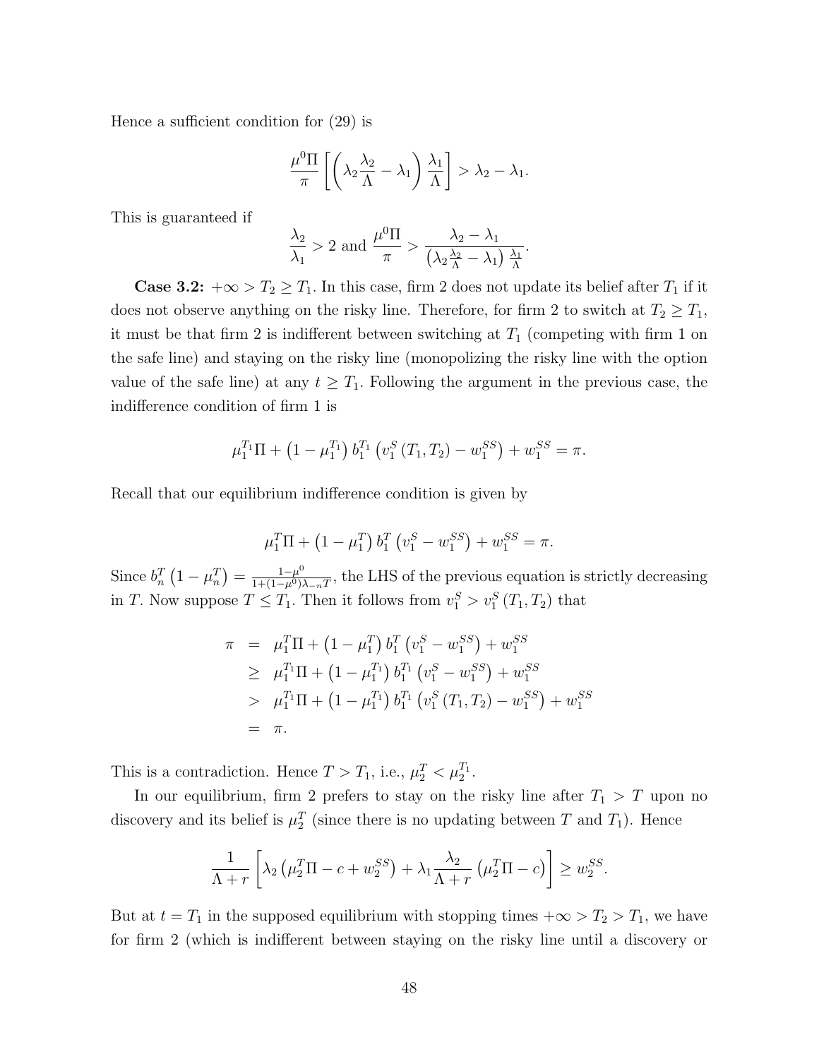Hence a sufficient condition for (29) is

$$\frac{\mu^0 \Pi}{\pi}\left[\left(\lambda_2 \frac{\lambda_2}{\Lambda}-\lambda_1\right)\frac{\lambda_1}{\Lambda}\right] > \lambda_2 - \lambda_1.$$

This is guaranteed if

$$\frac{\lambda_2}{\lambda_1} > 2 \text{ and } \frac{\mu^0 \Pi}{\pi} > \frac{\lambda_2 - \lambda_1}{\left(\lambda_2 \frac{\lambda_2}{\Lambda}-\lambda_1\right)\frac{\lambda_1}{\Lambda}}.$$

**Case 3.2:** $+\infty > T_2 \geq T_1$. In this case, firm 2 does not update its belief after $T_1$ if it does not observe anything on the risky line. Therefore, for firm 2 to switch at $T_2 \geq T_1$, it must be that firm 2 is indifferent between switching at $T_1$ (competing with firm 1 on the safe line) and staying on the risky line (monopolizing the risky line with the option value of the safe line) at any $t \geq T_1$. Following the argument in the previous case, the indifference condition of firm 1 is

$$\mu_1^{T_1}\Pi + \left(1-\mu_1^{T_1}\right) b_1^{T_1}\left(v_1^S\left(T_1, T_2\right) - w_1^{SS}\right) + w_1^{SS} = \pi.$$

Recall that our equilibrium indifference condition is given by

$$\mu_1^{T}\Pi + \left(1-\mu_1^{T}\right) b_1^{T}\left(v_1^S - w_1^{SS}\right) + w_1^{SS} = \pi.$$

Since $b_n^T\left(1-\mu_n^T\right) = \frac{1-\mu^0}{1+(1-\mu^0)\lambda_{-n}T}$, the LHS of the previous equation is strictly decreasing in $T$. Now suppose $T \leq T_1$. Then it follows from $v_1^S > v_1^S\left(T_1, T_2\right)$ that

$$\begin{aligned}
\pi &= \mu_1^{T}\Pi + \left(1-\mu_1^{T}\right) b_1^{T}\left(v_1^S - w_1^{SS}\right) + w_1^{SS} \\
&\geq \mu_1^{T_1}\Pi + \left(1-\mu_1^{T_1}\right) b_1^{T_1}\left(v_1^S - w_1^{SS}\right) + w_1^{SS} \\
&> \mu_1^{T_1}\Pi + \left(1-\mu_1^{T_1}\right) b_1^{T_1}\left(v_1^S\left(T_1, T_2\right) - w_1^{SS}\right) + w_1^{SS} \\
&= \pi.
\end{aligned}$$

This is a contradiction. Hence $T > T_1$, i.e., $\mu_2^T < \mu_2^{T_1}$.

In our equilibrium, firm 2 prefers to stay on the risky line after $T_1 > T$ upon no discovery and its belief is $\mu_2^T$ (since there is no updating between $T$ and $T_1$). Hence

$$\frac{1}{\Lambda + r}\left[\lambda_2\left(\mu_2^T \Pi - c + w_2^{SS}\right) + \lambda_1 \frac{\lambda_2}{\Lambda + r}\left(\mu_2^T \Pi - c\right)\right] \geq w_2^{SS}.$$

But at $t = T_1$ in the supposed equilibrium with stopping times $+\infty > T_2 > T_1$, we have for firm 2 (which is indifferent between staying on the risky line until a discovery or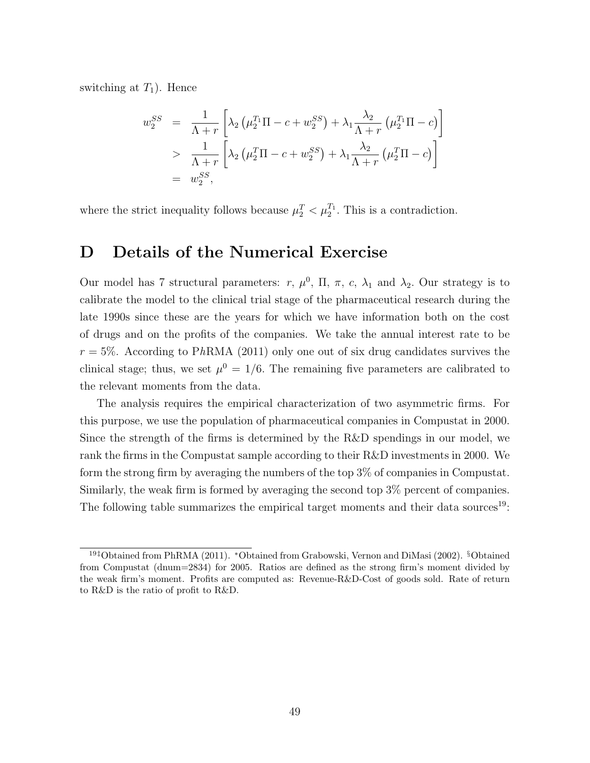switching at $T_1$). Hence

$$
\begin{aligned}
w_2^{SS} &= \frac{1}{\Lambda + r}\left[\lambda_2\left(\mu_2^{T_1}\Pi - c + w_2^{SS}\right) + \lambda_1 \frac{\lambda_2}{\Lambda + r}\left(\mu_2^{T_1}\Pi - c\right)\right] \\
&> \frac{1}{\Lambda + r}\left[\lambda_2\left(\mu_2^{T}\Pi - c + w_2^{SS}\right) + \lambda_1 \frac{\lambda_2}{\Lambda + r}\left(\mu_2^{T}\Pi - c\right)\right] \\
&= w_2^{SS},
\end{aligned}
$$

where the strict inequality follows because $\mu_2^T < \mu_2^{T_1}$. This is a contradiction.

# D Details of the Numerical Exercise

Our model has 7 structural parameters: $r$, $\mu^0$, $\Pi$, $\pi$, $c$, $\lambda_1$ and $\lambda_2$. Our strategy is to calibrate the model to the clinical trial stage of the pharmaceutical research during the late 1990s since these are the years for which we have information both on the cost of drugs and on the profits of the companies. We take the annual interest rate to be $r = 5\%$. According to P*h*RMA (2011) only one out of six drug candidates survives the clinical stage; thus, we set $\mu^0 = 1/6$. The remaining five parameters are calibrated to the relevant moments from the data.

The analysis requires the empirical characterization of two asymmetric firms. For this purpose, we use the population of pharmaceutical companies in Compustat in 2000. Since the strength of the firms is determined by the R&D spendings in our model, we rank the firms in the Compustat sample according to their R&D investments in 2000. We form the strong firm by averaging the numbers of the top 3% of companies in Compustat. Similarly, the weak firm is formed by averaging the second top 3% percent of companies. The following table summarizes the empirical target moments and their data sources[19]:

[19] ‡Obtained from PhRMA (2011). *Obtained from Grabowski, Vernon and DiMasi (2002). §Obtained from Compustat (dnum=2834) for 2005. Ratios are defined as the strong firm's moment divided by the weak firm's moment. Profits are computed as: Revenue-R&D-Cost of goods sold. Rate of return to R&D is the ratio of profit to R&D.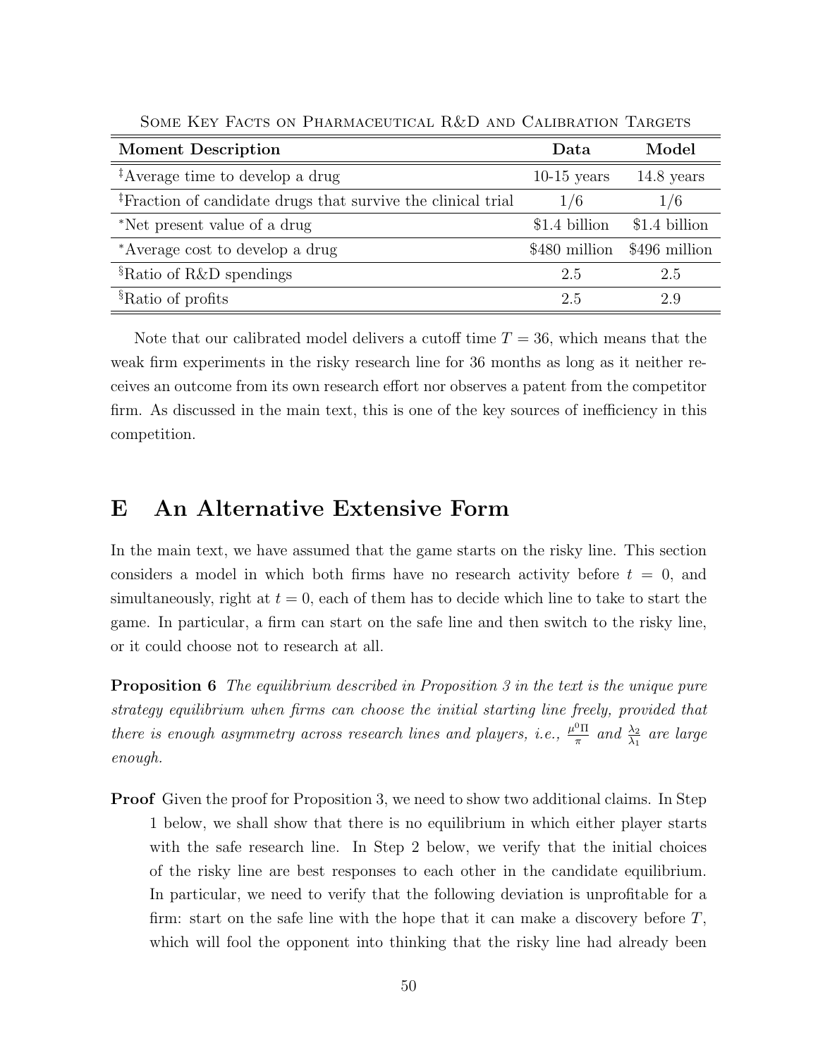Some Key Facts on Pharmaceutical R&D and Calibration Targets

| Moment Description | Data | Model |
|---|---|---|
| [‡]Average time to develop a drug | 10-15 years | 14.8 years |
| [‡]Fraction of candidate drugs that survive the clinical trial | 1/6 | 1/6 |
| [*]Net present value of a drug | $1.4 billion | $1.4 billion |
| [*]Average cost to develop a drug | $480 million | $496 million |
| [§]Ratio of R&D spendings | 2.5 | 2.5 |
| [§]Ratio of profits | 2.5 | 2.9 |

Note that our calibrated model delivers a cutoff time $T = 36$, which means that the weak firm experiments in the risky research line for 36 months as long as it neither receives an outcome from its own research effort nor observes a patent from the competitor firm. As discussed in the main text, this is one of the key sources of inefficiency in this competition.

## E An Alternative Extensive Form

In the main text, we have assumed that the game starts on the risky line. This section considers a model in which both firms have no research activity before $t = 0$, and simultaneously, right at $t = 0$, each of them has to decide which line to take to start the game. In particular, a firm can start on the safe line and then switch to the risky line, or it could choose not to research at all.

**Proposition 6** *The equilibrium described in Proposition 3 in the text is the unique pure strategy equilibrium when firms can choose the initial starting line freely, provided that there is enough asymmetry across research lines and players, i.e.,* $\frac{\mu^0 \Pi}{\pi}$ *and* $\frac{\lambda_2}{\lambda_1}$ *are large enough.*

**Proof** Given the proof for Proposition 3, we need to show two additional claims. In Step 1 below, we shall show that there is no equilibrium in which either player starts with the safe research line. In Step 2 below, we verify that the initial choices of the risky line are best responses to each other in the candidate equilibrium. In particular, we need to verify that the following deviation is unprofitable for a firm: start on the safe line with the hope that it can make a discovery before $T$, which will fool the opponent into thinking that the risky line had already been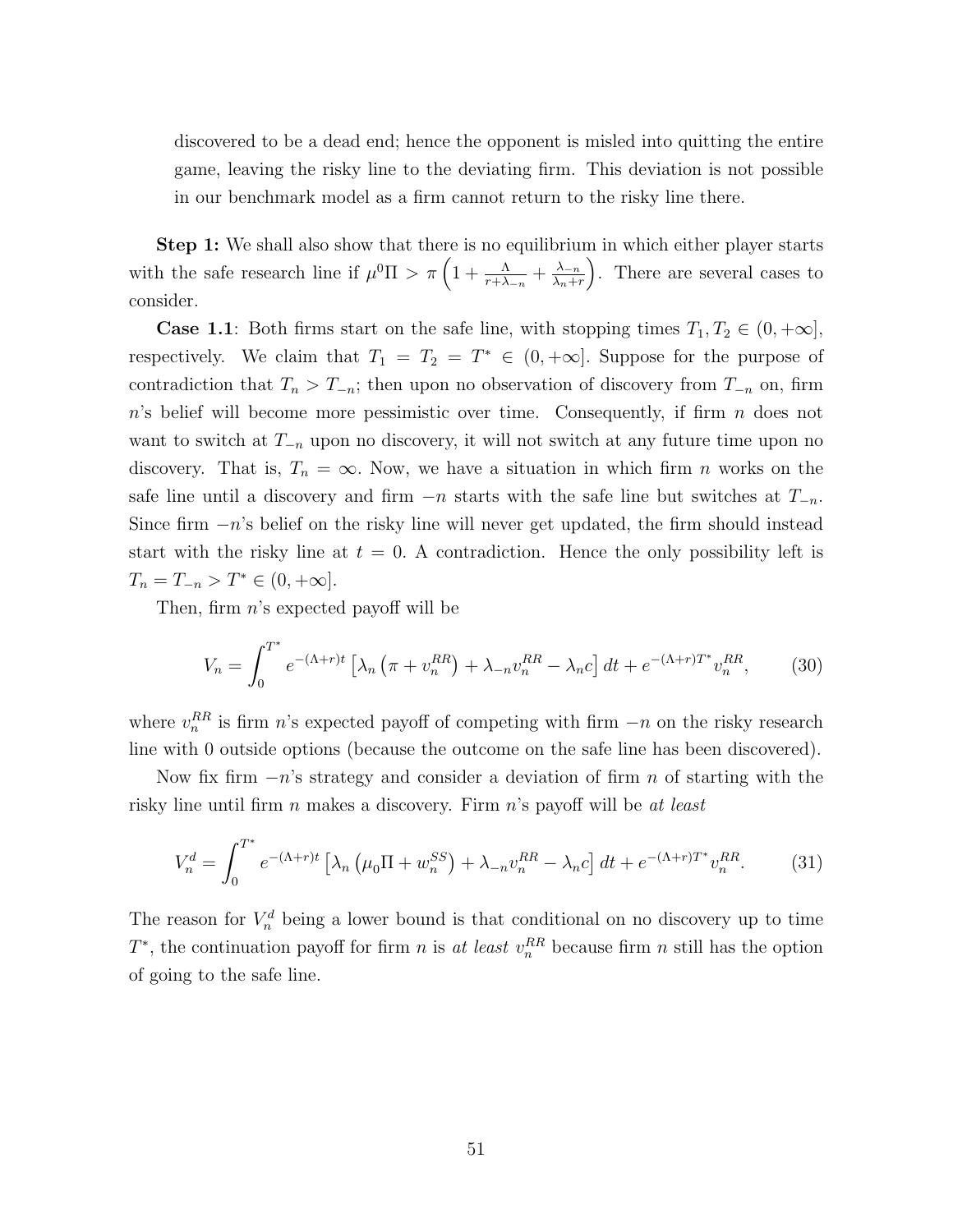discovered to be a dead end; hence the opponent is misled into quitting the entire game, leaving the risky line to the deviating firm. This deviation is not possible in our benchmark model as a firm cannot return to the risky line there.

**Step 1:** We shall also show that there is no equilibrium in which either player starts with the safe research line if $\mu^0\Pi > \pi\left(1 + \frac{\Lambda}{r+\lambda_{-n}} + \frac{\lambda_{-n}}{\lambda_n + r}\right)$. There are several cases to consider.

**Case 1.1**: Both firms start on the safe line, with stopping times $T_1, T_2 \in (0, +\infty]$, respectively. We claim that $T_1 = T_2 = T^* \in (0, +\infty]$. Suppose for the purpose of contradiction that $T_n > T_{-n}$; then upon no observation of discovery from $T_{-n}$ on, firm $n$'s belief will become more pessimistic over time. Consequently, if firm $n$ does not want to switch at $T_{-n}$ upon no discovery, it will not switch at any future time upon no discovery. That is, $T_n = \infty$. Now, we have a situation in which firm $n$ works on the safe line until a discovery and firm $-n$ starts with the safe line but switches at $T_{-n}$. Since firm $-n$'s belief on the risky line will never get updated, the firm should instead start with the risky line at $t = 0$. A contradiction. Hence the only possibility left is $T_n = T_{-n} > T^* \in (0, +\infty]$.

Then, firm $n$'s expected payoff will be

$$V_n = \int_0^{T^*} e^{-(\Lambda+r)t}\left[\lambda_n\left(\pi + v_n^{RR}\right) + \lambda_{-n}v_n^{RR} - \lambda_n c\right]dt + e^{-(\Lambda+r)T^*}v_n^{RR}, \tag{30}$$

where $v_n^{RR}$ is firm $n$'s expected payoff of competing with firm $-n$ on the risky research line with 0 outside options (because the outcome on the safe line has been discovered).

Now fix firm $-n$'s strategy and consider a deviation of firm $n$ of starting with the risky line until firm $n$ makes a discovery. Firm $n$'s payoff will be *at least*

$$V_n^d = \int_0^{T^*} e^{-(\Lambda+r)t}\left[\lambda_n\left(\mu_0\Pi + w_n^{SS}\right) + \lambda_{-n}v_n^{RR} - \lambda_n c\right]dt + e^{-(\Lambda+r)T^*}v_n^{RR}. \tag{31}$$

The reason for $V_n^d$ being a lower bound is that conditional on no discovery up to time $T^*$, the continuation payoff for firm $n$ is *at least* $v_n^{RR}$ because firm $n$ still has the option of going to the safe line.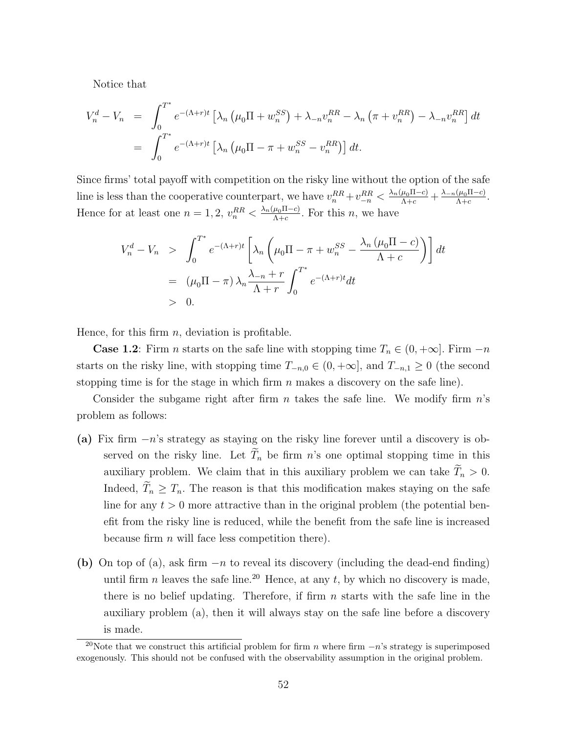Notice that

$$
\begin{aligned}
V_n^d - V_n &= \int_0^{T^*} e^{-(\Lambda+r)t} \left[ \lambda_n \left( \mu_0 \Pi + w_n^{SS} \right) + \lambda_{-n} v_n^{RR} - \lambda_n \left( \pi + v_n^{RR} \right) - \lambda_{-n} v_n^{RR} \right] dt \\
&= \int_0^{T^*} e^{-(\Lambda+r)t} \left[ \lambda_n \left( \mu_0 \Pi - \pi + w_n^{SS} - v_n^{RR} \right) \right] dt.
\end{aligned}
$$

Since firms' total payoff with competition on the risky line without the option of the safe line is less than the cooperative counterpart, we have $v_n^{RR} + v_{-n}^{RR} < \frac{\lambda_n(\mu_0\Pi - c)}{\Lambda + c} + \frac{\lambda_{-n}(\mu_0\Pi - c)}{\Lambda + c}$. Hence for at least one $n = 1, 2$, $v_n^{RR} < \frac{\lambda_n(\mu_0\Pi - c)}{\Lambda + c}$. For this $n$, we have

$$
\begin{aligned}
V_n^d - V_n &> \int_0^{T^*} e^{-(\Lambda+r)t} \left[ \lambda_n \left( \mu_0 \Pi - \pi + w_n^{SS} - \frac{\lambda_n (\mu_0 \Pi - c)}{\Lambda + c} \right) \right] dt \\
&= (\mu_0 \Pi - \pi) \lambda_n \frac{\lambda_{-n} + r}{\Lambda + r} \int_0^{T^*} e^{-(\Lambda+r)t} dt \\
&> 0.
\end{aligned}
$$

Hence, for this firm $n$, deviation is profitable.

**Case 1.2**: Firm $n$ starts on the safe line with stopping time $T_n \in (0, +\infty]$. Firm $-n$ starts on the risky line, with stopping time $T_{-n,0} \in (0, +\infty]$, and $T_{-n,1} \geq 0$ (the second stopping time is for the stage in which firm $n$ makes a discovery on the safe line).

Consider the subgame right after firm $n$ takes the safe line. We modify firm $n$'s problem as follows:

**(a)** Fix firm $-n$'s strategy as staying on the risky line forever until a discovery is observed on the risky line. Let $\widetilde{T}_n$ be firm $n$'s one optimal stopping time in this auxiliary problem. We claim that in this auxiliary problem we can take $\widetilde{T}_n > 0$. Indeed, $\widetilde{T}_n \geq T_n$. The reason is that this modification makes staying on the safe line for any $t > 0$ more attractive than in the original problem (the potential benefit from the risky line is reduced, while the benefit from the safe line is increased because firm $n$ will face less competition there).

**(b)** On top of (a), ask firm $-n$ to reveal its discovery (including the dead-end finding) until firm $n$ leaves the safe line.[20] Hence, at any $t$, by which no discovery is made, there is no belief updating. Therefore, if firm $n$ starts with the safe line in the auxiliary problem (a), then it will always stay on the safe line before a discovery is made.

[20]Note that we construct this artificial problem for firm $n$ where firm $-n$'s strategy is superimposed exogenously. This should not be confused with the observability assumption in the original problem.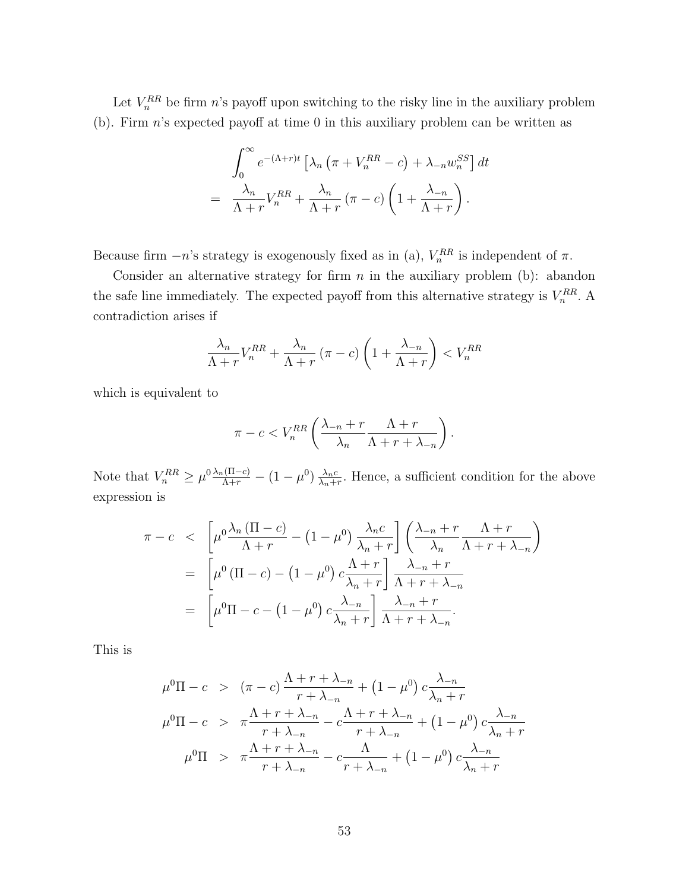Let $V_n^{RR}$ be firm $n$'s payoff upon switching to the risky line in the auxiliary problem (b). Firm $n$'s expected payoff at time 0 in this auxiliary problem can be written as

$$
\begin{aligned}
& \int_0^\infty e^{-(\Lambda+r)t}\left[\lambda_n\left(\pi + V_n^{RR} - c\right) + \lambda_{-n} w_n^{SS}\right] dt \\
= \; & \frac{\lambda_n}{\Lambda + r} V_n^{RR} + \frac{\lambda_n}{\Lambda + r}\left(\pi - c\right)\left(1 + \frac{\lambda_{-n}}{\Lambda + r}\right).
\end{aligned}
$$

Because firm $-n$'s strategy is exogenously fixed as in (a), $V_n^{RR}$ is independent of $\pi$.

Consider an alternative strategy for firm $n$ in the auxiliary problem (b): abandon the safe line immediately. The expected payoff from this alternative strategy is $V_n^{RR}$. A contradiction arises if

$$
\frac{\lambda_n}{\Lambda + r} V_n^{RR} + \frac{\lambda_n}{\Lambda + r}\left(\pi - c\right)\left(1 + \frac{\lambda_{-n}}{\Lambda + r}\right) < V_n^{RR}
$$

which is equivalent to

$$
\pi - c < V_n^{RR}\left(\frac{\lambda_{-n} + r}{\lambda_n}\frac{\Lambda + r}{\Lambda + r + \lambda_{-n}}\right).
$$

Note that $V_n^{RR} \geq \mu^0 \frac{\lambda_n(\Pi - c)}{\Lambda + r} - \left(1 - \mu^0\right)\frac{\lambda_n c}{\lambda_n + r}$. Hence, a sufficient condition for the above expression is

$$
\begin{aligned}
\pi - c \;&<\; \left[\mu^0 \frac{\lambda_n\left(\Pi - c\right)}{\Lambda + r} - \left(1 - \mu^0\right)\frac{\lambda_n c}{\lambda_n + r}\right]\left(\frac{\lambda_{-n} + r}{\lambda_n}\frac{\Lambda + r}{\Lambda + r + \lambda_{-n}}\right) \\
&=\; \left[\mu^0\left(\Pi - c\right) - \left(1 - \mu^0\right) c \frac{\Lambda + r}{\lambda_n + r}\right]\frac{\lambda_{-n} + r}{\Lambda + r + \lambda_{-n}} \\
&=\; \left[\mu^0 \Pi - c - \left(1 - \mu^0\right) c \frac{\lambda_{-n}}{\lambda_n + r}\right]\frac{\lambda_{-n} + r}{\Lambda + r + \lambda_{-n}}.
\end{aligned}
$$

This is

$$
\begin{aligned}
\mu^0 \Pi - c \;&>\; \left(\pi - c\right)\frac{\Lambda + r + \lambda_{-n}}{r + \lambda_{-n}} + \left(1 - \mu^0\right) c \frac{\lambda_{-n}}{\lambda_n + r} \\
\mu^0 \Pi - c \;&>\; \pi \frac{\Lambda + r + \lambda_{-n}}{r + \lambda_{-n}} - c \frac{\Lambda + r + \lambda_{-n}}{r + \lambda_{-n}} + \left(1 - \mu^0\right) c \frac{\lambda_{-n}}{\lambda_n + r} \\
\mu^0 \Pi \;&>\; \pi \frac{\Lambda + r + \lambda_{-n}}{r + \lambda_{-n}} - c \frac{\Lambda}{r + \lambda_{-n}} + \left(1 - \mu^0\right) c \frac{\lambda_{-n}}{\lambda_n + r}
\end{aligned}
$$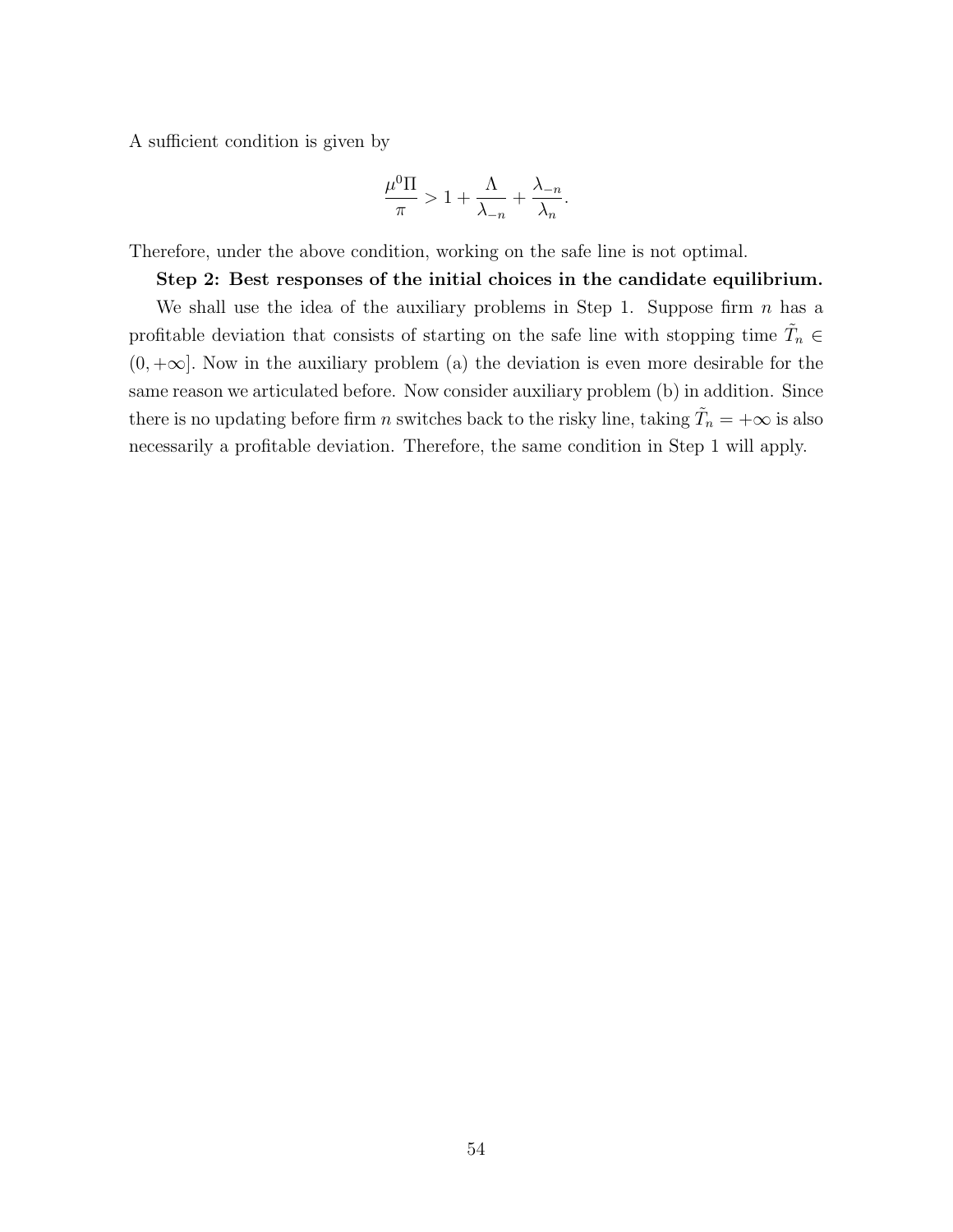A sufficient condition is given by

$$\frac{\mu^0 \Pi}{\pi} > 1 + \frac{\Lambda}{\lambda_{-n}} + \frac{\lambda_{-n}}{\lambda_n}.$$

Therefore, under the above condition, working on the safe line is not optimal.

**Step 2: Best responses of the initial choices in the candidate equilibrium.**

We shall use the idea of the auxiliary problems in Step 1. Suppose firm $n$ has a profitable deviation that consists of starting on the safe line with stopping time $\tilde{T}_n \in (0, +\infty]$. Now in the auxiliary problem (a) the deviation is even more desirable for the same reason we articulated before. Now consider auxiliary problem (b) in addition. Since there is no updating before firm $n$ switches back to the risky line, taking $\tilde{T}_n = +\infty$ is also necessarily a profitable deviation. Therefore, the same condition in Step 1 will apply.